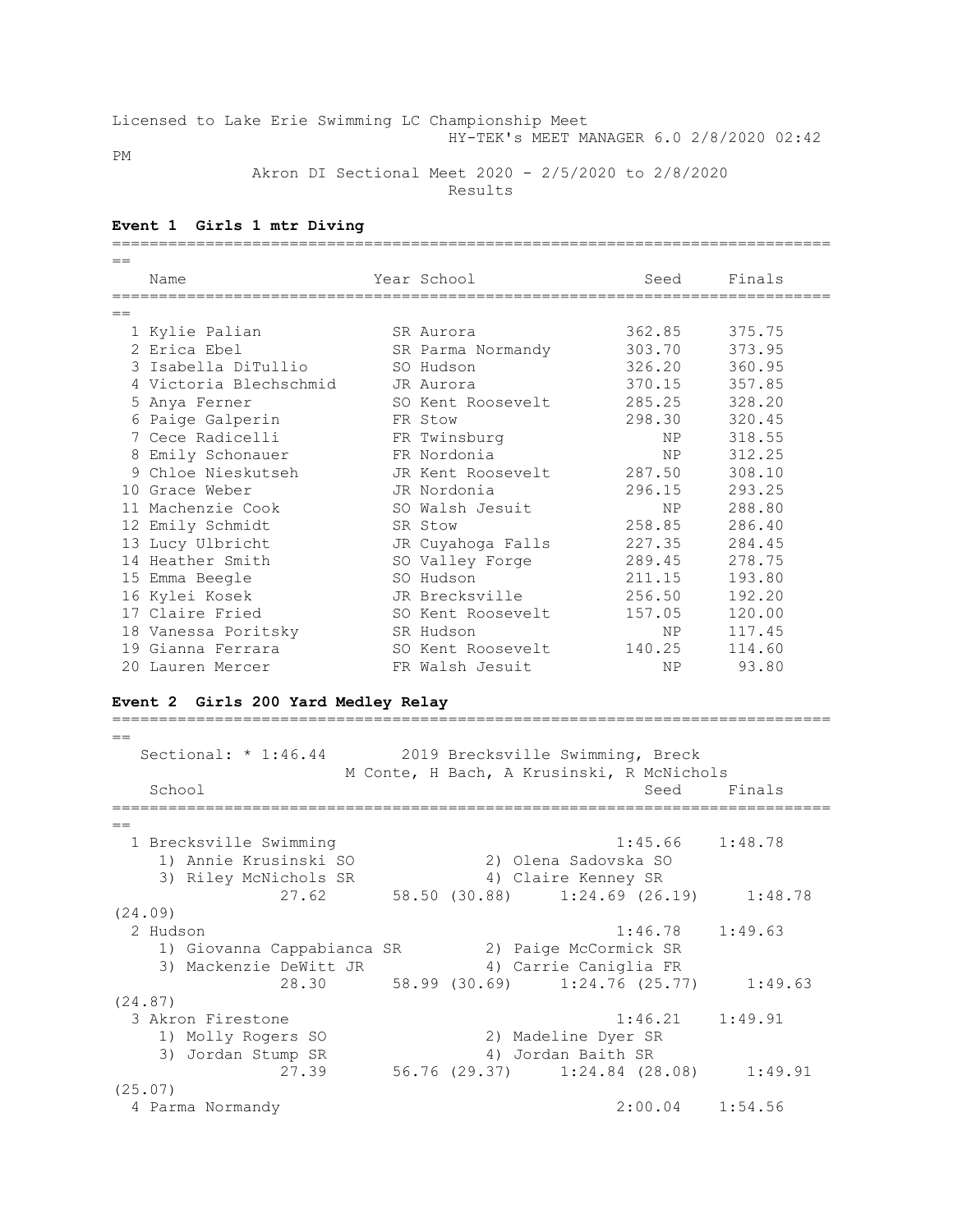Licensed to Lake Erie Swimming LC Championship Meet
HY-TEK's MEET MANAGER 6.0 2/8/2020 02:42 PM

Akron DI Sectional Meet 2020 - 2/5/2020 to 2/8/2020
Results

### Event 1 Girls 1 mtr Diving

| | Name | Year | School | Seed | Finals |
|---|---|---|---|---|---|
| 1 | Kylie Palian | SR | Aurora | 362.85 | 375.75 |
| 2 | Erica Ebel | SR | Parma Normandy | 303.70 | 373.95 |
| 3 | Isabella DiTullio | SO | Hudson | 326.20 | 360.95 |
| 4 | Victoria Blechschmid | JR | Aurora | 370.15 | 357.85 |
| 5 | Anya Ferner | SO | Kent Roosevelt | 285.25 | 328.20 |
| 6 | Paige Galperin | FR | Stow | 298.30 | 320.45 |
| 7 | Cece Radicelli | FR | Twinsburg | NP | 318.55 |
| 8 | Emily Schonauer | FR | Nordonia | NP | 312.25 |
| 9 | Chloe Nieskutseh | JR | Kent Roosevelt | 287.50 | 308.10 |
| 10 | Grace Weber | JR | Nordonia | 296.15 | 293.25 |
| 11 | Machenzie Cook | SO | Walsh Jesuit | NP | 288.80 |
| 12 | Emily Schmidt | SR | Stow | 258.85 | 286.40 |
| 13 | Lucy Ulbricht | JR | Cuyahoga Falls | 227.35 | 284.45 |
| 14 | Heather Smith | SO | Valley Forge | 289.45 | 278.75 |
| 15 | Emma Beegle | SO | Hudson | 211.15 | 193.80 |
| 16 | Kylei Kosek | JR | Brecksville | 256.50 | 192.20 |
| 17 | Claire Fried | SO | Kent Roosevelt | 157.05 | 120.00 |
| 18 | Vanessa Poritsky | SR | Hudson | NP | 117.45 |
| 19 | Gianna Ferrara | SO | Kent Roosevelt | 140.25 | 114.60 |
| 20 | Lauren Mercer | FR | Walsh Jesuit | NP | 93.80 |

### Event 2 Girls 200 Yard Medley Relay

Sectional: * 1:46.44 2019 Brecksville Swimming, Breck
M Conte, H Bach, A Krusinski, R McNichols

| | School | Seed | Finals |
|---|---|---|---|
| 1 | Brecksville Swimming | 1:45.66 | 1:48.78 |
| | 1) Annie Krusinski SO; 2) Olena Sadovska SO; 3) Riley McNichols SR; 4) Claire Kenney SR | | |
| | 27.62 / 58.50 (30.88) / 1:24.69 (26.19) / 1:48.78 (24.09) | | |
| 2 | Hudson | 1:46.78 | 1:49.63 |
| | 1) Giovanna Cappabianca SR; 2) Paige McCormick SR; 3) Mackenzie DeWitt JR; 4) Carrie Caniglia FR | | |
| | 28.30 / 58.99 (30.69) / 1:24.76 (25.77) / 1:49.63 (24.87) | | |
| 3 | Akron Firestone | 1:46.21 | 1:49.91 |
| | 1) Molly Rogers SO; 2) Madeline Dyer SR; 3) Jordan Stump SR; 4) Jordan Baith SR | | |
| | 27.39 / 56.76 (29.37) / 1:24.84 (28.08) / 1:49.91 (25.07) | | |
| 4 | Parma Normandy | 2:00.04 | 1:54.56 |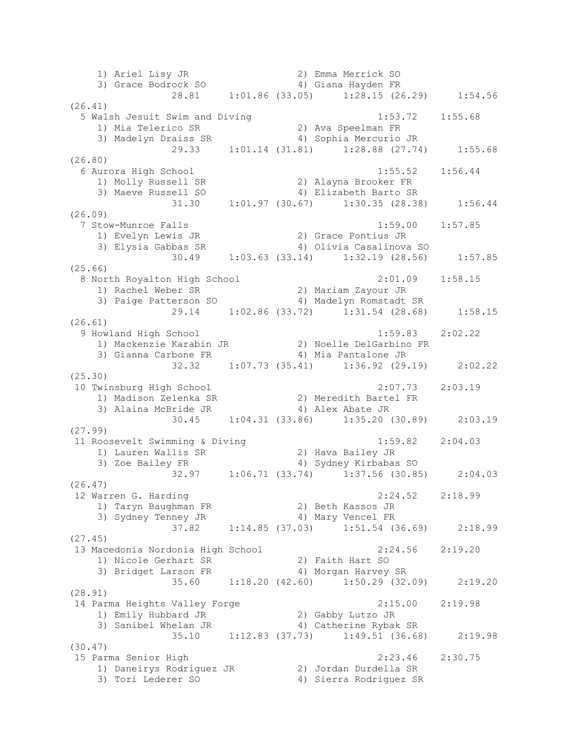```
    1) Ariel Lisy JR                  2) Emma Merrick SO
    3) Grace Bodrock SO               4) Giana Hayden FR
              28.81     1:01.86 (33.05)     1:28.15 (26.29)     1:54.56
(26.41)
  5 Walsh Jesuit Swim and Diving                       1:53.72    1:55.68
    1) Mia Telerico SR                2) Ava Speelman FR
    3) Madelyn Draiss SR              4) Sophia Mercurio JR
              29.33     1:01.14 (31.81)     1:28.88 (27.74)     1:55.68
(26.80)
  6 Aurora High School                                 1:55.52    1:56.44
    1) Molly Russell SR               2) Alayna Brooker FR
    3) Maeve Russell SO               4) Elizabeth Barto SR
              31.30     1:01.97 (30.67)     1:30.35 (28.38)     1:56.44
(26.09)
  7 Stow-Munroe Falls                                  1:59.00    1:57.85
    1) Evelyn Lewis JR                2) Grace Pontius JR
    3) Elysia Gabbas SR               4) Olivia Casalinova SO
              30.49     1:03.63 (33.14)     1:32.19 (28.56)     1:57.85
(25.66)
  8 North Royalton High School                         2:01.09    1:58.15
    1) Rachel Weber SR                2) Mariam Zayour JR
    3) Paige Patterson SO             4) Madelyn Romstadt SR
              29.14     1:02.86 (33.72)     1:31.54 (28.68)     1:58.15
(26.61)
  9 Howland High School                                1:59.83    2:02.22
    1) Mackenzie Karabin JR           2) Noelle DelGarbino FR
    3) Gianna Carbone FR              4) Mia Pantalone JR
              32.32     1:07.73 (35.41)     1:36.92 (29.19)     2:02.22
(25.30)
 10 Twinsburg High School                              2:07.73    2:03.19
    1) Madison Zelenka SR             2) Meredith Bartel FR
    3) Alaina McBride JR              4) Alex Abate JR
              30.45     1:04.31 (33.86)     1:35.20 (30.89)     2:03.19
(27.99)
 11 Roosevelt Swimming & Diving                        1:59.82    2:04.03
    1) Lauren Wallis SR               2) Hava Bailey JR
    3) Zoe Bailey FR                  4) Sydney Kirbabas SO
              32.97     1:06.71 (33.74)     1:37.56 (30.85)     2:04.03
(26.47)
 12 Warren G. Harding                                  2:24.52    2:18.99
    1) Taryn Baughman FR              2) Beth Kassos JR
    3) Sydney Tenney JR               4) Mary Vencel FR
              37.82     1:14.85 (37.03)     1:51.54 (36.69)     2:18.99
(27.45)
 13 Macedonia Nordonia High School                     2:24.56    2:19.20
    1) Nicole Gerhart SR              2) Faith Hart SO
    3) Bridget Larson FR              4) Morgan Harvey SR
              35.60     1:18.20 (42.60)     1:50.29 (32.09)     2:19.20
(28.91)
 14 Parma Heights Valley Forge                         2:15.00    2:19.98
    1) Emily Hubbard JR               2) Gabby Lutzo JR
    3) Sanibel Whelan JR              4) Catherine Rybak SR
              35.10     1:12.83 (37.73)     1:49.51 (36.68)     2:19.98
(30.47)
 15 Parma Senior High                                  2:23.46    2:30.75
    1) Daneirys Rodriguez JR          2) Jordan Durdella SR
    3) Tori Lederer SO                4) Sierra Rodriguez SR
```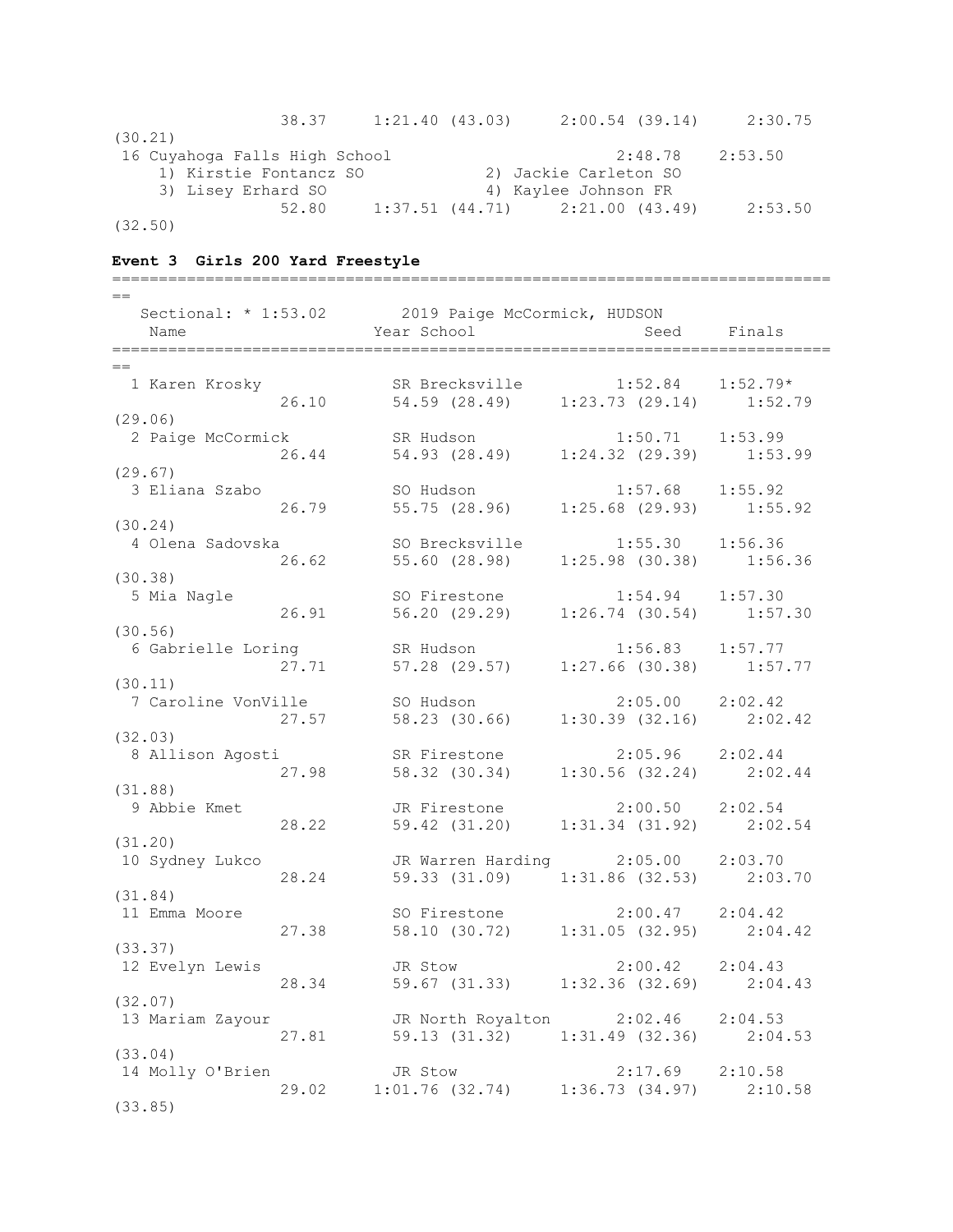```
                38.37    1:21.40 (43.03)    2:00.54 (39.14)    2:30.75
(30.21)
 16 Cuyahoga Falls High School                    2:48.78    2:53.50
    1) Kirstie Fontancz SO             2) Jackie Carleton SO
    3) Lisey Erhard SO                 4) Kaylee Johnson FR
                52.80    1:37.51 (44.71)    2:21.00 (43.49)    2:53.50
(32.50)
```

**Event 3  Girls 200 Yard Freestyle**

```
===============================================================================
==
   Sectional: * 1:53.02        2019 Paige McCormick, HUDSON
    Name                    Year School                  Seed     Finals
===============================================================================
==
  1 Karen Krosky            SR Brecksville          1:52.84    1:52.79*
                26.10        54.59 (28.49)     1:23.73 (29.14)    1:52.79
(29.06)
  2 Paige McCormick         SR Hudson               1:50.71    1:53.99
                26.44        54.93 (28.49)     1:24.32 (29.39)    1:53.99
(29.67)
  3 Eliana Szabo            SO Hudson               1:57.68    1:55.92
                26.79        55.75 (28.96)     1:25.68 (29.93)    1:55.92
(30.24)
  4 Olena Sadovska          SO Brecksville          1:55.30    1:56.36
                26.62        55.60 (28.98)     1:25.98 (30.38)    1:56.36
(30.38)
  5 Mia Nagle               SO Firestone            1:54.94    1:57.30
                26.91        56.20 (29.29)     1:26.74 (30.54)    1:57.30
(30.56)
  6 Gabrielle Loring        SR Hudson               1:56.83    1:57.77
                27.71        57.28 (29.57)     1:27.66 (30.38)    1:57.77
(30.11)
  7 Caroline VonVille       SO Hudson               2:05.00    2:02.42
                27.57        58.23 (30.66)     1:30.39 (32.16)    2:02.42
(32.03)
  8 Allison Agosti          SR Firestone            2:05.96    2:02.44
                27.98        58.32 (30.34)     1:30.56 (32.24)    2:02.44
(31.88)
  9 Abbie Kmet              JR Firestone            2:00.50    2:02.54
                28.22        59.42 (31.20)     1:31.34 (31.92)    2:02.54
(31.20)
 10 Sydney Lukco            JR Warren Harding       2:05.00    2:03.70
                28.24        59.33 (31.09)     1:31.86 (32.53)    2:03.70
(31.84)
 11 Emma Moore              SO Firestone            2:00.47    2:04.42
                27.38        58.10 (30.72)     1:31.05 (32.95)    2:04.42
(33.37)
 12 Evelyn Lewis            JR Stow                 2:00.42    2:04.43
                28.34        59.67 (31.33)     1:32.36 (32.69)    2:04.43
(32.07)
 13 Mariam Zayour           JR North Royalton       2:02.46    2:04.53
                27.81        59.13 (31.32)     1:31.49 (32.36)    2:04.53
(33.04)
 14 Molly O'Brien           JR Stow                 2:17.69    2:10.58
                29.02      1:01.76 (32.74)     1:36.73 (34.97)    2:10.58
(33.85)
```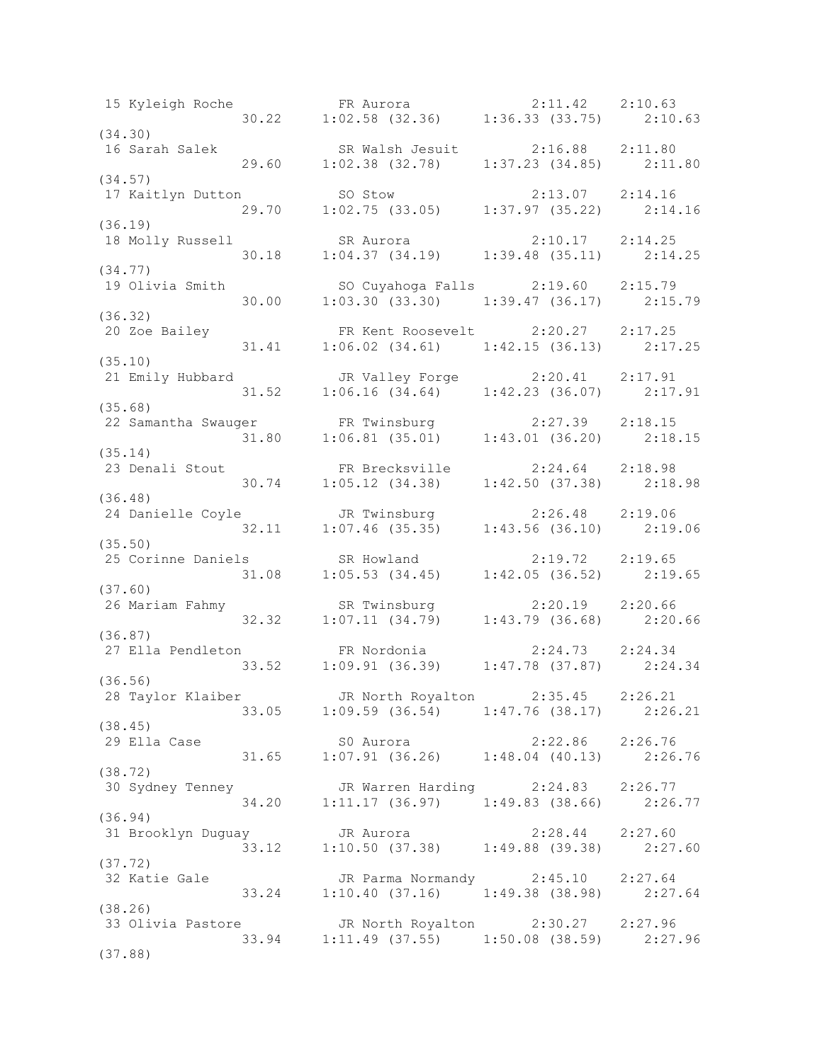```
 15 Kyleigh Roche            FR Aurora              2:11.42    2:10.63
                  30.22    1:02.58 (32.36)     1:36.33 (33.75)     2:10.63
(34.30)
 16 Sarah Salek              SR Walsh Jesuit        2:16.88    2:11.80
                  29.60    1:02.38 (32.78)     1:37.23 (34.85)     2:11.80
(34.57)
 17 Kaitlyn Dutton           SO Stow                2:13.07    2:14.16
                  29.70    1:02.75 (33.05)     1:37.97 (35.22)     2:14.16
(36.19)
 18 Molly Russell            SR Aurora              2:10.17    2:14.25
                  30.18    1:04.37 (34.19)     1:39.48 (35.11)     2:14.25
(34.77)
 19 Olivia Smith             SO Cuyahoga Falls      2:19.60    2:15.79
                  30.00    1:03.30 (33.30)     1:39.47 (36.17)     2:15.79
(36.32)
 20 Zoe Bailey               FR Kent Roosevelt      2:20.27    2:17.25
                  31.41    1:06.02 (34.61)     1:42.15 (36.13)     2:17.25
(35.10)
 21 Emily Hubbard            JR Valley Forge        2:20.41    2:17.91
                  31.52    1:06.16 (34.64)     1:42.23 (36.07)     2:17.91
(35.68)
 22 Samantha Swauger         FR Twinsburg           2:27.39    2:18.15
                  31.80    1:06.81 (35.01)     1:43.01 (36.20)     2:18.15
(35.14)
 23 Denali Stout             FR Brecksville         2:24.64    2:18.98
                  30.74    1:05.12 (34.38)     1:42.50 (37.38)     2:18.98
(36.48)
 24 Danielle Coyle           JR Twinsburg           2:26.48    2:19.06
                  32.11    1:07.46 (35.35)     1:43.56 (36.10)     2:19.06
(35.50)
 25 Corinne Daniels          SR Howland             2:19.72    2:19.65
                  31.08    1:05.53 (34.45)     1:42.05 (36.52)     2:19.65
(37.60)
 26 Mariam Fahmy             SR Twinsburg           2:20.19    2:20.66
                  32.32    1:07.11 (34.79)     1:43.79 (36.68)     2:20.66
(36.87)
 27 Ella Pendleton           FR Nordonia            2:24.73    2:24.34
                  33.52    1:09.91 (36.39)     1:47.78 (37.87)     2:24.34
(36.56)
 28 Taylor Klaiber           JR North Royalton      2:35.45    2:26.21
                  33.05    1:09.59 (36.54)     1:47.76 (38.17)     2:26.21
(38.45)
 29 Ella Case                S0 Aurora              2:22.86    2:26.76
                  31.65    1:07.91 (36.26)     1:48.04 (40.13)     2:26.76
(38.72)
 30 Sydney Tenney            JR Warren Harding      2:24.83    2:26.77
                  34.20    1:11.17 (36.97)     1:49.83 (38.66)     2:26.77
(36.94)
 31 Brooklyn Duguay          JR Aurora              2:28.44    2:27.60
                  33.12    1:10.50 (37.38)     1:49.88 (39.38)     2:27.60
(37.72)
 32 Katie Gale               JR Parma Normandy      2:45.10    2:27.64
                  33.24    1:10.40 (37.16)     1:49.38 (38.98)     2:27.64
(38.26)
 33 Olivia Pastore           JR North Royalton      2:30.27    2:27.96
                  33.94    1:11.49 (37.55)     1:50.08 (38.59)     2:27.96
(37.88)
```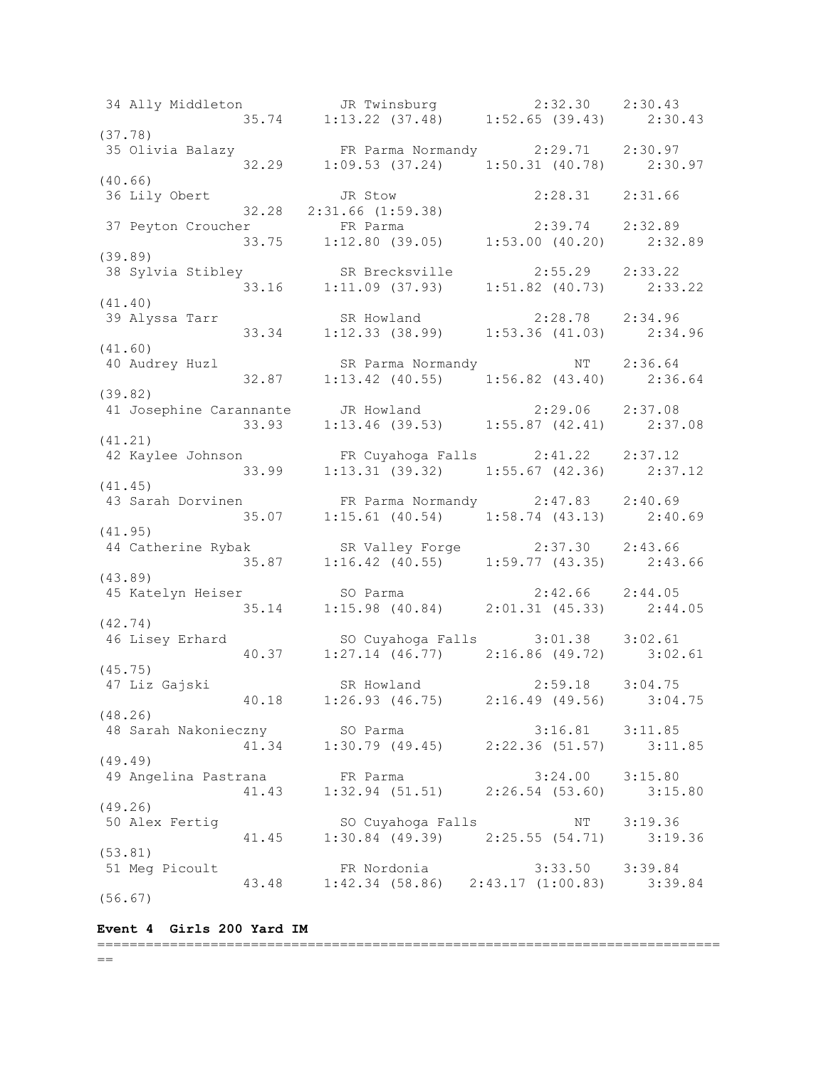```
 34 Ally Middleton           JR Twinsburg            2:32.30    2:30.43  
                 35.74     1:13.22 (37.48)     1:52.65 (39.43)     2:30.43 
(37.78)
 35 Olivia Balazy            FR Parma Normandy       2:29.71    2:30.97  
                 32.29     1:09.53 (37.24)     1:50.31 (40.78)     2:30.97 
(40.66)
 36 Lily Obert               JR Stow                 2:28.31    2:31.66  
                 32.28   2:31.66 (1:59.38)
 37 Peyton Croucher          FR Parma                2:39.74    2:32.89  
                 33.75     1:12.80 (39.05)     1:53.00 (40.20)     2:32.89 
(39.89)
 38 Sylvia Stibley           SR Brecksville          2:55.29    2:33.22  
                 33.16     1:11.09 (37.93)     1:51.82 (40.73)     2:33.22 
(41.40)
 39 Alyssa Tarr              SR Howland              2:28.78    2:34.96  
                 33.34     1:12.33 (38.99)     1:53.36 (41.03)     2:34.96 
(41.60)
 40 Audrey Huzl              SR Parma Normandy            NT    2:36.64  
                 32.87     1:13.42 (40.55)     1:56.82 (43.40)     2:36.64 
(39.82)
 41 Josephine Carannante     JR Howland              2:29.06    2:37.08  
                 33.93     1:13.46 (39.53)     1:55.87 (42.41)     2:37.08 
(41.21)
 42 Kaylee Johnson           FR Cuyahoga Falls       2:41.22    2:37.12  
                 33.99     1:13.31 (39.32)     1:55.67 (42.36)     2:37.12 
(41.45)
 43 Sarah Dorvinen           FR Parma Normandy       2:47.83    2:40.69  
                 35.07     1:15.61 (40.54)     1:58.74 (43.13)     2:40.69 
(41.95)
 44 Catherine Rybak          SR Valley Forge         2:37.30    2:43.66  
                 35.87     1:16.42 (40.55)     1:59.77 (43.35)     2:43.66 
(43.89)
 45 Katelyn Heiser           SO Parma                2:42.66    2:44.05  
                 35.14     1:15.98 (40.84)     2:01.31 (45.33)     2:44.05 
(42.74)
 46 Lisey Erhard             SO Cuyahoga Falls       3:01.38    3:02.61  
                 40.37     1:27.14 (46.77)     2:16.86 (49.72)     3:02.61 
(45.75)
 47 Liz Gajski               SR Howland              2:59.18    3:04.75  
                 40.18     1:26.93 (46.75)     2:16.49 (49.56)     3:04.75 
(48.26)
 48 Sarah Nakonieczny        SO Parma                3:16.81    3:11.85  
                 41.34     1:30.79 (49.45)     2:22.36 (51.57)     3:11.85 
(49.49)
 49 Angelina Pastrana        FR Parma                3:24.00    3:15.80  
                 41.43     1:32.94 (51.51)     2:26.54 (53.60)     3:15.80 
(49.26)
 50 Alex Fertig              SO Cuyahoga Falls            NT    3:19.36  
                 41.45     1:30.84 (49.39)     2:25.55 (54.71)     3:19.36 
(53.81)
 51 Meg Picoult              FR Nordonia             3:33.50    3:39.84  
                 43.48     1:42.34 (58.86)   2:43.17 (1:00.83)     3:39.84 
(56.67)
```

**Event 4  Girls 200 Yard IM**

```
===========================================================================
==
```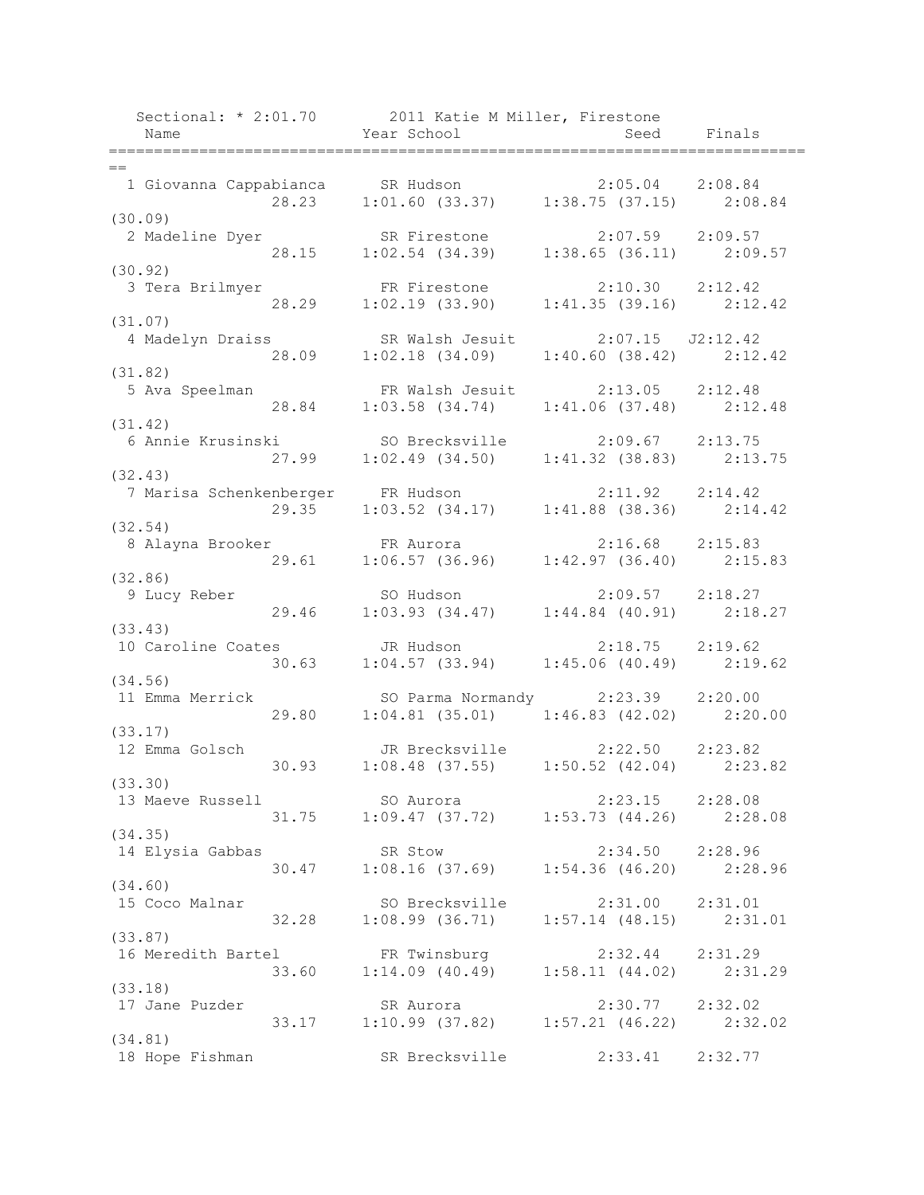```
   Sectional: * 2:01.70        2011 Katie M Miller, Firestone                      
    Name                     Year School                  Seed     Finals          
=============================================================================
==
  1 Giovanna Cappabianca      SR Hudson                2:05.04   2:08.84          
                28.23     1:01.60 (33.37)     1:38.75 (37.15)     2:08.84
(30.09)
  2 Madeline Dyer             SR Firestone             2:07.59   2:09.57          
                28.15     1:02.54 (34.39)     1:38.65 (36.11)     2:09.57
(30.92)
  3 Tera Brilmyer             FR Firestone             2:10.30   2:12.42          
                28.29     1:02.19 (33.90)     1:41.35 (39.16)     2:12.42
(31.07)
  4 Madelyn Draiss            SR Walsh Jesuit          2:07.15  J2:12.42          
                28.09     1:02.18 (34.09)     1:40.60 (38.42)     2:12.42
(31.82)
  5 Ava Speelman              FR Walsh Jesuit          2:13.05   2:12.48          
                28.84     1:03.58 (34.74)     1:41.06 (37.48)     2:12.48
(31.42)
  6 Annie Krusinski           SO Brecksville           2:09.67   2:13.75          
                27.99     1:02.49 (34.50)     1:41.32 (38.83)     2:13.75
(32.43)
  7 Marisa Schenkenberger     FR Hudson                2:11.92   2:14.42          
                29.35     1:03.52 (34.17)     1:41.88 (38.36)     2:14.42
(32.54)
  8 Alayna Brooker            FR Aurora                2:16.68   2:15.83          
                29.61     1:06.57 (36.96)     1:42.97 (36.40)     2:15.83
(32.86)
  9 Lucy Reber                SO Hudson                2:09.57   2:18.27          
                29.46     1:03.93 (34.47)     1:44.84 (40.91)     2:18.27
(33.43)
 10 Caroline Coates           JR Hudson                2:18.75   2:19.62          
                30.63     1:04.57 (33.94)     1:45.06 (40.49)     2:19.62
(34.56)
 11 Emma Merrick              SO Parma Normandy        2:23.39   2:20.00          
                29.80     1:04.81 (35.01)     1:46.83 (42.02)     2:20.00
(33.17)
 12 Emma Golsch               JR Brecksville           2:22.50   2:23.82          
                30.93     1:08.48 (37.55)     1:50.52 (42.04)     2:23.82
(33.30)
 13 Maeve Russell             SO Aurora                2:23.15   2:28.08          
                31.75     1:09.47 (37.72)     1:53.73 (44.26)     2:28.08
(34.35)
 14 Elysia Gabbas             SR Stow                  2:34.50   2:28.96          
                30.47     1:08.16 (37.69)     1:54.36 (46.20)     2:28.96
(34.60)
 15 Coco Malnar               SO Brecksville           2:31.00   2:31.01          
                32.28     1:08.99 (36.71)     1:57.14 (48.15)     2:31.01
(33.87)
 16 Meredith Bartel           FR Twinsburg             2:32.44   2:31.29          
                33.60     1:14.09 (40.49)     1:58.11 (44.02)     2:31.29
(33.18)
 17 Jane Puzder               SR Aurora                2:30.77   2:32.02          
                33.17     1:10.99 (37.82)     1:57.21 (46.22)     2:32.02
(34.81)
 18 Hope Fishman              SR Brecksville           2:33.41   2:32.77          
```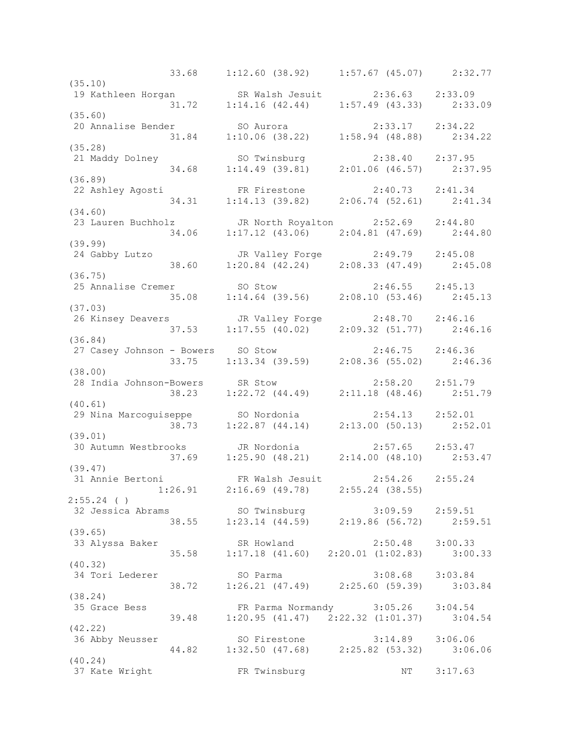```
                33.68     1:12.60 (38.92)     1:57.67 (45.07)     2:32.77
(35.10)
 19 Kathleen Horgan            SR Walsh Jesuit          2:36.63    2:33.09
                31.72     1:14.16 (42.44)     1:57.49 (43.33)     2:33.09
(35.60)
 20 Annalise Bender            SO Aurora                2:33.17    2:34.22
                31.84     1:10.06 (38.22)     1:58.94 (48.88)     2:34.22
(35.28)
 21 Maddy Dolney               SO Twinsburg             2:38.40    2:37.95
                34.68     1:14.49 (39.81)     2:01.06 (46.57)     2:37.95
(36.89)
 22 Ashley Agosti              FR Firestone             2:40.73    2:41.34
                34.31     1:14.13 (39.82)     2:06.74 (52.61)     2:41.34
(34.60)
 23 Lauren Buchholz            JR North Royalton        2:52.69    2:44.80
                34.06     1:17.12 (43.06)     2:04.81 (47.69)     2:44.80
(39.99)
 24 Gabby Lutzo                JR Valley Forge          2:49.79    2:45.08
                38.60     1:20.84 (42.24)     2:08.33 (47.49)     2:45.08
(36.75)
 25 Annalise Cremer            SO Stow                  2:46.55    2:45.13
                35.08     1:14.64 (39.56)     2:08.10 (53.46)     2:45.13
(37.03)
 26 Kinsey Deavers             JR Valley Forge          2:48.70    2:46.16
                37.53     1:17.55 (40.02)     2:09.32 (51.77)     2:46.16
(36.84)
 27 Casey Johnson - Bowers     SO Stow                  2:46.75    2:46.36
                33.75     1:13.34 (39.59)     2:08.36 (55.02)     2:46.36
(38.00)
 28 India Johnson-Bowers       SR Stow                  2:58.20    2:51.79
                38.23     1:22.72 (44.49)     2:11.18 (48.46)     2:51.79
(40.61)
 29 Nina Marcoguiseppe         SO Nordonia              2:54.13    2:52.01
                38.73     1:22.87 (44.14)     2:13.00 (50.13)     2:52.01
(39.01)
 30 Autumn Westbrooks          JR Nordonia              2:57.65    2:53.47
                37.69     1:25.90 (48.21)     2:14.00 (48.10)     2:53.47
(39.47)
 31 Annie Bertoni              FR Walsh Jesuit          2:54.26    2:55.24
              1:26.91     2:16.69 (49.78)     2:55.24 (38.55)
2:55.24 ( )
 32 Jessica Abrams             SO Twinsburg             3:09.59    2:59.51
                38.55     1:23.14 (44.59)     2:19.86 (56.72)     2:59.51
(39.65)
 33 Alyssa Baker               SR Howland               2:50.48    3:00.33
                35.58     1:17.18 (41.60)   2:20.01 (1:02.83)     3:00.33
(40.32)
 34 Tori Lederer               SO Parma                 3:08.68    3:03.84
                38.72     1:26.21 (47.49)     2:25.60 (59.39)     3:03.84
(38.24)
 35 Grace Bess                 FR Parma Normandy        3:05.26    3:04.54
                39.48     1:20.95 (41.47)   2:22.32 (1:01.37)     3:04.54
(42.22)
 36 Abby Neusser               SO Firestone             3:14.89    3:06.06
                44.82     1:32.50 (47.68)     2:25.82 (53.32)     3:06.06
(40.24)
 37 Kate Wright                FR Twinsburg                  NT    3:17.63
```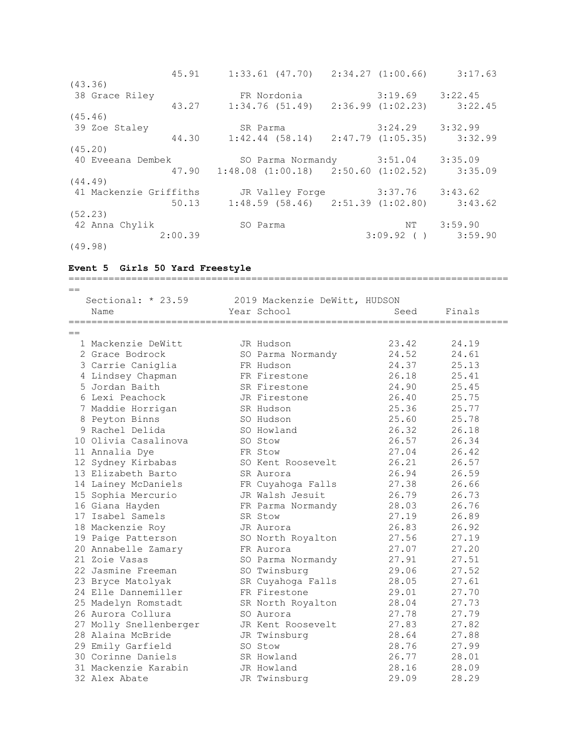```
                45.91     1:33.61 (47.70)   2:34.27 (1:00.66)     3:17.63
(43.36)
 38 Grace Riley              FR Nordonia             3:19.69    3:22.45
                43.27     1:34.76 (51.49)   2:36.99 (1:02.23)     3:22.45
(45.46)
 39 Zoe Staley               SR Parma                3:24.29    3:32.99
                44.30     1:42.44 (58.14)   2:47.79 (1:05.35)     3:32.99
(45.20)
 40 Eveeana Dembek           SO Parma Normandy       3:51.04    3:35.09
                47.90   1:48.08 (1:00.18)   2:50.60 (1:02.52)     3:35.09
(44.49)
 41 Mackenzie Griffiths      JR Valley Forge         3:37.76    3:43.62
                50.13     1:48.59 (58.46)   2:51.39 (1:02.80)     3:43.62
(52.23)
 42 Anna Chylik              SO Parma                     NT    3:59.90
              2:00.39                            3:09.92 ( )      3:59.90
(49.98)
```

**Event 5 Girls 50 Yard Freestyle**

Sectional: * 23.59    2019 Mackenzie DeWitt, HUDSON

| | Name | Year | School | Seed | Finals |
|---|---|---|---|---|---|
| 1 | Mackenzie DeWitt | JR | Hudson | 23.42 | 24.19 |
| 2 | Grace Bodrock | SO | Parma Normandy | 24.52 | 24.61 |
| 3 | Carrie Caniglia | FR | Hudson | 24.37 | 25.13 |
| 4 | Lindsey Chapman | FR | Firestone | 26.18 | 25.41 |
| 5 | Jordan Baith | SR | Firestone | 24.90 | 25.45 |
| 6 | Lexi Peachock | JR | Firestone | 26.40 | 25.75 |
| 7 | Maddie Horrigan | SR | Hudson | 25.36 | 25.77 |
| 8 | Peyton Binns | SO | Hudson | 25.60 | 25.78 |
| 9 | Rachel Delida | SO | Howland | 26.32 | 26.18 |
| 10 | Olivia Casalinova | SO | Stow | 26.57 | 26.34 |
| 11 | Annalia Dye | FR | Stow | 27.04 | 26.42 |
| 12 | Sydney Kirbabas | SO | Kent Roosevelt | 26.21 | 26.57 |
| 13 | Elizabeth Barto | SR | Aurora | 26.94 | 26.59 |
| 14 | Lainey McDaniels | FR | Cuyahoga Falls | 27.38 | 26.66 |
| 15 | Sophia Mercurio | JR | Walsh Jesuit | 26.79 | 26.73 |
| 16 | Giana Hayden | FR | Parma Normandy | 28.03 | 26.76 |
| 17 | Isabel Samels | SR | Stow | 27.19 | 26.89 |
| 18 | Mackenzie Roy | JR | Aurora | 26.83 | 26.92 |
| 19 | Paige Patterson | SO | North Royalton | 27.56 | 27.19 |
| 20 | Annabelle Zamary | FR | Aurora | 27.07 | 27.20 |
| 21 | Zoie Vasas | SO | Parma Normandy | 27.91 | 27.51 |
| 22 | Jasmine Freeman | SO | Twinsburg | 29.06 | 27.52 |
| 23 | Bryce Matolyak | SR | Cuyahoga Falls | 28.05 | 27.61 |
| 24 | Elle Dannemiller | FR | Firestone | 29.01 | 27.70 |
| 25 | Madelyn Romstadt | SR | North Royalton | 28.04 | 27.73 |
| 26 | Aurora Collura | SO | Aurora | 27.78 | 27.79 |
| 27 | Molly Snellenberger | JR | Kent Roosevelt | 27.83 | 27.82 |
| 28 | Alaina McBride | JR | Twinsburg | 28.64 | 27.88 |
| 29 | Emily Garfield | SO | Stow | 28.76 | 27.99 |
| 30 | Corinne Daniels | SR | Howland | 26.77 | 28.01 |
| 31 | Mackenzie Karabin | JR | Howland | 28.16 | 28.09 |
| 32 | Alex Abate | JR | Twinsburg | 29.09 | 28.29 |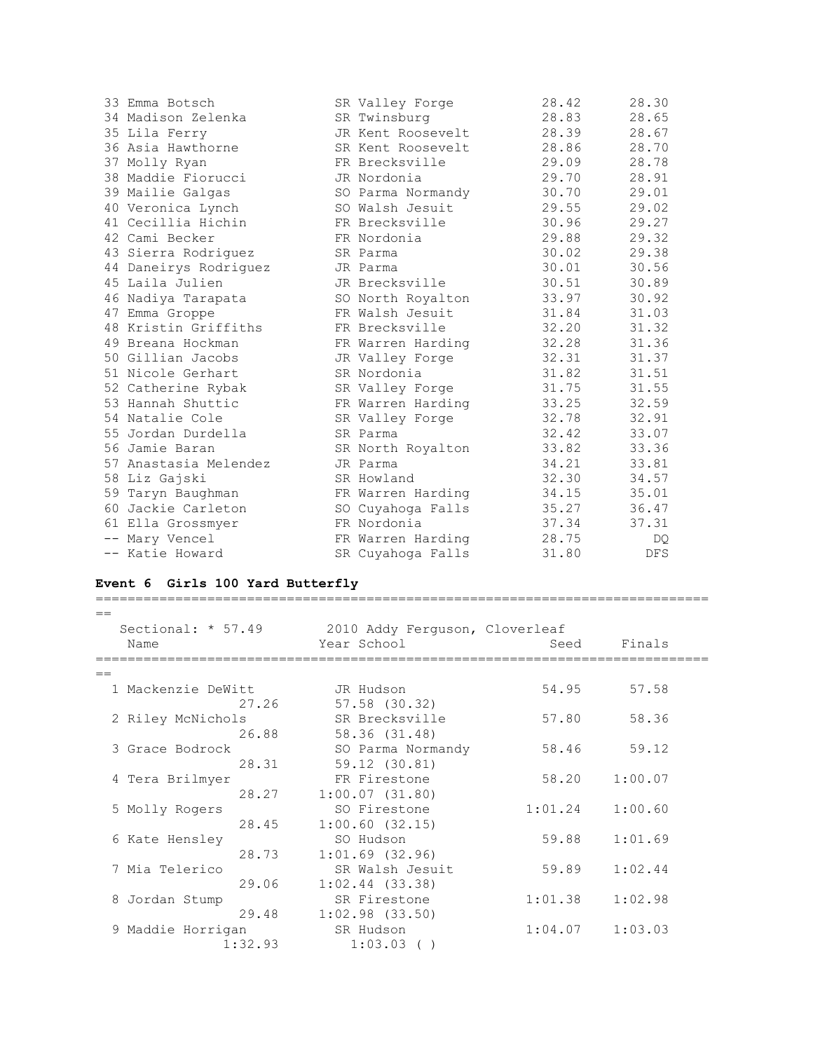| Place | Name | Year | School | Seed | Finals |
|---|---|---|---|---|---|
| 33 | Emma Botsch | SR | Valley Forge | 28.42 | 28.30 |
| 34 | Madison Zelenka | SR | Twinsburg | 28.83 | 28.65 |
| 35 | Lila Ferry | JR | Kent Roosevelt | 28.39 | 28.67 |
| 36 | Asia Hawthorne | SR | Kent Roosevelt | 28.86 | 28.70 |
| 37 | Molly Ryan | FR | Brecksville | 29.09 | 28.78 |
| 38 | Maddie Fiorucci | JR | Nordonia | 29.70 | 28.91 |
| 39 | Mailie Galgas | SO | Parma Normandy | 30.70 | 29.01 |
| 40 | Veronica Lynch | SO | Walsh Jesuit | 29.55 | 29.02 |
| 41 | Cecillia Hichin | FR | Brecksville | 30.96 | 29.27 |
| 42 | Cami Becker | FR | Nordonia | 29.88 | 29.32 |
| 43 | Sierra Rodriguez | SR | Parma | 30.02 | 29.38 |
| 44 | Daneirys Rodriguez | JR | Parma | 30.01 | 30.56 |
| 45 | Laila Julien | JR | Brecksville | 30.51 | 30.89 |
| 46 | Nadiya Tarapata | SO | North Royalton | 33.97 | 30.92 |
| 47 | Emma Groppe | FR | Walsh Jesuit | 31.84 | 31.03 |
| 48 | Kristin Griffiths | FR | Brecksville | 32.20 | 31.32 |
| 49 | Breana Hockman | FR | Warren Harding | 32.28 | 31.36 |
| 50 | Gillian Jacobs | JR | Valley Forge | 32.31 | 31.37 |
| 51 | Nicole Gerhart | SR | Nordonia | 31.82 | 31.51 |
| 52 | Catherine Rybak | SR | Valley Forge | 31.75 | 31.55 |
| 53 | Hannah Shuttic | FR | Warren Harding | 33.25 | 32.59 |
| 54 | Natalie Cole | SR | Valley Forge | 32.78 | 32.91 |
| 55 | Jordan Durdella | SR | Parma | 32.42 | 33.07 |
| 56 | Jamie Baran | SR | North Royalton | 33.82 | 33.36 |
| 57 | Anastasia Melendez | JR | Parma | 34.21 | 33.81 |
| 58 | Liz Gajski | SR | Howland | 32.30 | 34.57 |
| 59 | Taryn Baughman | FR | Warren Harding | 34.15 | 35.01 |
| 60 | Jackie Carleton | SO | Cuyahoga Falls | 35.27 | 36.47 |
| 61 | Ella Grossmyer | FR | Nordonia | 37.34 | 37.31 |
| -- | Mary Vencel | FR | Warren Harding | 28.75 | DQ |
| -- | Katie Howard | SR | Cuyahoga Falls | 31.80 | DFS |

**Event 6  Girls 100 Yard Butterfly**

Sectional: * 57.49    2010 Addy Ferguson, Cloverleaf

| Place | Name | Year | School | Seed | Finals |
|---|---|---|---|---|---|
| 1 | Mackenzie DeWitt | JR | Hudson | 54.95 | 57.58 |
| | 27.26 | | 57.58 (30.32) | | |
| 2 | Riley McNichols | SR | Brecksville | 57.80 | 58.36 |
| | 26.88 | | 58.36 (31.48) | | |
| 3 | Grace Bodrock | SO | Parma Normandy | 58.46 | 59.12 |
| | 28.31 | | 59.12 (30.81) | | |
| 4 | Tera Brilmyer | FR | Firestone | 58.20 | 1:00.07 |
| | 28.27 | | 1:00.07 (31.80) | | |
| 5 | Molly Rogers | SO | Firestone | 1:01.24 | 1:00.60 |
| | 28.45 | | 1:00.60 (32.15) | | |
| 6 | Kate Hensley | SO | Hudson | 59.88 | 1:01.69 |
| | 28.73 | | 1:01.69 (32.96) | | |
| 7 | Mia Telerico | SR | Walsh Jesuit | 59.89 | 1:02.44 |
| | 29.06 | | 1:02.44 (33.38) | | |
| 8 | Jordan Stump | SR | Firestone | 1:01.38 | 1:02.98 |
| | 29.48 | | 1:02.98 (33.50) | | |
| 9 | Maddie Horrigan | SR | Hudson | 1:04.07 | 1:03.03 |
| | 1:32.93 | | 1:03.03 ( ) | | |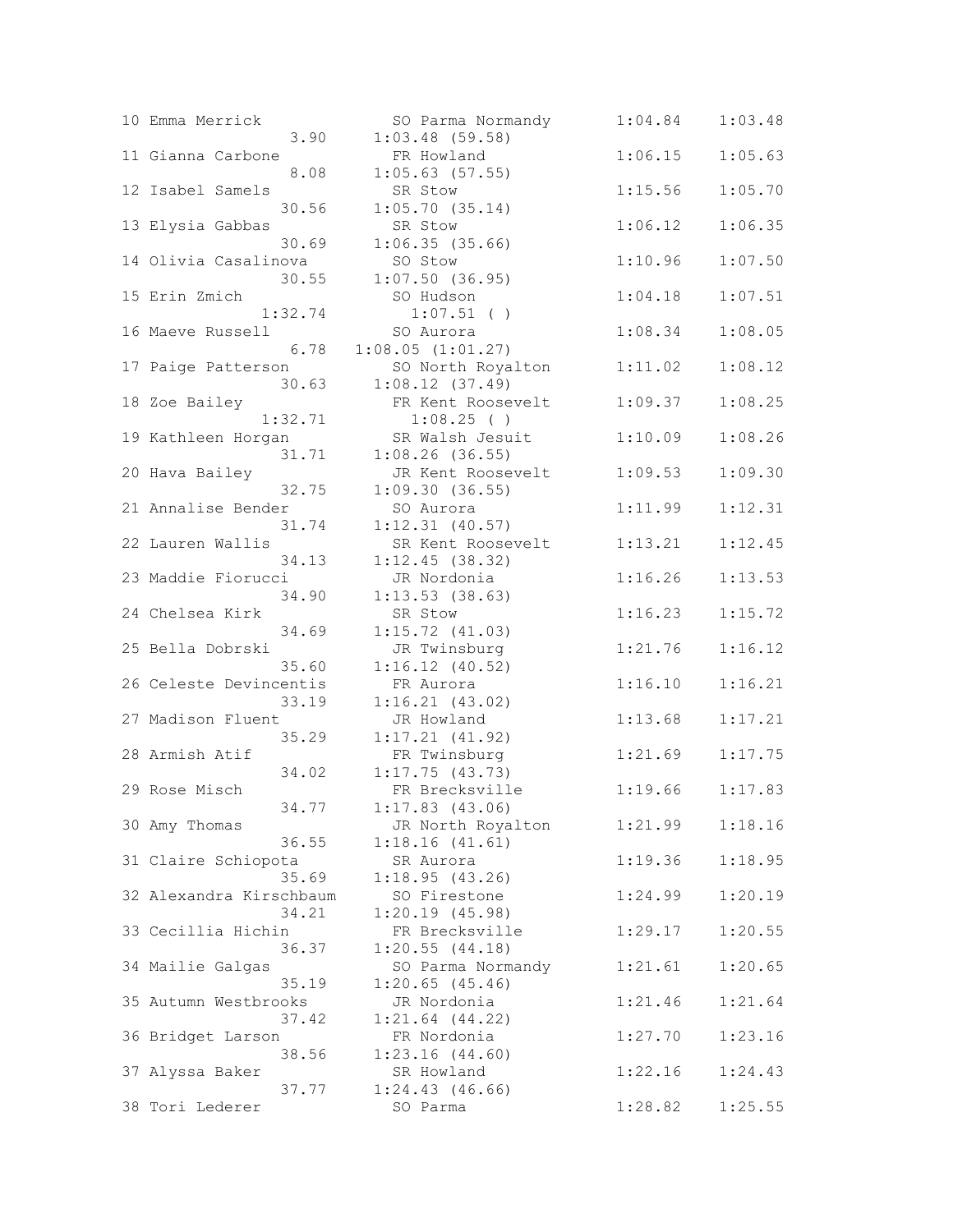```
10 Emma Merrick             SO Parma Normandy      1:04.84    1:03.48
                  3.90    1:03.48 (59.58)
11 Gianna Carbone           FR Howland             1:06.15    1:05.63
                  8.08    1:05.63 (57.55)
12 Isabel Samels            SR Stow                1:15.56    1:05.70
                 30.56    1:05.70 (35.14)
13 Elysia Gabbas            SR Stow                1:06.12    1:06.35
                 30.69    1:06.35 (35.66)
14 Olivia Casalinova        SO Stow                1:10.96    1:07.50
                 30.55    1:07.50 (36.95)
15 Erin Zmich               SO Hudson              1:04.18    1:07.51
               1:32.74      1:07.51 ( )
16 Maeve Russell            SO Aurora              1:08.34    1:08.05
                  6.78  1:08.05 (1:01.27)
17 Paige Patterson          SO North Royalton      1:11.02    1:08.12
                 30.63    1:08.12 (37.49)
18 Zoe Bailey               FR Kent Roosevelt      1:09.37    1:08.25
               1:32.71      1:08.25 ( )
19 Kathleen Horgan          SR Walsh Jesuit        1:10.09    1:08.26
                 31.71    1:08.26 (36.55)
20 Hava Bailey              JR Kent Roosevelt      1:09.53    1:09.30
                 32.75    1:09.30 (36.55)
21 Annalise Bender          SO Aurora              1:11.99    1:12.31
                 31.74    1:12.31 (40.57)
22 Lauren Wallis            SR Kent Roosevelt      1:13.21    1:12.45
                 34.13    1:12.45 (38.32)
23 Maddie Fiorucci          JR Nordonia            1:16.26    1:13.53
                 34.90    1:13.53 (38.63)
24 Chelsea Kirk             SR Stow                1:16.23    1:15.72
                 34.69    1:15.72 (41.03)
25 Bella Dobrski            JR Twinsburg           1:21.76    1:16.12
                 35.60    1:16.12 (40.52)
26 Celeste Devincentis      FR Aurora              1:16.10    1:16.21
                 33.19    1:16.21 (43.02)
27 Madison Fluent           JR Howland             1:13.68    1:17.21
                 35.29    1:17.21 (41.92)
28 Armish Atif              FR Twinsburg           1:21.69    1:17.75
                 34.02    1:17.75 (43.73)
29 Rose Misch               FR Brecksville         1:19.66    1:17.83
                 34.77    1:17.83 (43.06)
30 Amy Thomas               JR North Royalton      1:21.99    1:18.16
                 36.55    1:18.16 (41.61)
31 Claire Schiopota         SR Aurora              1:19.36    1:18.95
                 35.69    1:18.95 (43.26)
32 Alexandra Kirschbaum     SO Firestone           1:24.99    1:20.19
                 34.21    1:20.19 (45.98)
33 Cecillia Hichin          FR Brecksville         1:29.17    1:20.55
                 36.37    1:20.55 (44.18)
34 Mailie Galgas            SO Parma Normandy      1:21.61    1:20.65
                 35.19    1:20.65 (45.46)
35 Autumn Westbrooks        JR Nordonia            1:21.46    1:21.64
                 37.42    1:21.64 (44.22)
36 Bridget Larson           FR Nordonia            1:27.70    1:23.16
                 38.56    1:23.16 (44.60)
37 Alyssa Baker             SR Howland             1:22.16    1:24.43
                 37.77    1:24.43 (46.66)
38 Tori Lederer             SO Parma               1:28.82    1:25.55
```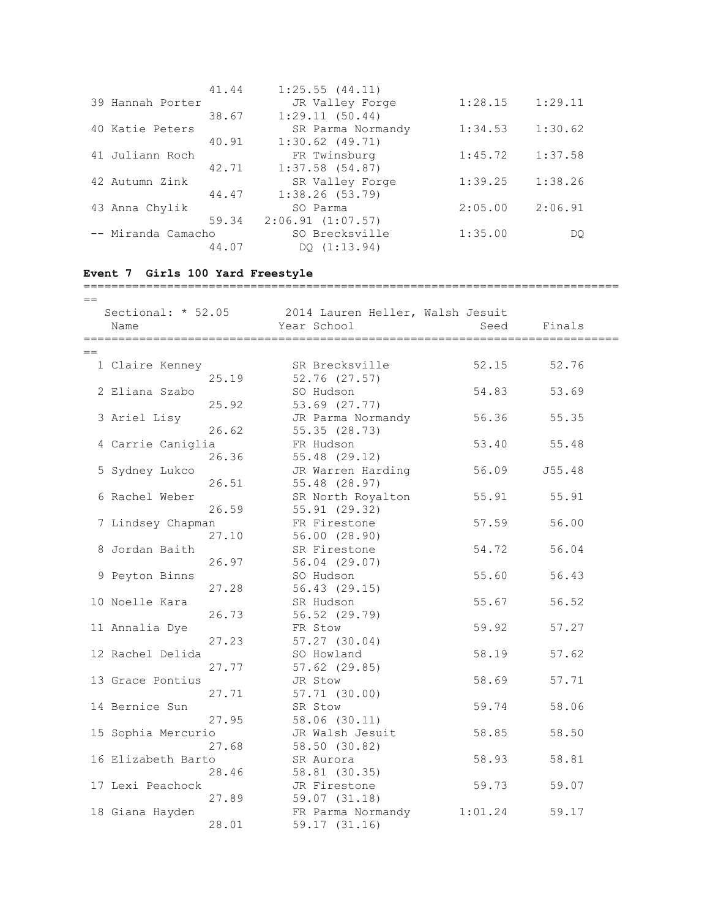```
                    41.44     1:25.55 (44.11)
 39 Hannah Porter            JR Valley Forge         1:28.15    1:29.11
                    38.67     1:29.11 (50.44)
 40 Katie Peters             SR Parma Normandy       1:34.53    1:30.62
                    40.91     1:30.62 (49.71)
 41 Juliann Roch             FR Twinsburg            1:45.72    1:37.58
                    42.71     1:37.58 (54.87)
 42 Autumn Zink              SR Valley Forge         1:39.25    1:38.26
                    44.47     1:38.26 (53.79)
 43 Anna Chylik              SO Parma                2:05.00    2:06.91
                    59.34   2:06.91 (1:07.57)
 -- Miranda Camacho          SO Brecksville          1:35.00         DQ
                    44.07        DQ (1:13.94)
```

**Event 7  Girls 100 Yard Freestyle**

```
===============================================================================
==
   Sectional: * 52.05        2014 Lauren Heller, Walsh Jesuit
    Name                    Year School                 Seed     Finals
===============================================================================
==
  1 Claire Kenney            SR Brecksville            52.15      52.76
                    25.19     52.76 (27.57)
  2 Eliana Szabo             SO Hudson                 54.83      53.69
                    25.92     53.69 (27.77)
  3 Ariel Lisy               JR Parma Normandy         56.36      55.35
                    26.62     55.35 (28.73)
  4 Carrie Caniglia          FR Hudson                 53.40      55.48
                    26.36     55.48 (29.12)
  5 Sydney Lukco             JR Warren Harding         56.09     J55.48
                    26.51     55.48 (28.97)
  6 Rachel Weber             SR North Royalton         55.91      55.91
                    26.59     55.91 (29.32)
  7 Lindsey Chapman          FR Firestone              57.59      56.00
                    27.10     56.00 (28.90)
  8 Jordan Baith             SR Firestone              54.72      56.04
                    26.97     56.04 (29.07)
  9 Peyton Binns             SO Hudson                 55.60      56.43
                    27.28     56.43 (29.15)
 10 Noelle Kara              SR Hudson                 55.67      56.52
                    26.73     56.52 (29.79)
 11 Annalia Dye              FR Stow                   59.92      57.27
                    27.23     57.27 (30.04)
 12 Rachel Delida            SO Howland                58.19      57.62
                    27.77     57.62 (29.85)
 13 Grace Pontius            JR Stow                   58.69      57.71
                    27.71     57.71 (30.00)
 14 Bernice Sun              SR Stow                   59.74      58.06
                    27.95     58.06 (30.11)
 15 Sophia Mercurio          JR Walsh Jesuit           58.85      58.50
                    27.68     58.50 (30.82)
 16 Elizabeth Barto          SR Aurora                 58.93      58.81
                    28.46     58.81 (30.35)
 17 Lexi Peachock            JR Firestone              59.73      59.07
                    27.89     59.07 (31.18)
 18 Giana Hayden             FR Parma Normandy       1:01.24      59.17
                    28.01     59.17 (31.16)
```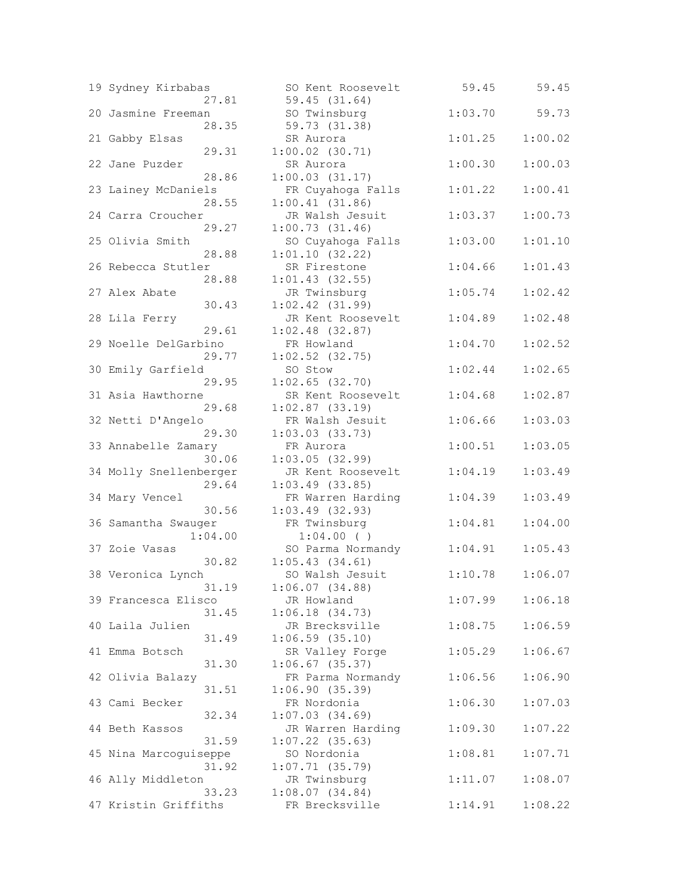```
19 Sydney Kirbabas          SO Kent Roosevelt        59.45      59.45
                27.81       59.45 (31.64)
20 Jasmine Freeman          SO Twinsburg           1:03.70      59.73
                28.35       59.73 (31.38)
21 Gabby Elsas              SR Aurora              1:01.25    1:00.02
                29.31     1:00.02 (30.71)
22 Jane Puzder              SR Aurora              1:00.30    1:00.03
                28.86     1:00.03 (31.17)
23 Lainey McDaniels         FR Cuyahoga Falls      1:01.22    1:00.41
                28.55     1:00.41 (31.86)
24 Carra Croucher           JR Walsh Jesuit        1:03.37    1:00.73
                29.27     1:00.73 (31.46)
25 Olivia Smith             SO Cuyahoga Falls      1:03.00    1:01.10
                28.88     1:01.10 (32.22)
26 Rebecca Stutler          SR Firestone           1:04.66    1:01.43
                28.88     1:01.43 (32.55)
27 Alex Abate               JR Twinsburg           1:05.74    1:02.42
                30.43     1:02.42 (31.99)
28 Lila Ferry               JR Kent Roosevelt      1:04.89    1:02.48
                29.61     1:02.48 (32.87)
29 Noelle DelGarbino        FR Howland             1:04.70    1:02.52
                29.77     1:02.52 (32.75)
30 Emily Garfield           SO Stow                1:02.44    1:02.65
                29.95     1:02.65 (32.70)
31 Asia Hawthorne           SR Kent Roosevelt      1:04.68    1:02.87
                29.68     1:02.87 (33.19)
32 Netti D'Angelo           FR Walsh Jesuit        1:06.66    1:03.03
                29.30     1:03.03 (33.73)
33 Annabelle Zamary         FR Aurora              1:00.51    1:03.05
                30.06     1:03.05 (32.99)
34 Molly Snellenberger      JR Kent Roosevelt      1:04.19    1:03.49
                29.64     1:03.49 (33.85)
34 Mary Vencel              FR Warren Harding      1:04.39    1:03.49
                30.56     1:03.49 (32.93)
36 Samantha Swauger         FR Twinsburg           1:04.81    1:04.00
              1:04.00       1:04.00 ( )
37 Zoie Vasas               SO Parma Normandy      1:04.91    1:05.43
                30.82     1:05.43 (34.61)
38 Veronica Lynch           SO Walsh Jesuit        1:10.78    1:06.07
                31.19     1:06.07 (34.88)
39 Francesca Elisco         JR Howland             1:07.99    1:06.18
                31.45     1:06.18 (34.73)
40 Laila Julien             JR Brecksville         1:08.75    1:06.59
                31.49     1:06.59 (35.10)
41 Emma Botsch              SR Valley Forge        1:05.29    1:06.67
                31.30     1:06.67 (35.37)
42 Olivia Balazy            FR Parma Normandy      1:06.56    1:06.90
                31.51     1:06.90 (35.39)
43 Cami Becker              FR Nordonia            1:06.30    1:07.03
                32.34     1:07.03 (34.69)
44 Beth Kassos              JR Warren Harding      1:09.30    1:07.22
                31.59     1:07.22 (35.63)
45 Nina Marcoguiseppe       SO Nordonia            1:08.81    1:07.71
                31.92     1:07.71 (35.79)
46 Ally Middleton           JR Twinsburg           1:11.07    1:08.07
                33.23     1:08.07 (34.84)
47 Kristin Griffiths        FR Brecksville         1:14.91    1:08.22
```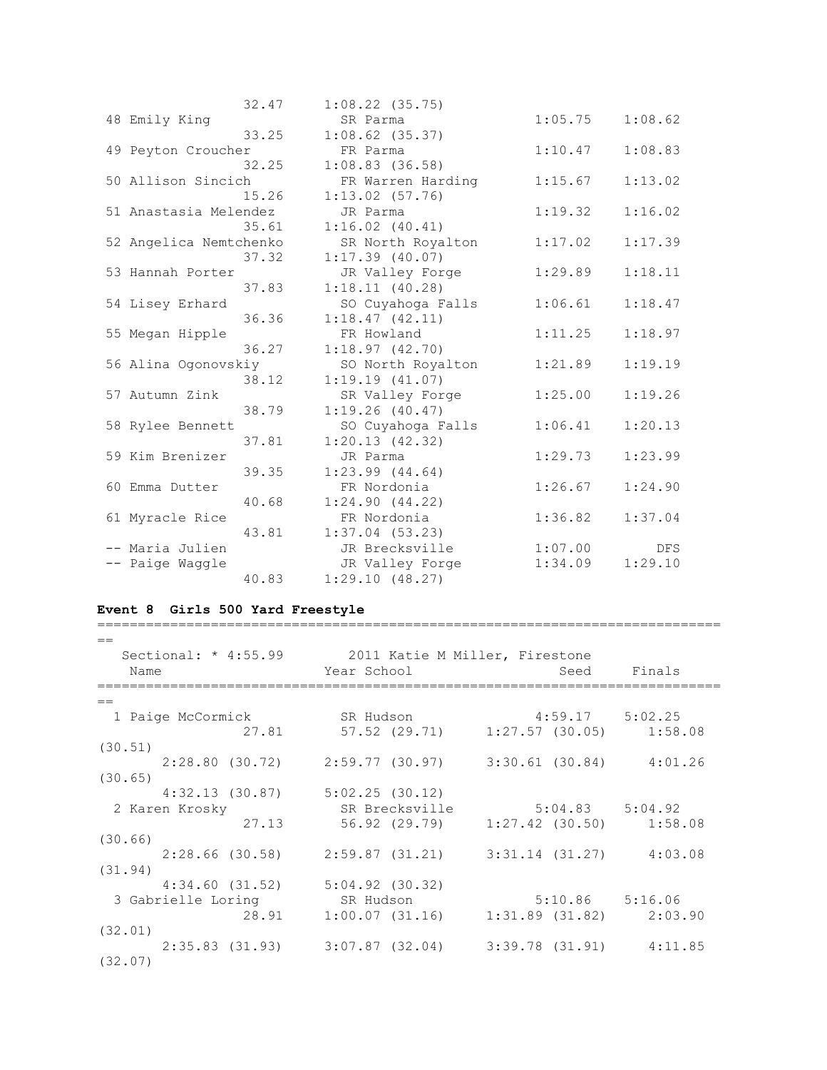```
                 32.47     1:08.22 (35.75)
 48 Emily King              SR Parma                1:05.75    1:08.62
                 33.25     1:08.62 (35.37)
 49 Peyton Croucher         FR Parma                1:10.47    1:08.83
                 32.25     1:08.83 (36.58)
 50 Allison Sincich         FR Warren Harding       1:15.67    1:13.02
                 15.26     1:13.02 (57.76)
 51 Anastasia Melendez      JR Parma                1:19.32    1:16.02
                 35.61     1:16.02 (40.41)
 52 Angelica Nemtchenko     SR North Royalton       1:17.02    1:17.39
                 37.32     1:17.39 (40.07)
 53 Hannah Porter           JR Valley Forge         1:29.89    1:18.11
                 37.83     1:18.11 (40.28)
 54 Lisey Erhard            SO Cuyahoga Falls       1:06.61    1:18.47
                 36.36     1:18.47 (42.11)
 55 Megan Hipple            FR Howland              1:11.25    1:18.97
                 36.27     1:18.97 (42.70)
 56 Alina Ogonovskiy        SO North Royalton       1:21.89    1:19.19
                 38.12     1:19.19 (41.07)
 57 Autumn Zink             SR Valley Forge         1:25.00    1:19.26
                 38.79     1:19.26 (40.47)
 58 Rylee Bennett           SO Cuyahoga Falls       1:06.41    1:20.13
                 37.81     1:20.13 (42.32)
 59 Kim Brenizer            JR Parma                1:29.73    1:23.99
                 39.35     1:23.99 (44.64)
 60 Emma Dutter             FR Nordonia             1:26.67    1:24.90
                 40.68     1:24.90 (44.22)
 61 Myracle Rice            FR Nordonia             1:36.82    1:37.04
                 43.81     1:37.04 (53.23)
 -- Maria Julien            JR Brecksville          1:07.00        DFS
 -- Paige Waggle            JR Valley Forge         1:34.09    1:29.10
                 40.83     1:29.10 (48.27)
```

**Event 8 Girls 500 Yard Freestyle**

```
===============================================================================
==
   Sectional: * 4:55.99        2011 Katie M Miller, Firestone
    Name                    Year School                  Seed     Finals
===============================================================================
==
  1 Paige McCormick         SR Hudson                 4:59.17    5:02.25
                 27.81      57.52 (29.71)     1:27.57 (30.05)     1:58.08
(30.51)
       2:28.80 (30.72)     2:59.77 (30.97)     3:30.61 (30.84)     4:01.26
(30.65)
       4:32.13 (30.87)     5:02.25 (30.12)
  2 Karen Krosky            SR Brecksville            5:04.83    5:04.92
                 27.13      56.92 (29.79)     1:27.42 (30.50)     1:58.08
(30.66)
       2:28.66 (30.58)     2:59.87 (31.21)     3:31.14 (31.27)     4:03.08
(31.94)
       4:34.60 (31.52)     5:04.92 (30.32)
  3 Gabrielle Loring        SR Hudson                 5:10.86    5:16.06
                 28.91     1:00.07 (31.16)     1:31.89 (31.82)     2:03.90
(32.01)
       2:35.83 (31.93)     3:07.87 (32.04)     3:39.78 (31.91)     4:11.85
(32.07)
```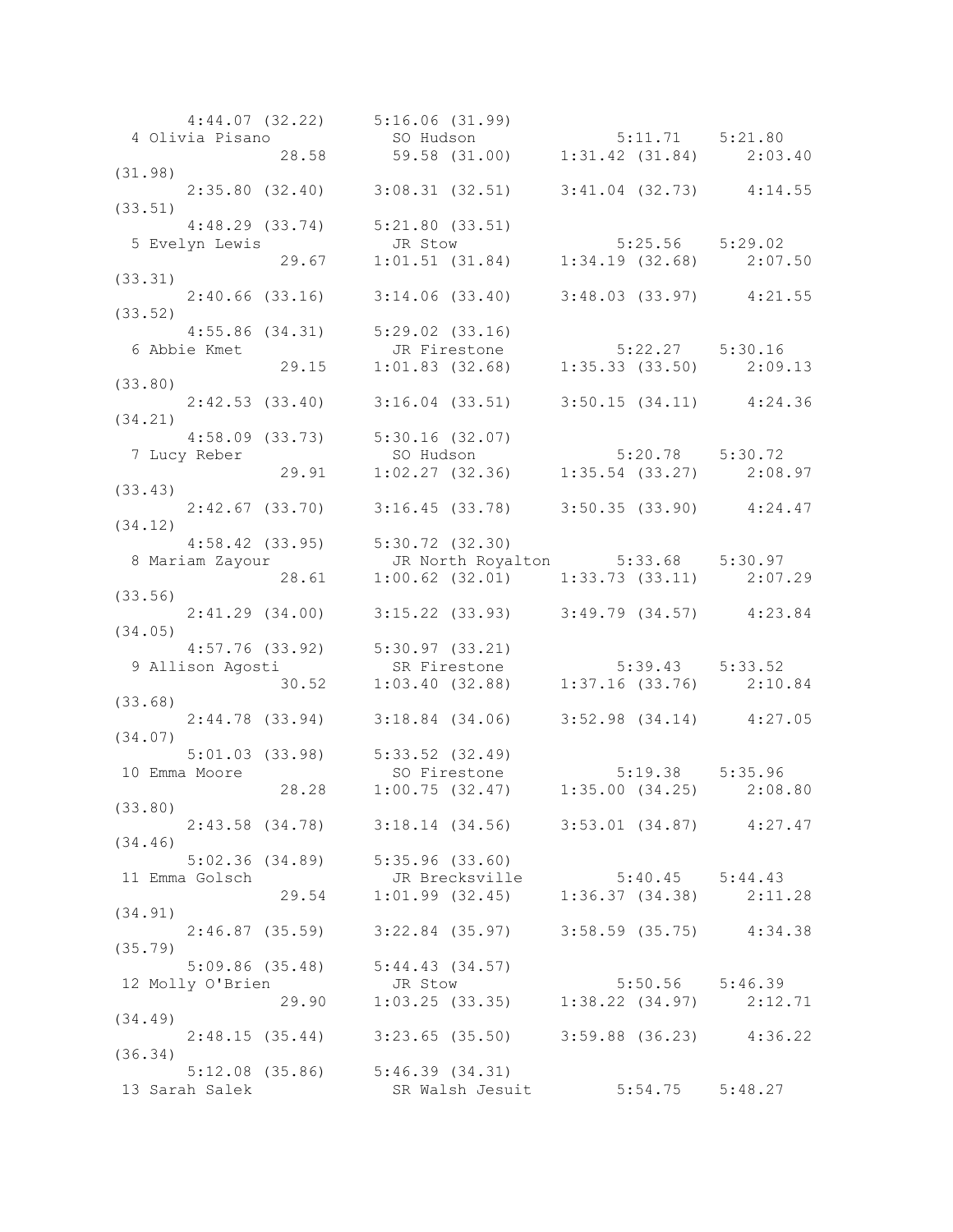```
      4:44.07 (32.22)     5:16.06 (31.99)
  4 Olivia Pisano           SO Hudson              5:11.71    5:21.80
                  28.58      59.58 (31.00)     1:31.42 (31.84)    2:03.40
(31.98)
      2:35.80 (32.40)     3:08.31 (32.51)     3:41.04 (32.73)     4:14.55
(33.51)
      4:48.29 (33.74)     5:21.80 (33.51)
  5 Evelyn Lewis            JR Stow                5:25.56    5:29.02
                  29.67    1:01.51 (31.84)     1:34.19 (32.68)    2:07.50
(33.31)
      2:40.66 (33.16)     3:14.06 (33.40)     3:48.03 (33.97)     4:21.55
(33.52)
      4:55.86 (34.31)     5:29.02 (33.16)
  6 Abbie Kmet              JR Firestone           5:22.27    5:30.16
                  29.15    1:01.83 (32.68)     1:35.33 (33.50)    2:09.13
(33.80)
      2:42.53 (33.40)     3:16.04 (33.51)     3:50.15 (34.11)     4:24.36
(34.21)
      4:58.09 (33.73)     5:30.16 (32.07)
  7 Lucy Reber              SO Hudson              5:20.78    5:30.72
                  29.91    1:02.27 (32.36)     1:35.54 (33.27)    2:08.97
(33.43)
      2:42.67 (33.70)     3:16.45 (33.78)     3:50.35 (33.90)     4:24.47
(34.12)
      4:58.42 (33.95)     5:30.72 (32.30)
  8 Mariam Zayour           JR North Royalton      5:33.68    5:30.97
                  28.61    1:00.62 (32.01)     1:33.73 (33.11)    2:07.29
(33.56)
      2:41.29 (34.00)     3:15.22 (33.93)     3:49.79 (34.57)     4:23.84
(34.05)
      4:57.76 (33.92)     5:30.97 (33.21)
  9 Allison Agosti          SR Firestone           5:39.43    5:33.52
                  30.52    1:03.40 (32.88)     1:37.16 (33.76)    2:10.84
(33.68)
      2:44.78 (33.94)     3:18.84 (34.06)     3:52.98 (34.14)     4:27.05
(34.07)
      5:01.03 (33.98)     5:33.52 (32.49)
 10 Emma Moore              SO Firestone           5:19.38    5:35.96
                  28.28    1:00.75 (32.47)     1:35.00 (34.25)    2:08.80
(33.80)
      2:43.58 (34.78)     3:18.14 (34.56)     3:53.01 (34.87)     4:27.47
(34.46)
      5:02.36 (34.89)     5:35.96 (33.60)
 11 Emma Golsch             JR Brecksville         5:40.45    5:44.43
                  29.54    1:01.99 (32.45)     1:36.37 (34.38)    2:11.28
(34.91)
      2:46.87 (35.59)     3:22.84 (35.97)     3:58.59 (35.75)     4:34.38
(35.79)
      5:09.86 (35.48)     5:44.43 (34.57)
 12 Molly O'Brien           JR Stow                5:50.56    5:46.39
                  29.90    1:03.25 (33.35)     1:38.22 (34.97)    2:12.71
(34.49)
      2:48.15 (35.44)     3:23.65 (35.50)     3:59.88 (36.23)     4:36.22
(36.34)
      5:12.08 (35.86)     5:46.39 (34.31)
 13 Sarah Salek             SR Walsh Jesuit        5:54.75    5:48.27
```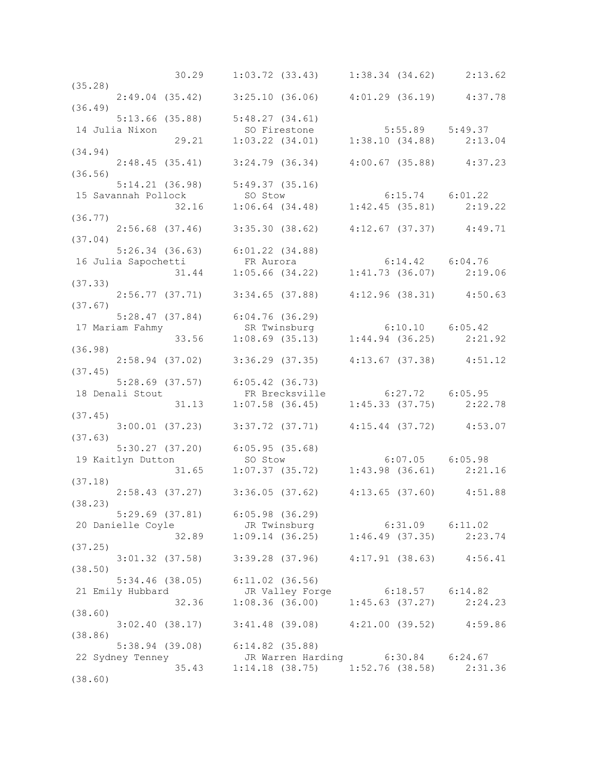```
                 30.29     1:03.72 (33.43)     1:38.34 (34.62)     2:13.62
(35.28)
       2:49.04 (35.42)     3:25.10 (36.06)     4:01.29 (36.19)     4:37.78
(36.49)
       5:13.66 (35.88)     5:48.27 (34.61)
 14 Julia Nixon            SO Firestone            5:55.89    5:49.37
                 29.21     1:03.22 (34.01)     1:38.10 (34.88)     2:13.04
(34.94)
       2:48.45 (35.41)     3:24.79 (36.34)     4:00.67 (35.88)     4:37.23
(36.56)
       5:14.21 (36.98)     5:49.37 (35.16)
 15 Savannah Pollock       SO Stow                 6:15.74    6:01.22
                 32.16     1:06.64 (34.48)     1:42.45 (35.81)     2:19.22
(36.77)
       2:56.68 (37.46)     3:35.30 (38.62)     4:12.67 (37.37)     4:49.71
(37.04)
       5:26.34 (36.63)     6:01.22 (34.88)
 16 Julia Sapochetti       FR Aurora               6:14.42    6:04.76
                 31.44     1:05.66 (34.22)     1:41.73 (36.07)     2:19.06
(37.33)
       2:56.77 (37.71)     3:34.65 (37.88)     4:12.96 (38.31)     4:50.63
(37.67)
       5:28.47 (37.84)     6:04.76 (36.29)
 17 Mariam Fahmy           SR Twinsburg            6:10.10    6:05.42
                 33.56     1:08.69 (35.13)     1:44.94 (36.25)     2:21.92
(36.98)
       2:58.94 (37.02)     3:36.29 (37.35)     4:13.67 (37.38)     4:51.12
(37.45)
       5:28.69 (37.57)     6:05.42 (36.73)
 18 Denali Stout           FR Brecksville          6:27.72    6:05.95
                 31.13     1:07.58 (36.45)     1:45.33 (37.75)     2:22.78
(37.45)
       3:00.01 (37.23)     3:37.72 (37.71)     4:15.44 (37.72)     4:53.07
(37.63)
       5:30.27 (37.20)     6:05.95 (35.68)
 19 Kaitlyn Dutton         SO Stow                 6:07.05    6:05.98
                 31.65     1:07.37 (35.72)     1:43.98 (36.61)     2:21.16
(37.18)
       2:58.43 (37.27)     3:36.05 (37.62)     4:13.65 (37.60)     4:51.88
(38.23)
       5:29.69 (37.81)     6:05.98 (36.29)
 20 Danielle Coyle         JR Twinsburg            6:31.09    6:11.02
                 32.89     1:09.14 (36.25)     1:46.49 (37.35)     2:23.74
(37.25)
       3:01.32 (37.58)     3:39.28 (37.96)     4:17.91 (38.63)     4:56.41
(38.50)
       5:34.46 (38.05)     6:11.02 (36.56)
 21 Emily Hubbard          JR Valley Forge         6:18.57    6:14.82
                 32.36     1:08.36 (36.00)     1:45.63 (37.27)     2:24.23
(38.60)
       3:02.40 (38.17)     3:41.48 (39.08)     4:21.00 (39.52)     4:59.86
(38.86)
       5:38.94 (39.08)     6:14.82 (35.88)
 22 Sydney Tenney          JR Warren Harding       6:30.84    6:24.67
                 35.43     1:14.18 (38.75)     1:52.76 (38.58)     2:31.36
(38.60)
```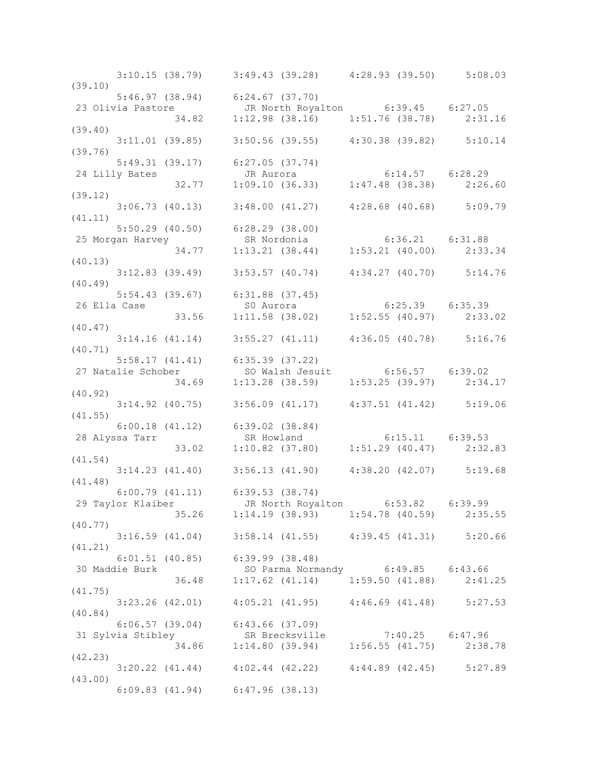```
      3:10.15 (38.79)     3:49.43 (39.28)     4:28.93 (39.50)     5:08.03
(39.10)
      5:46.97 (38.94)     6:24.67 (37.70)
 23 Olivia Pastore           JR North Royalton       6:39.45    6:27.05
                 34.82    1:12.98 (38.16)     1:51.76 (38.78)     2:31.16
(39.40)
      3:11.01 (39.85)     3:50.56 (39.55)     4:30.38 (39.82)     5:10.14
(39.76)
      5:49.31 (39.17)     6:27.05 (37.74)
 24 Lilly Bates              JR Aurora               6:14.57    6:28.29
                 32.77    1:09.10 (36.33)     1:47.48 (38.38)     2:26.60
(39.12)
      3:06.73 (40.13)     3:48.00 (41.27)     4:28.68 (40.68)     5:09.79
(41.11)
      5:50.29 (40.50)     6:28.29 (38.00)
 25 Morgan Harvey            SR Nordonia             6:36.21    6:31.88
                 34.77    1:13.21 (38.44)     1:53.21 (40.00)     2:33.34
(40.13)
      3:12.83 (39.49)     3:53.57 (40.74)     4:34.27 (40.70)     5:14.76
(40.49)
      5:54.43 (39.67)     6:31.88 (37.45)
 26 Ella Case                SO Aurora               6:25.39    6:35.39
                 33.56    1:11.58 (38.02)     1:52.55 (40.97)     2:33.02
(40.47)
      3:14.16 (41.14)     3:55.27 (41.11)     4:36.05 (40.78)     5:16.76
(40.71)
      5:58.17 (41.41)     6:35.39 (37.22)
 27 Natalie Schober          SO Walsh Jesuit         6:56.57    6:39.02
                 34.69    1:13.28 (38.59)     1:53.25 (39.97)     2:34.17
(40.92)
      3:14.92 (40.75)     3:56.09 (41.17)     4:37.51 (41.42)     5:19.06
(41.55)
      6:00.18 (41.12)     6:39.02 (38.84)
 28 Alyssa Tarr              SR Howland              6:15.11    6:39.53
                 33.02    1:10.82 (37.80)     1:51.29 (40.47)     2:32.83
(41.54)
      3:14.23 (41.40)     3:56.13 (41.90)     4:38.20 (42.07)     5:19.68
(41.48)
      6:00.79 (41.11)     6:39.53 (38.74)
 29 Taylor Klaiber           JR North Royalton       6:53.82    6:39.99
                 35.26    1:14.19 (38.93)     1:54.78 (40.59)     2:35.55
(40.77)
      3:16.59 (41.04)     3:58.14 (41.55)     4:39.45 (41.31)     5:20.66
(41.21)
      6:01.51 (40.85)     6:39.99 (38.48)
 30 Maddie Burk              SO Parma Normandy       6:49.85    6:43.66
                 36.48    1:17.62 (41.14)     1:59.50 (41.88)     2:41.25
(41.75)
      3:23.26 (42.01)     4:05.21 (41.95)     4:46.69 (41.48)     5:27.53
(40.84)
      6:06.57 (39.04)     6:43.66 (37.09)
 31 Sylvia Stibley           SR Brecksville          7:40.25    6:47.96
                 34.86    1:14.80 (39.94)     1:56.55 (41.75)     2:38.78
(42.23)
      3:20.22 (41.44)     4:02.44 (42.22)     4:44.89 (42.45)     5:27.89
(43.00)
      6:09.83 (41.94)     6:47.96 (38.13)
```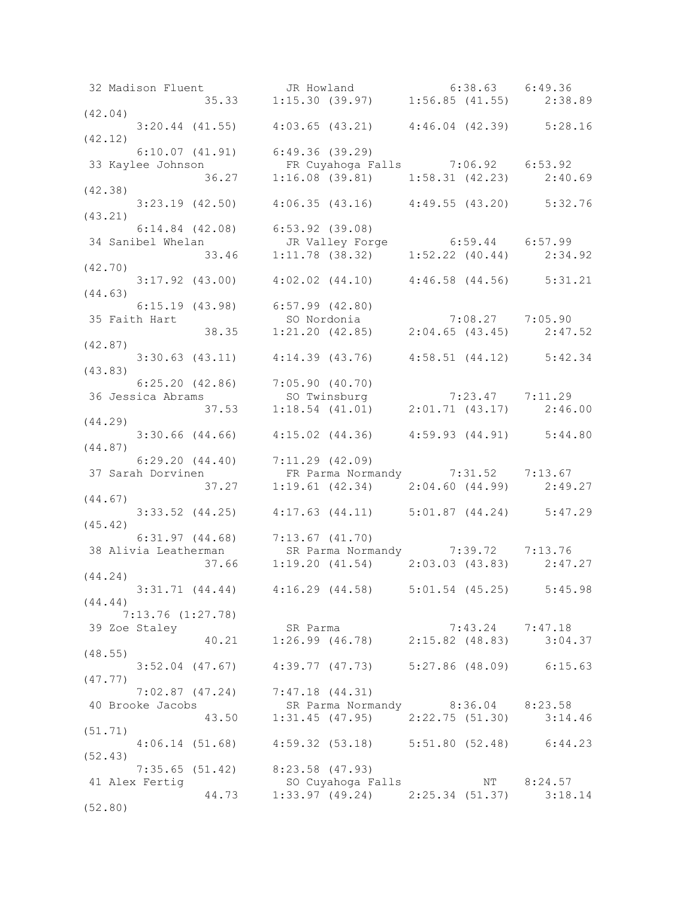```
 32 Madison Fluent          JR Howland              6:38.63   6:49.36 
                35.33     1:15.30 (39.97)     1:56.85 (41.55)     2:38.89 
(42.04)
       3:20.44 (41.55)     4:03.65 (43.21)     4:46.04 (42.39)     5:28.16 
(42.12)
       6:10.07 (41.91)     6:49.36 (39.29)
 33 Kaylee Johnson          FR Cuyahoga Falls       7:06.92   6:53.92 
                36.27     1:16.08 (39.81)     1:58.31 (42.23)     2:40.69 
(42.38)
       3:23.19 (42.50)     4:06.35 (43.16)     4:49.55 (43.20)     5:32.76 
(43.21)
       6:14.84 (42.08)     6:53.92 (39.08)
 34 Sanibel Whelan          JR Valley Forge         6:59.44   6:57.99 
                33.46     1:11.78 (38.32)     1:52.22 (40.44)     2:34.92 
(42.70)
       3:17.92 (43.00)     4:02.02 (44.10)     4:46.58 (44.56)     5:31.21 
(44.63)
       6:15.19 (43.98)     6:57.99 (42.80)
 35 Faith Hart              SO Nordonia             7:08.27   7:05.90 
                38.35     1:21.20 (42.85)     2:04.65 (43.45)     2:47.52 
(42.87)
       3:30.63 (43.11)     4:14.39 (43.76)     4:58.51 (44.12)     5:42.34 
(43.83)
       6:25.20 (42.86)     7:05.90 (40.70)
 36 Jessica Abrams          SO Twinsburg            7:23.47   7:11.29 
                37.53     1:18.54 (41.01)     2:01.71 (43.17)     2:46.00 
(44.29)
       3:30.66 (44.66)     4:15.02 (44.36)     4:59.93 (44.91)     5:44.80 
(44.87)
       6:29.20 (44.40)     7:11.29 (42.09)
 37 Sarah Dorvinen          FR Parma Normandy       7:31.52   7:13.67 
                37.27     1:19.61 (42.34)     2:04.60 (44.99)     2:49.27 
(44.67)
       3:33.52 (44.25)     4:17.63 (44.11)     5:01.87 (44.24)     5:47.29 
(45.42)
       6:31.97 (44.68)     7:13.67 (41.70)
 38 Alivia Leatherman       SR Parma Normandy       7:39.72   7:13.76 
                37.66     1:19.20 (41.54)     2:03.03 (43.83)     2:47.27 
(44.24)
       3:31.71 (44.44)     4:16.29 (44.58)     5:01.54 (45.25)     5:45.98 
(44.44)
     7:13.76 (1:27.78)
 39 Zoe Staley              SR Parma                7:43.24   7:47.18 
                40.21     1:26.99 (46.78)     2:15.82 (48.83)     3:04.37 
(48.55)
       3:52.04 (47.67)     4:39.77 (47.73)     5:27.86 (48.09)     6:15.63 
(47.77)
       7:02.87 (47.24)     7:47.18 (44.31)
 40 Brooke Jacobs           SR Parma Normandy       8:36.04   8:23.58 
                43.50     1:31.45 (47.95)     2:22.75 (51.30)     3:14.46 
(51.71)
       4:06.14 (51.68)     4:59.32 (53.18)     5:51.80 (52.48)     6:44.23 
(52.43)
       7:35.65 (51.42)     8:23.58 (47.93)
 41 Alex Fertig             SO Cuyahoga Falls            NT   8:24.57 
                44.73     1:33.97 (49.24)     2:25.34 (51.37)     3:18.14 
(52.80)
```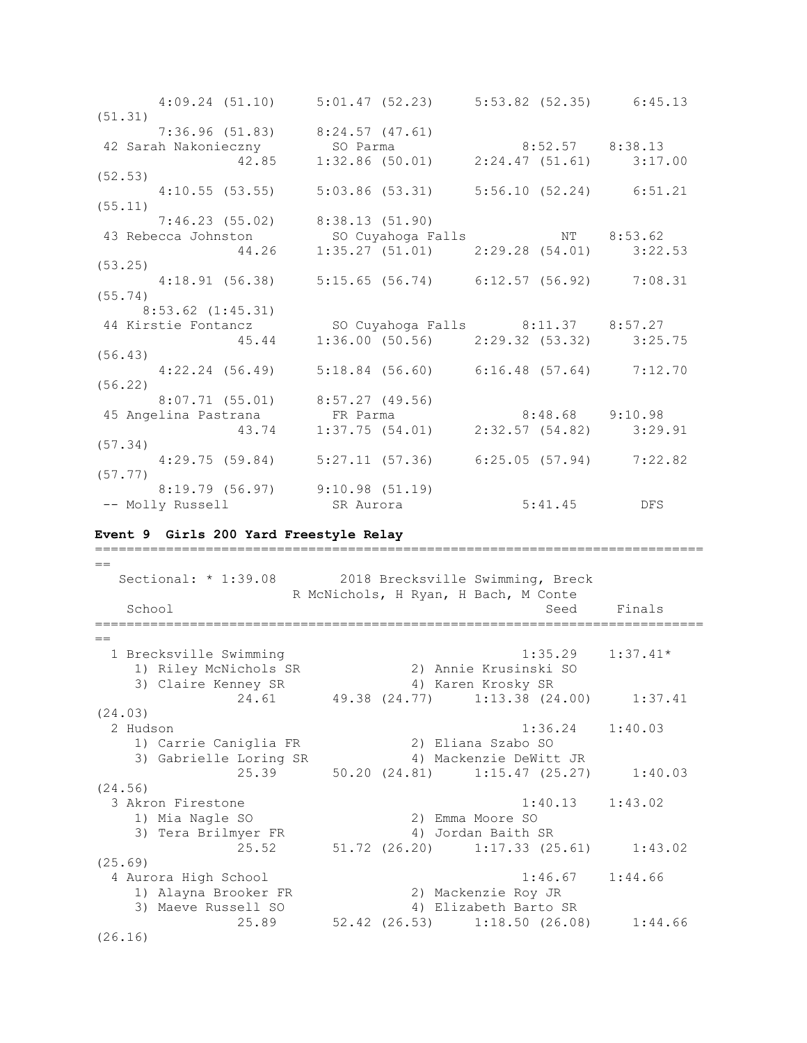```
        4:09.24 (51.10)     5:01.47 (52.23)     5:53.82 (52.35)     6:45.13
(51.31)
        7:36.96 (51.83)     8:24.57 (47.61)
 42 Sarah Nakonieczny        SO Parma                  8:52.57    8:38.13
                 42.85     1:32.86 (50.01)     2:24.47 (51.61)     3:17.00
(52.53)
        4:10.55 (53.55)     5:03.86 (53.31)     5:56.10 (52.24)     6:51.21
(55.11)
        7:46.23 (55.02)     8:38.13 (51.90)
 43 Rebecca Johnston         SO Cuyahoga Falls              NT    8:53.62
                 44.26     1:35.27 (51.01)     2:29.28 (54.01)     3:22.53
(53.25)
        4:18.91 (56.38)     5:15.65 (56.74)     6:12.57 (56.92)     7:08.31
(55.74)
      8:53.62 (1:45.31)
 44 Kirstie Fontancz         SO Cuyahoga Falls         8:11.37    8:57.27
                 45.44     1:36.00 (50.56)     2:29.32 (53.32)     3:25.75
(56.43)
        4:22.24 (56.49)     5:18.84 (56.60)     6:16.48 (57.64)     7:12.70
(56.22)
        8:07.71 (55.01)     8:57.27 (49.56)
 45 Angelina Pastrana        FR Parma                  8:48.68    9:10.98
                 43.74     1:37.75 (54.01)     2:32.57 (54.82)     3:29.91
(57.34)
        4:29.75 (59.84)     5:27.11 (57.36)     6:25.05 (57.94)     7:22.82
(57.77)
        8:19.79 (56.97)     9:10.98 (51.19)
 -- Molly Russell            SR Aurora                 5:41.45        DFS
```

**Event 9  Girls 200 Yard Freestyle Relay**

```
===============================================================================
==
   Sectional: * 1:39.08        2018 Brecksville Swimming, Breck
                         R McNichols, H Ryan, H Bach, M Conte
    School                                               Seed     Finals
===============================================================================
==
  1 Brecksville Swimming                               1:35.29    1:37.41*
     1) Riley McNichols SR              2) Annie Krusinski SO
     3) Claire Kenney SR                4) Karen Krosky SR
                 24.61       49.38 (24.77)     1:13.38 (24.00)     1:37.41
(24.03)
  2 Hudson                                             1:36.24    1:40.03
     1) Carrie Caniglia FR              2) Eliana Szabo SO
     3) Gabrielle Loring SR             4) Mackenzie DeWitt JR
                 25.39       50.20 (24.81)     1:15.47 (25.27)     1:40.03
(24.56)
  3 Akron Firestone                                    1:40.13    1:43.02
     1) Mia Nagle SO                    2) Emma Moore SO
     3) Tera Brilmyer FR                4) Jordan Baith SR
                 25.52       51.72 (26.20)     1:17.33 (25.61)     1:43.02
(25.69)
  4 Aurora High School                                 1:46.67    1:44.66
     1) Alayna Brooker FR               2) Mackenzie Roy JR
     3) Maeve Russell SO                4) Elizabeth Barto SR
                 25.89       52.42 (26.53)     1:18.50 (26.08)     1:44.66
(26.16)
```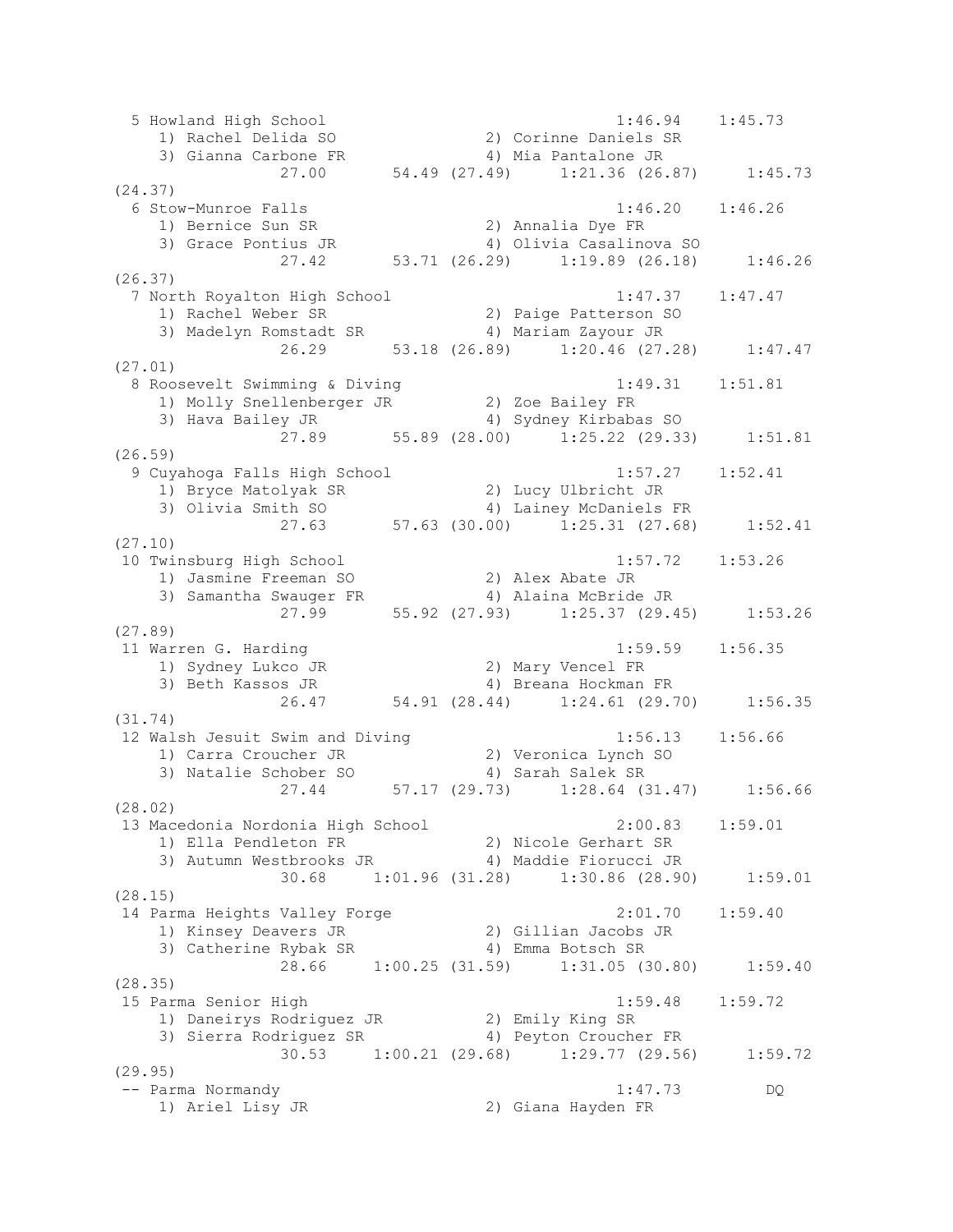```
  5 Howland High School                                1:46.94    1:45.73
     1) Rachel Delida SO               2) Corinne Daniels SR
     3) Gianna Carbone FR              4) Mia Pantalone JR
               27.00       54.49 (27.49)     1:21.36 (26.87)     1:45.73
(24.37)
  6 Stow-Munroe Falls                                  1:46.20    1:46.26
     1) Bernice Sun SR                 2) Annalia Dye FR
     3) Grace Pontius JR               4) Olivia Casalinova SO
               27.42       53.71 (26.29)     1:19.89 (26.18)     1:46.26
(26.37)
  7 North Royalton High School                         1:47.37    1:47.47
     1) Rachel Weber SR                2) Paige Patterson SO
     3) Madelyn Romstadt SR            4) Mariam Zayour JR
               26.29       53.18 (26.89)     1:20.46 (27.28)     1:47.47
(27.01)
  8 Roosevelt Swimming & Diving                        1:49.31    1:51.81
     1) Molly Snellenberger JR         2) Zoe Bailey FR
     3) Hava Bailey JR                 4) Sydney Kirbabas SO
               27.89       55.89 (28.00)     1:25.22 (29.33)     1:51.81
(26.59)
  9 Cuyahoga Falls High School                         1:57.27    1:52.41
     1) Bryce Matolyak SR              2) Lucy Ulbricht JR
     3) Olivia Smith SO                4) Lainey McDaniels FR
               27.63       57.63 (30.00)     1:25.31 (27.68)     1:52.41
(27.10)
 10 Twinsburg High School                              1:57.72    1:53.26
     1) Jasmine Freeman SO             2) Alex Abate JR
     3) Samantha Swauger FR            4) Alaina McBride JR
               27.99       55.92 (27.93)     1:25.37 (29.45)     1:53.26
(27.89)
 11 Warren G. Harding                                  1:59.59    1:56.35
     1) Sydney Lukco JR                2) Mary Vencel FR
     3) Beth Kassos JR                 4) Breana Hockman FR
               26.47       54.91 (28.44)     1:24.61 (29.70)     1:56.35
(31.74)
 12 Walsh Jesuit Swim and Diving                       1:56.13    1:56.66
     1) Carra Croucher JR              2) Veronica Lynch SO
     3) Natalie Schober SO             4) Sarah Salek SR
               27.44       57.17 (29.73)     1:28.64 (31.47)     1:56.66
(28.02)
 13 Macedonia Nordonia High School                     2:00.83    1:59.01
     1) Ella Pendleton FR              2) Nicole Gerhart SR
     3) Autumn Westbrooks JR           4) Maddie Fiorucci JR
               30.68     1:01.96 (31.28)     1:30.86 (28.90)     1:59.01
(28.15)
 14 Parma Heights Valley Forge                         2:01.70    1:59.40
     1) Kinsey Deavers JR              2) Gillian Jacobs JR
     3) Catherine Rybak SR             4) Emma Botsch SR
               28.66     1:00.25 (31.59)     1:31.05 (30.80)     1:59.40
(28.35)
 15 Parma Senior High                                  1:59.48    1:59.72
     1) Daneirys Rodriguez JR          2) Emily King SR
     3) Sierra Rodriguez SR            4) Peyton Croucher FR
               30.53     1:00.21 (29.68)     1:29.77 (29.56)     1:59.72
(29.95)
 -- Parma Normandy                                     1:47.73         DQ
     1) Ariel Lisy JR                  2) Giana Hayden FR
```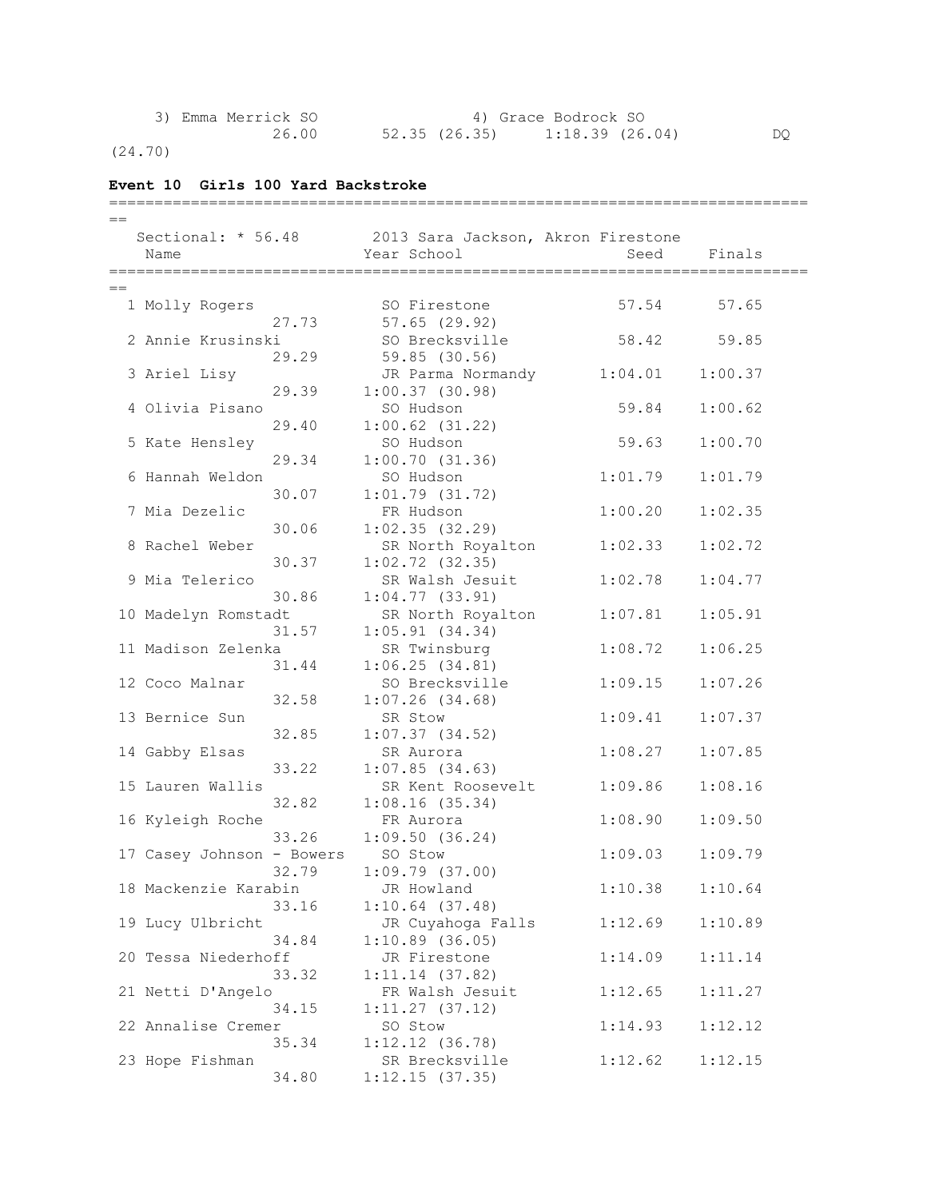3) Emma Merrick SO 4) Grace Bodrock SO
26.00 52.35 (26.35) 1:18.39 (26.04) DQ
(24.70)

### Event 10 Girls 100 Yard Backstroke

Sectional: * 56.48 2013 Sara Jackson, Akron Firestone

| | Name | Year | School | Seed | Finals |
|---|---|---|---|---|---|
| 1 | Molly Rogers | SO | Firestone | 57.54 | 57.65 |
| | 27.73 | 57.65 (29.92) | | | |
| 2 | Annie Krusinski | SO | Brecksville | 58.42 | 59.85 |
| | 29.29 | 59.85 (30.56) | | | |
| 3 | Ariel Lisy | JR | Parma Normandy | 1:04.01 | 1:00.37 |
| | 29.39 | 1:00.37 (30.98) | | | |
| 4 | Olivia Pisano | SO | Hudson | 59.84 | 1:00.62 |
| | 29.40 | 1:00.62 (31.22) | | | |
| 5 | Kate Hensley | SO | Hudson | 59.63 | 1:00.70 |
| | 29.34 | 1:00.70 (31.36) | | | |
| 6 | Hannah Weldon | SO | Hudson | 1:01.79 | 1:01.79 |
| | 30.07 | 1:01.79 (31.72) | | | |
| 7 | Mia Dezelic | FR | Hudson | 1:00.20 | 1:02.35 |
| | 30.06 | 1:02.35 (32.29) | | | |
| 8 | Rachel Weber | SR | North Royalton | 1:02.33 | 1:02.72 |
| | 30.37 | 1:02.72 (32.35) | | | |
| 9 | Mia Telerico | SR | Walsh Jesuit | 1:02.78 | 1:04.77 |
| | 30.86 | 1:04.77 (33.91) | | | |
| 10 | Madelyn Romstadt | SR | North Royalton | 1:07.81 | 1:05.91 |
| | 31.57 | 1:05.91 (34.34) | | | |
| 11 | Madison Zelenka | SR | Twinsburg | 1:08.72 | 1:06.25 |
| | 31.44 | 1:06.25 (34.81) | | | |
| 12 | Coco Malnar | SO | Brecksville | 1:09.15 | 1:07.26 |
| | 32.58 | 1:07.26 (34.68) | | | |
| 13 | Bernice Sun | SR | Stow | 1:09.41 | 1:07.37 |
| | 32.85 | 1:07.37 (34.52) | | | |
| 14 | Gabby Elsas | SR | Aurora | 1:08.27 | 1:07.85 |
| | 33.22 | 1:07.85 (34.63) | | | |
| 15 | Lauren Wallis | SR | Kent Roosevelt | 1:09.86 | 1:08.16 |
| | 32.82 | 1:08.16 (35.34) | | | |
| 16 | Kyleigh Roche | FR | Aurora | 1:08.90 | 1:09.50 |
| | 33.26 | 1:09.50 (36.24) | | | |
| 17 | Casey Johnson - Bowers | SO | Stow | 1:09.03 | 1:09.79 |
| | 32.79 | 1:09.79 (37.00) | | | |
| 18 | Mackenzie Karabin | JR | Howland | 1:10.38 | 1:10.64 |
| | 33.16 | 1:10.64 (37.48) | | | |
| 19 | Lucy Ulbricht | JR | Cuyahoga Falls | 1:12.69 | 1:10.89 |
| | 34.84 | 1:10.89 (36.05) | | | |
| 20 | Tessa Niederhoff | JR | Firestone | 1:14.09 | 1:11.14 |
| | 33.32 | 1:11.14 (37.82) | | | |
| 21 | Netti D'Angelo | FR | Walsh Jesuit | 1:12.65 | 1:11.27 |
| | 34.15 | 1:11.27 (37.12) | | | |
| 22 | Annalise Cremer | SO | Stow | 1:14.93 | 1:12.12 |
| | 35.34 | 1:12.12 (36.78) | | | |
| 23 | Hope Fishman | SR | Brecksville | 1:12.62 | 1:12.15 |
| | 34.80 | 1:12.15 (37.35) | | | |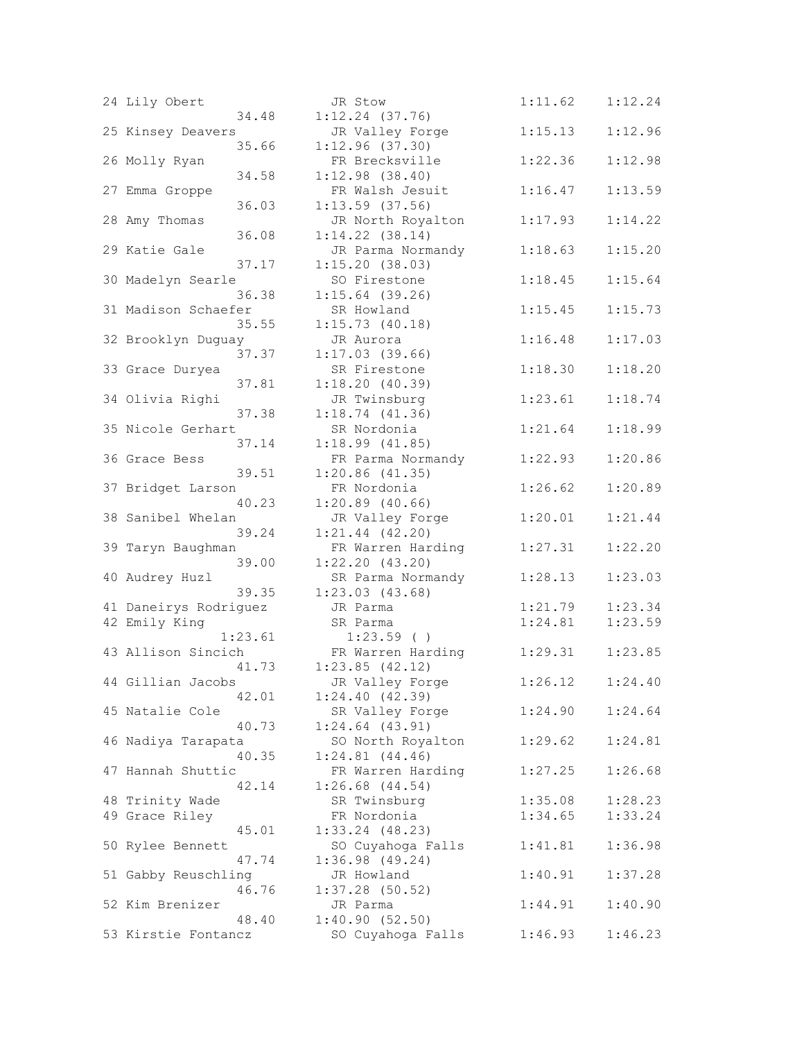```
 24 Lily Obert                 JR Stow                  1:11.62    1:12.24
                  34.48      1:12.24 (37.76)
 25 Kinsey Deavers             JR Valley Forge          1:15.13    1:12.96
                  35.66      1:12.96 (37.30)
 26 Molly Ryan                 FR Brecksville           1:22.36    1:12.98
                  34.58      1:12.98 (38.40)
 27 Emma Groppe                FR Walsh Jesuit          1:16.47    1:13.59
                  36.03      1:13.59 (37.56)
 28 Amy Thomas                 JR North Royalton        1:17.93    1:14.22
                  36.08      1:14.22 (38.14)
 29 Katie Gale                 JR Parma Normandy        1:18.63    1:15.20
                  37.17      1:15.20 (38.03)
 30 Madelyn Searle             SO Firestone             1:18.45    1:15.64
                  36.38      1:15.64 (39.26)
 31 Madison Schaefer           SR Howland               1:15.45    1:15.73
                  35.55      1:15.73 (40.18)
 32 Brooklyn Duguay            JR Aurora                1:16.48    1:17.03
                  37.37      1:17.03 (39.66)
 33 Grace Duryea               SR Firestone             1:18.30    1:18.20
                  37.81      1:18.20 (40.39)
 34 Olivia Righi               JR Twinsburg             1:23.61    1:18.74
                  37.38      1:18.74 (41.36)
 35 Nicole Gerhart             SR Nordonia              1:21.64    1:18.99
                  37.14      1:18.99 (41.85)
 36 Grace Bess                 FR Parma Normandy        1:22.93    1:20.86
                  39.51      1:20.86 (41.35)
 37 Bridget Larson             FR Nordonia              1:26.62    1:20.89
                  40.23      1:20.89 (40.66)
 38 Sanibel Whelan             JR Valley Forge          1:20.01    1:21.44
                  39.24      1:21.44 (42.20)
 39 Taryn Baughman             FR Warren Harding        1:27.31    1:22.20
                  39.00      1:22.20 (43.20)
 40 Audrey Huzl                SR Parma Normandy        1:28.13    1:23.03
                  39.35      1:23.03 (43.68)
 41 Daneirys Rodriguez         JR Parma                 1:21.79    1:23.34
 42 Emily King                 SR Parma                 1:24.81    1:23.59
                1:23.61        1:23.59 ( )
 43 Allison Sincich            FR Warren Harding        1:29.31    1:23.85
                  41.73      1:23.85 (42.12)
 44 Gillian Jacobs             JR Valley Forge          1:26.12    1:24.40
                  42.01      1:24.40 (42.39)
 45 Natalie Cole               SR Valley Forge          1:24.90    1:24.64
                  40.73      1:24.64 (43.91)
 46 Nadiya Tarapata            SO North Royalton        1:29.62    1:24.81
                  40.35      1:24.81 (44.46)
 47 Hannah Shuttic             FR Warren Harding        1:27.25    1:26.68
                  42.14      1:26.68 (44.54)
 48 Trinity Wade               SR Twinsburg             1:35.08    1:28.23
 49 Grace Riley                FR Nordonia              1:34.65    1:33.24
                  45.01      1:33.24 (48.23)
 50 Rylee Bennett              SO Cuyahoga Falls        1:41.81    1:36.98
                  47.74      1:36.98 (49.24)
 51 Gabby Reuschling           JR Howland               1:40.91    1:37.28
                  46.76      1:37.28 (50.52)
 52 Kim Brenizer               JR Parma                 1:44.91    1:40.90
                  48.40      1:40.90 (52.50)
 53 Kirstie Fontancz           SO Cuyahoga Falls        1:46.93    1:46.23
```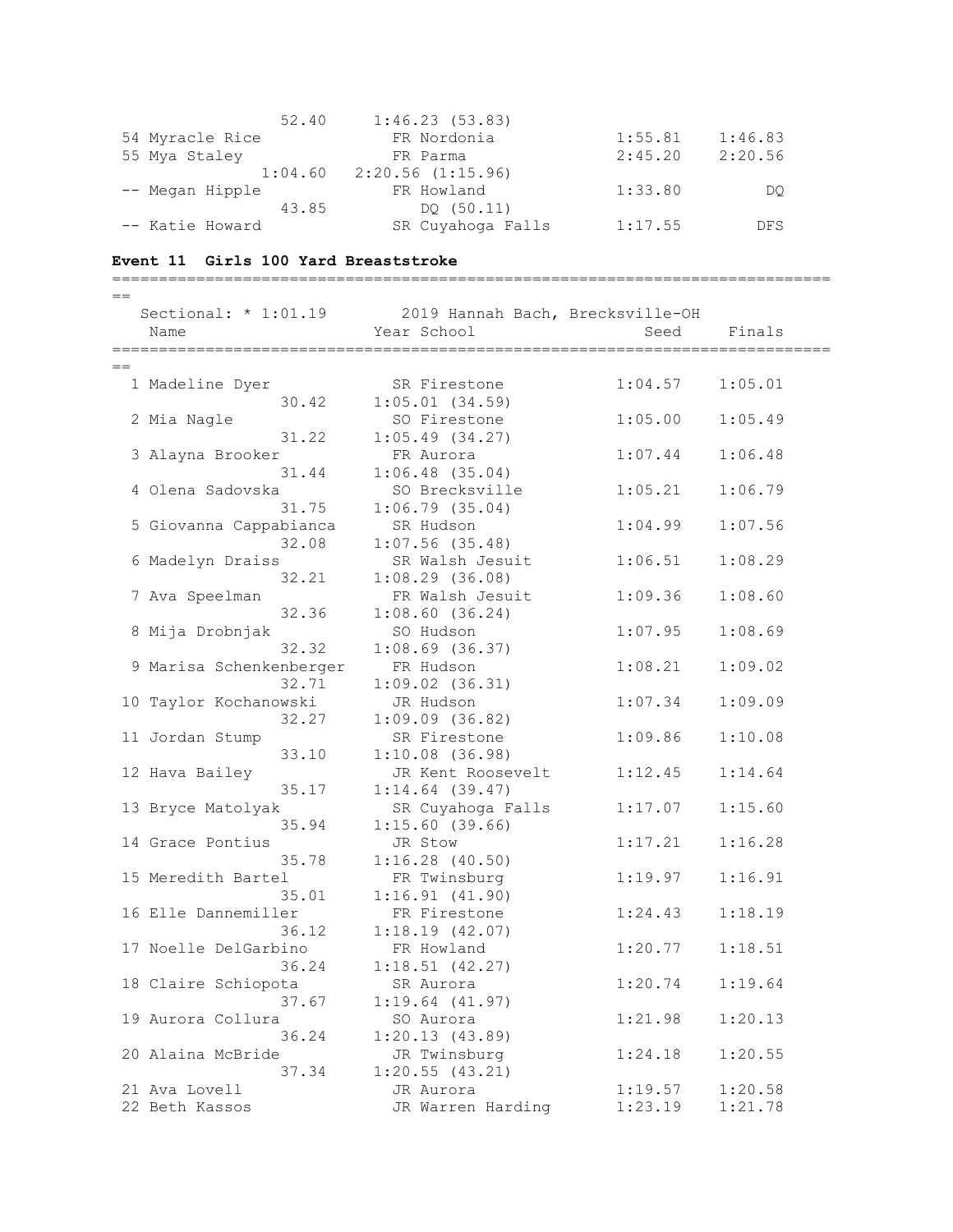| | | | |
|---|---|---|---|
| 52.40 | 1:46.23 (53.83) | | |
| 54 Myracle Rice | FR Nordonia | 1:55.81 | 1:46.83 |
| 55 Mya Staley | FR Parma | 2:45.20 | 2:20.56 |
| 1:04.60 | 2:20.56 (1:15.96) | | |
| -- Megan Hipple | FR Howland | 1:33.80 | DQ |
| 43.85 | DQ (50.11) | | |
| -- Katie Howard | SR Cuyahoga Falls | 1:17.55 | DFS |

**Event 11  Girls 100 Yard Breaststroke**

Sectional: * 1:01.19    2019 Hannah Bach, Brecksville-OH

| Name | Year School | Seed | Finals |
|---|---|---|---|
| 1 Madeline Dyer | SR Firestone | 1:04.57 | 1:05.01 |
| 30.42 | 1:05.01 (34.59) | | |
| 2 Mia Nagle | SO Firestone | 1:05.00 | 1:05.49 |
| 31.22 | 1:05.49 (34.27) | | |
| 3 Alayna Brooker | FR Aurora | 1:07.44 | 1:06.48 |
| 31.44 | 1:06.48 (35.04) | | |
| 4 Olena Sadovska | SO Brecksville | 1:05.21 | 1:06.79 |
| 31.75 | 1:06.79 (35.04) | | |
| 5 Giovanna Cappabianca | SR Hudson | 1:04.99 | 1:07.56 |
| 32.08 | 1:07.56 (35.48) | | |
| 6 Madelyn Draiss | SR Walsh Jesuit | 1:06.51 | 1:08.29 |
| 32.21 | 1:08.29 (36.08) | | |
| 7 Ava Speelman | FR Walsh Jesuit | 1:09.36 | 1:08.60 |
| 32.36 | 1:08.60 (36.24) | | |
| 8 Mija Drobnjak | SO Hudson | 1:07.95 | 1:08.69 |
| 32.32 | 1:08.69 (36.37) | | |
| 9 Marisa Schenkenberger | FR Hudson | 1:08.21 | 1:09.02 |
| 32.71 | 1:09.02 (36.31) | | |
| 10 Taylor Kochanowski | JR Hudson | 1:07.34 | 1:09.09 |
| 32.27 | 1:09.09 (36.82) | | |
| 11 Jordan Stump | SR Firestone | 1:09.86 | 1:10.08 |
| 33.10 | 1:10.08 (36.98) | | |
| 12 Hava Bailey | JR Kent Roosevelt | 1:12.45 | 1:14.64 |
| 35.17 | 1:14.64 (39.47) | | |
| 13 Bryce Matolyak | SR Cuyahoga Falls | 1:17.07 | 1:15.60 |
| 35.94 | 1:15.60 (39.66) | | |
| 14 Grace Pontius | JR Stow | 1:17.21 | 1:16.28 |
| 35.78 | 1:16.28 (40.50) | | |
| 15 Meredith Bartel | FR Twinsburg | 1:19.97 | 1:16.91 |
| 35.01 | 1:16.91 (41.90) | | |
| 16 Elle Dannemiller | FR Firestone | 1:24.43 | 1:18.19 |
| 36.12 | 1:18.19 (42.07) | | |
| 17 Noelle DelGarbino | FR Howland | 1:20.77 | 1:18.51 |
| 36.24 | 1:18.51 (42.27) | | |
| 18 Claire Schiopota | SR Aurora | 1:20.74 | 1:19.64 |
| 37.67 | 1:19.64 (41.97) | | |
| 19 Aurora Collura | SO Aurora | 1:21.98 | 1:20.13 |
| 36.24 | 1:20.13 (43.89) | | |
| 20 Alaina McBride | JR Twinsburg | 1:24.18 | 1:20.55 |
| 37.34 | 1:20.55 (43.21) | | |
| 21 Ava Lovell | JR Aurora | 1:19.57 | 1:20.58 |
| 22 Beth Kassos | JR Warren Harding | 1:23.19 | 1:21.78 |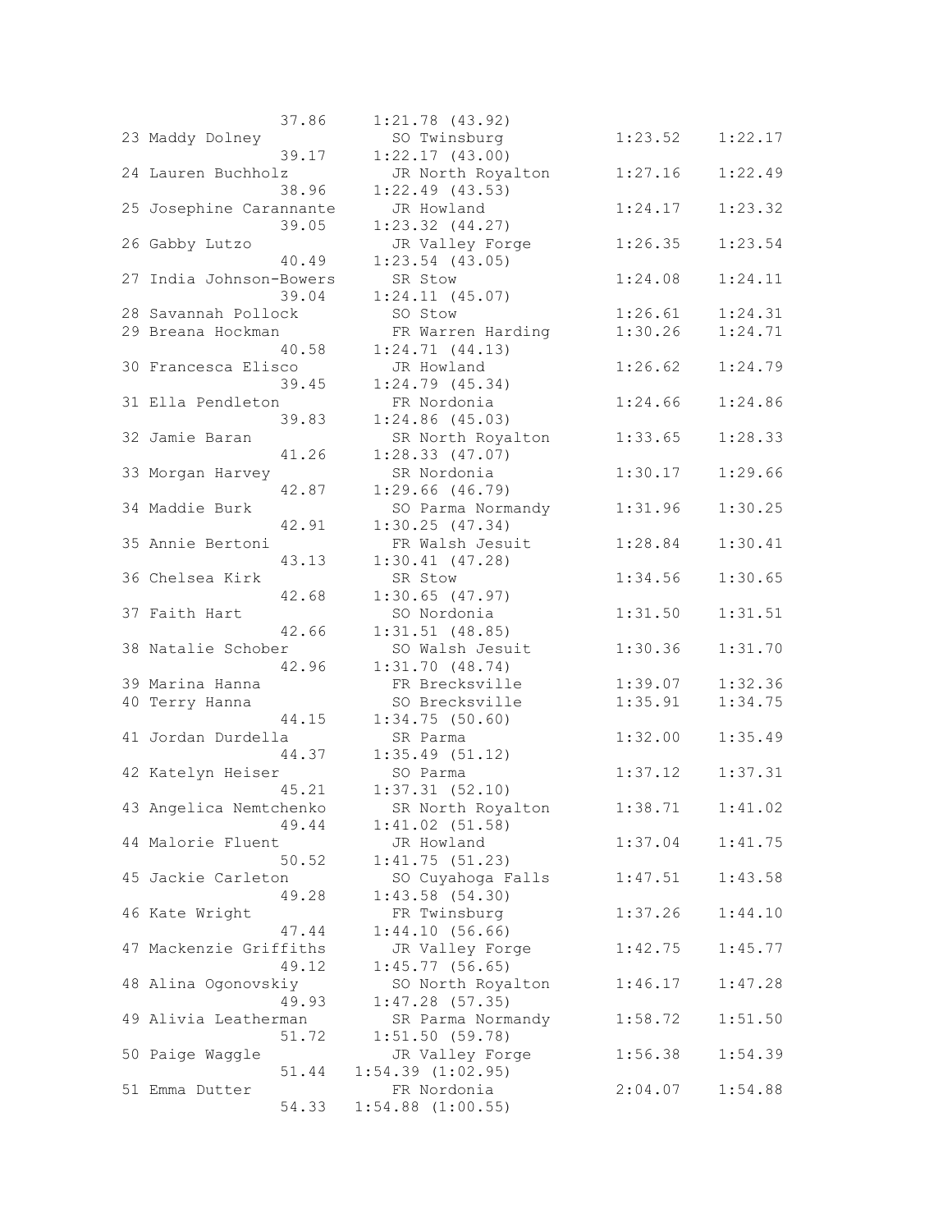```
                 37.86     1:21.78 (43.92)
 23 Maddy Dolney             SO Twinsburg             1:23.52    1:22.17
                 39.17     1:22.17 (43.00)
 24 Lauren Buchholz          JR North Royalton        1:27.16    1:22.49
                 38.96     1:22.49 (43.53)
 25 Josephine Carannante     JR Howland               1:24.17    1:23.32
                 39.05     1:23.32 (44.27)
 26 Gabby Lutzo              JR Valley Forge          1:26.35    1:23.54
                 40.49     1:23.54 (43.05)
 27 India Johnson-Bowers     SR Stow                  1:24.08    1:24.11
                 39.04     1:24.11 (45.07)
 28 Savannah Pollock         SO Stow                  1:26.61    1:24.31
 29 Breana Hockman           FR Warren Harding        1:30.26    1:24.71
                 40.58     1:24.71 (44.13)
 30 Francesca Elisco         JR Howland               1:26.62    1:24.79
                 39.45     1:24.79 (45.34)
 31 Ella Pendleton           FR Nordonia              1:24.66    1:24.86
                 39.83     1:24.86 (45.03)
 32 Jamie Baran              SR North Royalton        1:33.65    1:28.33
                 41.26     1:28.33 (47.07)
 33 Morgan Harvey            SR Nordonia              1:30.17    1:29.66
                 42.87     1:29.66 (46.79)
 34 Maddie Burk              SO Parma Normandy        1:31.96    1:30.25
                 42.91     1:30.25 (47.34)
 35 Annie Bertoni            FR Walsh Jesuit          1:28.84    1:30.41
                 43.13     1:30.41 (47.28)
 36 Chelsea Kirk             SR Stow                  1:34.56    1:30.65
                 42.68     1:30.65 (47.97)
 37 Faith Hart               SO Nordonia              1:31.50    1:31.51
                 42.66     1:31.51 (48.85)
 38 Natalie Schober          SO Walsh Jesuit          1:30.36    1:31.70
                 42.96     1:31.70 (48.74)
 39 Marina Hanna             FR Brecksville           1:39.07    1:32.36
 40 Terry Hanna              SO Brecksville           1:35.91    1:34.75
                 44.15     1:34.75 (50.60)
 41 Jordan Durdella          SR Parma                 1:32.00    1:35.49
                 44.37     1:35.49 (51.12)
 42 Katelyn Heiser           SO Parma                 1:37.12    1:37.31
                 45.21     1:37.31 (52.10)
 43 Angelica Nemtchenko      SR North Royalton        1:38.71    1:41.02
                 49.44     1:41.02 (51.58)
 44 Malorie Fluent           JR Howland               1:37.04    1:41.75
                 50.52     1:41.75 (51.23)
 45 Jackie Carleton          SO Cuyahoga Falls        1:47.51    1:43.58
                 49.28     1:43.58 (54.30)
 46 Kate Wright              FR Twinsburg             1:37.26    1:44.10
                 47.44     1:44.10 (56.66)
 47 Mackenzie Griffiths      JR Valley Forge          1:42.75    1:45.77
                 49.12     1:45.77 (56.65)
 48 Alina Ogonovskiy         SO North Royalton        1:46.17    1:47.28
                 49.93     1:47.28 (57.35)
 49 Alivia Leatherman        SR Parma Normandy        1:58.72    1:51.50
                 51.72     1:51.50 (59.78)
 50 Paige Waggle             JR Valley Forge          1:56.38    1:54.39
                 51.44   1:54.39 (1:02.95)
 51 Emma Dutter              FR Nordonia              2:04.07    1:54.88
                 54.33   1:54.88 (1:00.55)
```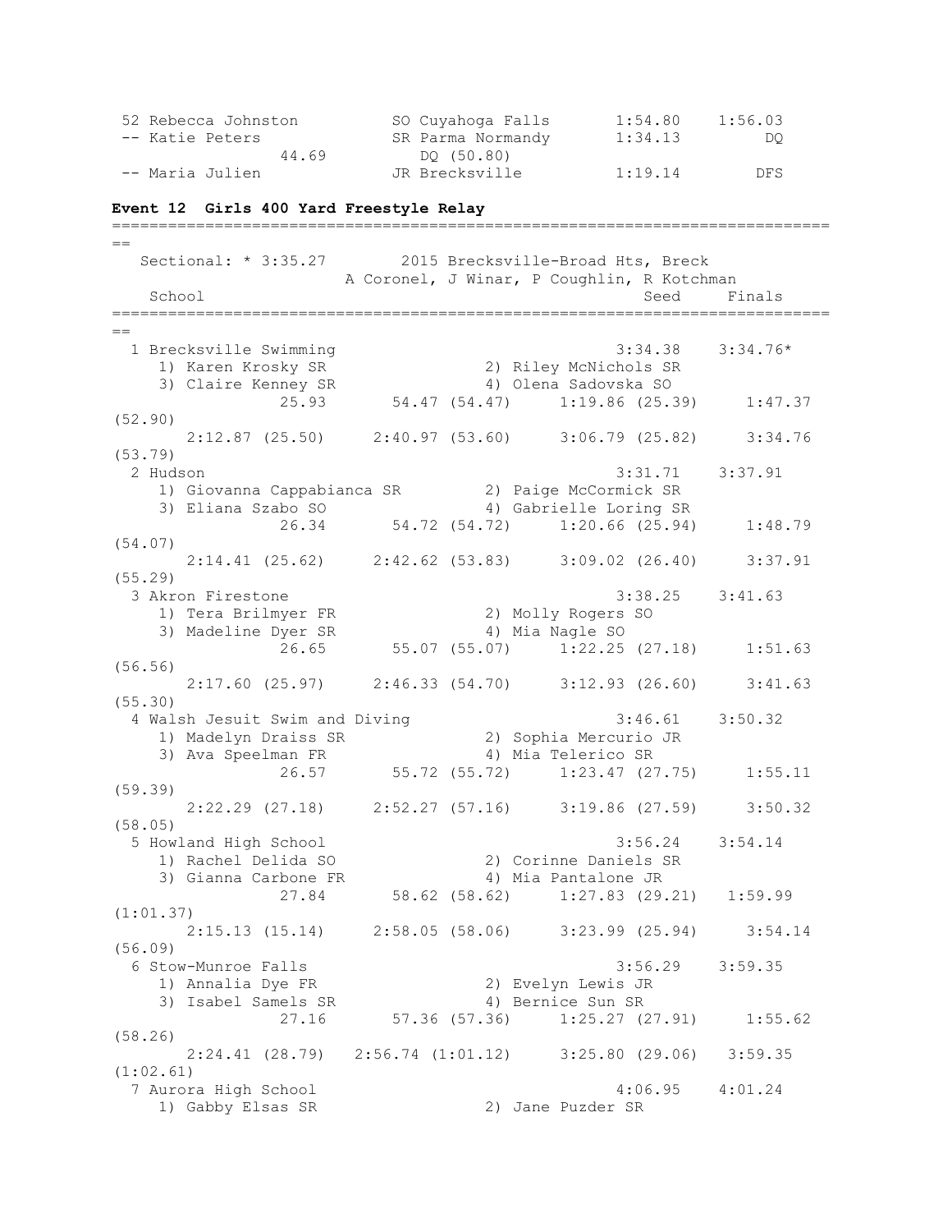```
 52 Rebecca Johnston          SO Cuyahoga Falls       1:54.80    1:56.03
 -- Katie Peters              SR Parma Normandy       1:34.13         DQ
              44.69              DQ (50.80)
 -- Maria Julien              JR Brecksville          1:19.14        DFS
```

**Event 12  Girls 400 Yard Freestyle Relay**

```
===============================================================================
==
   Sectional: * 3:35.27        2015 Brecksville-Broad Hts, Breck
                      A Coronel, J Winar, P Coughlin, R Kotchman
    School                                                   Seed     Finals
===============================================================================
==
  1 Brecksville Swimming                                  3:34.38    3:34.76*
     1) Karen Krosky SR                 2) Riley McNichols SR
     3) Claire Kenney SR                4) Olena Sadovska SO
              25.93       54.47 (54.47)     1:19.86 (25.39)     1:47.37
(52.90)
       2:12.87 (25.50)     2:40.97 (53.60)     3:06.79 (25.82)     3:34.76
(53.79)
  2 Hudson                                                3:31.71    3:37.91
     1) Giovanna Cappabianca SR         2) Paige McCormick SR
     3) Eliana Szabo SO                 4) Gabrielle Loring SR
              26.34       54.72 (54.72)     1:20.66 (25.94)     1:48.79
(54.07)
       2:14.41 (25.62)     2:42.62 (53.83)     3:09.02 (26.40)     3:37.91
(55.29)
  3 Akron Firestone                                       3:38.25    3:41.63
     1) Tera Brilmyer FR                2) Molly Rogers SO
     3) Madeline Dyer SR                4) Mia Nagle SO
              26.65       55.07 (55.07)     1:22.25 (27.18)     1:51.63
(56.56)
       2:17.60 (25.97)     2:46.33 (54.70)     3:12.93 (26.60)     3:41.63
(55.30)
  4 Walsh Jesuit Swim and Diving                          3:46.61    3:50.32
     1) Madelyn Draiss SR               2) Sophia Mercurio JR
     3) Ava Speelman FR                 4) Mia Telerico SR
              26.57       55.72 (55.72)     1:23.47 (27.75)     1:55.11
(59.39)
       2:22.29 (27.18)     2:52.27 (57.16)     3:19.86 (27.59)     3:50.32
(58.05)
  5 Howland High School                                   3:56.24    3:54.14
     1) Rachel Delida SO                2) Corinne Daniels SR
     3) Gianna Carbone FR               4) Mia Pantalone JR
              27.84       58.62 (58.62)     1:27.83 (29.21)   1:59.99
(1:01.37)
       2:15.13 (15.14)     2:58.05 (58.06)     3:23.99 (25.94)     3:54.14
(56.09)
  6 Stow-Munroe Falls                                     3:56.29    3:59.35
     1) Annalia Dye FR                  2) Evelyn Lewis JR
     3) Isabel Samels SR                4) Bernice Sun SR
              27.16       57.36 (57.36)     1:25.27 (27.91)     1:55.62
(58.26)
       2:24.41 (28.79)   2:56.74 (1:01.12)     3:25.80 (29.06)   3:59.35
(1:02.61)
  7 Aurora High School                                    4:06.95    4:01.24
     1) Gabby Elsas SR                  2) Jane Puzder SR
```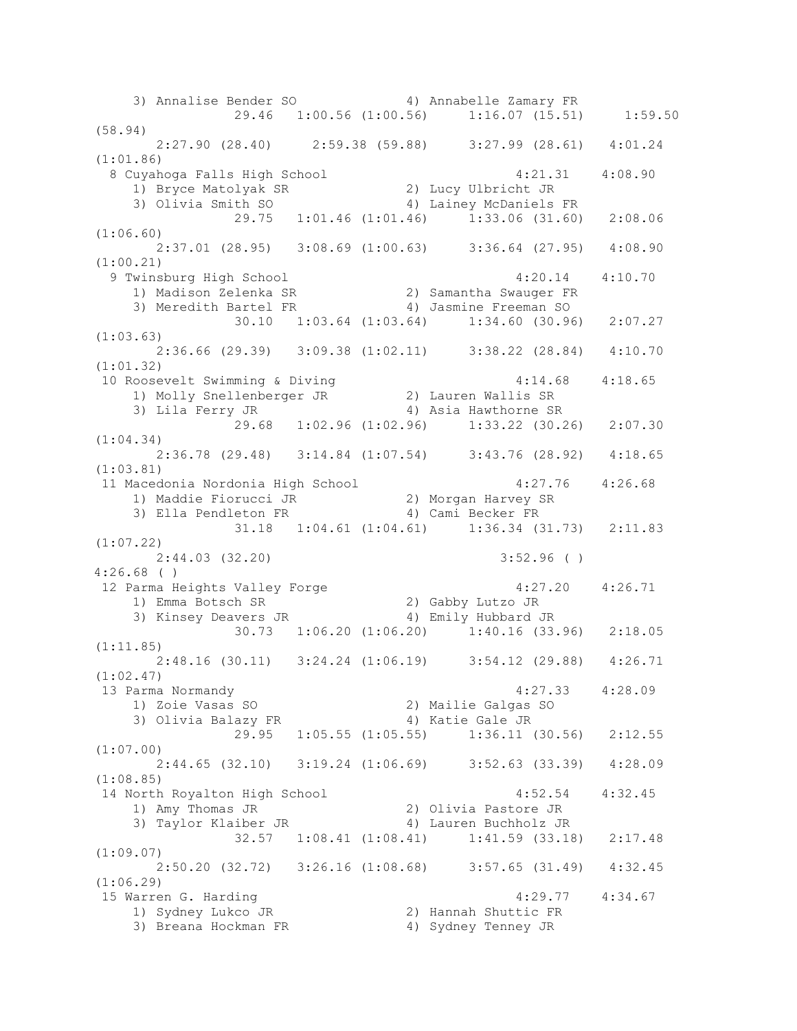```
    3) Annalise Bender SO              4) Annabelle Zamary FR
               29.46   1:00.56 (1:00.56)     1:16.07 (15.51)     1:59.50
(58.94)
       2:27.90 (28.40)     2:59.38 (59.88)     3:27.99 (28.61)   4:01.24
(1:01.86)
  8 Cuyahoga Falls High School                        4:21.31    4:08.90
    1) Bryce Matolyak SR               2) Lucy Ulbricht JR
    3) Olivia Smith SO                 4) Lainey McDaniels FR
               29.75   1:01.46 (1:01.46)     1:33.06 (31.60)   2:08.06
(1:06.60)
       2:37.01 (28.95)   3:08.69 (1:00.63)     3:36.64 (27.95)   4:08.90
(1:00.21)
  9 Twinsburg High School                             4:20.14    4:10.70
    1) Madison Zelenka SR              2) Samantha Swauger FR
    3) Meredith Bartel FR              4) Jasmine Freeman SO
               30.10   1:03.64 (1:03.64)     1:34.60 (30.96)   2:07.27
(1:03.63)
       2:36.66 (29.39)   3:09.38 (1:02.11)     3:38.22 (28.84)   4:10.70
(1:01.32)
 10 Roosevelt Swimming & Diving                       4:14.68    4:18.65
    1) Molly Snellenberger JR          2) Lauren Wallis SR
    3) Lila Ferry JR                   4) Asia Hawthorne SR
               29.68   1:02.96 (1:02.96)     1:33.22 (30.26)   2:07.30
(1:04.34)
       2:36.78 (29.48)   3:14.84 (1:07.54)     3:43.76 (28.92)   4:18.65
(1:03.81)
 11 Macedonia Nordonia High School                    4:27.76    4:26.68
    1) Maddie Fiorucci JR              2) Morgan Harvey SR
    3) Ella Pendleton FR               4) Cami Becker FR
               31.18   1:04.61 (1:04.61)     1:36.34 (31.73)   2:11.83
(1:07.22)
       2:44.03 (32.20)                         3:52.96 ( )
4:26.68 ( )
 12 Parma Heights Valley Forge                        4:27.20    4:26.71
    1) Emma Botsch SR                  2) Gabby Lutzo JR
    3) Kinsey Deavers JR               4) Emily Hubbard JR
               30.73   1:06.20 (1:06.20)     1:40.16 (33.96)   2:18.05
(1:11.85)
       2:48.16 (30.11)   3:24.24 (1:06.19)     3:54.12 (29.88)   4:26.71
(1:02.47)
 13 Parma Normandy                                    4:27.33    4:28.09
    1) Zoie Vasas SO                   2) Mailie Galgas SO
    3) Olivia Balazy FR                4) Katie Gale JR
               29.95   1:05.55 (1:05.55)     1:36.11 (30.56)   2:12.55
(1:07.00)
       2:44.65 (32.10)   3:19.24 (1:06.69)     3:52.63 (33.39)   4:28.09
(1:08.85)
 14 North Royalton High School                        4:52.54    4:32.45
    1) Amy Thomas JR                   2) Olivia Pastore JR
    3) Taylor Klaiber JR               4) Lauren Buchholz JR
               32.57   1:08.41 (1:08.41)     1:41.59 (33.18)   2:17.48
(1:09.07)
       2:50.20 (32.72)   3:26.16 (1:08.68)     3:57.65 (31.49)   4:32.45
(1:06.29)
 15 Warren G. Harding                                 4:29.77    4:34.67
    1) Sydney Lukco JR                 2) Hannah Shuttic FR
    3) Breana Hockman FR               4) Sydney Tenney JR
```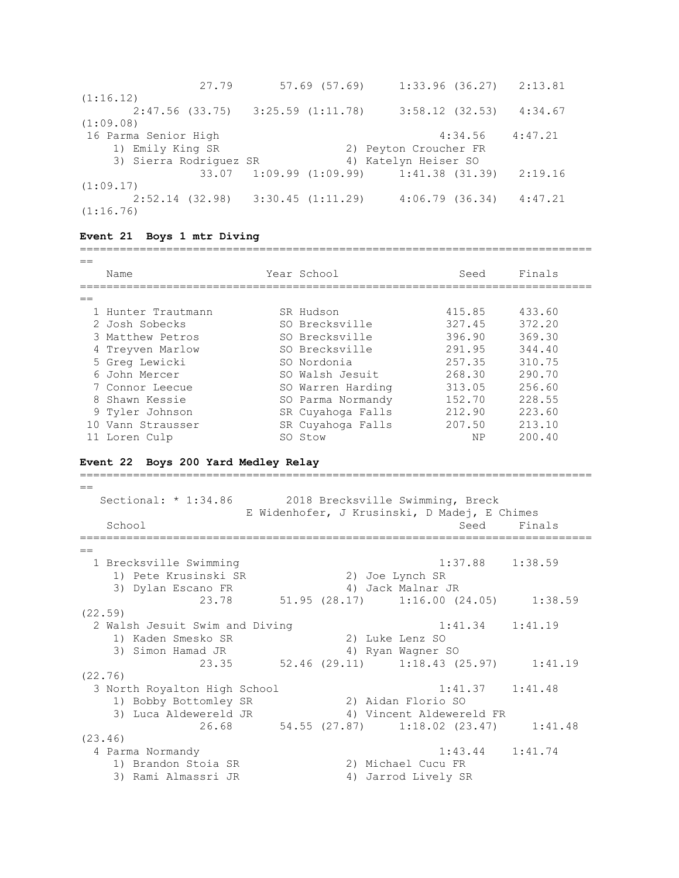```
              27.79       57.69 (57.69)     1:33.96 (36.27)   2:13.81 (1:16.12)
       2:47.56 (33.75)   3:25.59 (1:11.78)     3:58.12 (32.53)   4:34.67 (1:09.08)
 16 Parma Senior High                                  4:34.56    4:47.21
     1) Emily King SR                     2) Peyton Croucher FR
     3) Sierra Rodriguez SR               4) Katelyn Heiser SO
              33.07   1:09.99 (1:09.99)     1:41.38 (31.39)   2:19.16 (1:09.17)
       2:52.14 (32.98)   3:30.45 (1:11.29)     4:06.79 (36.34)   4:47.21 (1:16.76)
```

**Event 21 Boys 1 mtr Diving**

| | Name | Year | School | Seed | Finals |
|---|---|---|---|---|---|
| 1 | Hunter Trautmann | SR | Hudson | 415.85 | 433.60 |
| 2 | Josh Sobecks | SO | Brecksville | 327.45 | 372.20 |
| 3 | Matthew Petros | SO | Brecksville | 396.90 | 369.30 |
| 4 | Treyven Marlow | SO | Brecksville | 291.95 | 344.40 |
| 5 | Greg Lewicki | SO | Nordonia | 257.35 | 310.75 |
| 6 | John Mercer | SO | Walsh Jesuit | 268.30 | 290.70 |
| 7 | Connor Leecue | SO | Warren Harding | 313.05 | 256.60 |
| 8 | Shawn Kessie | SO | Parma Normandy | 152.70 | 228.55 |
| 9 | Tyler Johnson | SR | Cuyahoga Falls | 212.90 | 223.60 |
| 10 | Vann Strausser | SR | Cuyahoga Falls | 207.50 | 213.10 |
| 11 | Loren Culp | SO | Stow | NP | 200.40 |

**Event 22 Boys 200 Yard Medley Relay**

```
   Sectional: * 1:34.86        2018 Brecksville Swimming, Breck
                      E Widenhofer, J Krusinski, D Madej, E Chimes
    School                                                 Seed     Finals
===========================================================================
  1 Brecksville Swimming                                 1:37.88    1:38.59
     1) Pete Krusinski SR                 2) Joe Lynch SR
     3) Dylan Escano FR                   4) Jack Malnar JR
              23.78       51.95 (28.17)     1:16.00 (24.05)     1:38.59 (22.59)
  2 Walsh Jesuit Swim and Diving                         1:41.34    1:41.19
     1) Kaden Smesko SR                   2) Luke Lenz SO
     3) Simon Hamad JR                    4) Ryan Wagner SO
              23.35       52.46 (29.11)     1:18.43 (25.97)     1:41.19 (22.76)
  3 North Royalton High School                           1:41.37    1:41.48
     1) Bobby Bottomley SR                2) Aidan Florio SO
     3) Luca Aldewereld JR                4) Vincent Aldewereld FR
              26.68       54.55 (27.87)     1:18.02 (23.47)     1:41.48 (23.46)
  4 Parma Normandy                                       1:43.44    1:41.74
     1) Brandon Stoia SR                  2) Michael Cucu FR
     3) Rami Almassri JR                  4) Jarrod Lively SR
```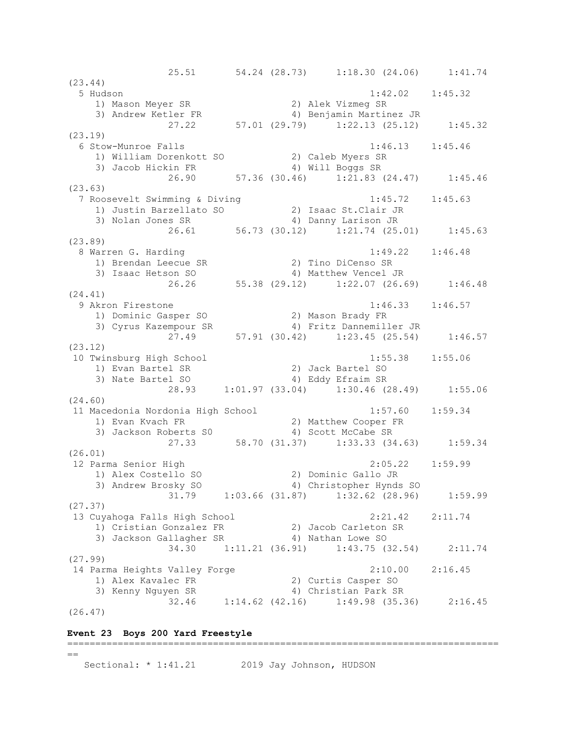```
              25.51       54.24 (28.73)     1:18.30 (24.06)     1:41.74
(23.44)
  5 Hudson                                          1:42.02    1:45.32
    1) Mason Meyer SR                 2) Alek Vizmeg SR
    3) Andrew Ketler FR               4) Benjamin Martinez JR
              27.22       57.01 (29.79)     1:22.13 (25.12)     1:45.32
(23.19)
  6 Stow-Munroe Falls                               1:46.13    1:45.46
    1) William Dorenkott SO           2) Caleb Myers SR
    3) Jacob Hickin FR                4) Will Boggs SR
              26.90       57.36 (30.46)     1:21.83 (24.47)     1:45.46
(23.63)
  7 Roosevelt Swimming & Diving                     1:45.72    1:45.63
    1) Justin Barzellato SO           2) Isaac St.Clair JR
    3) Nolan Jones SR                 4) Danny Larison JR
              26.61       56.73 (30.12)     1:21.74 (25.01)     1:45.63
(23.89)
  8 Warren G. Harding                               1:49.22    1:46.48
    1) Brendan Leecue SR              2) Tino DiCenso SR
    3) Isaac Hetson SO                4) Matthew Vencel JR
              26.26       55.38 (29.12)     1:22.07 (26.69)     1:46.48
(24.41)
  9 Akron Firestone                                 1:46.33    1:46.57
    1) Dominic Gasper SO              2) Mason Brady FR
    3) Cyrus Kazempour SR             4) Fritz Dannemiller JR
              27.49       57.91 (30.42)     1:23.45 (25.54)     1:46.57
(23.12)
 10 Twinsburg High School                           1:55.38    1:55.06
    1) Evan Bartel SR                 2) Jack Bartel SO
    3) Nate Bartel SO                 4) Eddy Efraim SR
              28.93     1:01.97 (33.04)     1:30.46 (28.49)     1:55.06
(24.60)
 11 Macedonia Nordonia High School                  1:57.60    1:59.34
    1) Evan Kvach FR                  2) Matthew Cooper FR
    3) Jackson Roberts S0             4) Scott McCabe SR
              27.33       58.70 (31.37)     1:33.33 (34.63)     1:59.34
(26.01)
 12 Parma Senior High                               2:05.22    1:59.99
    1) Alex Costello SO               2) Dominic Gallo JR
    3) Andrew Brosky SO               4) Christopher Hynds SO
              31.79     1:03.66 (31.87)     1:32.62 (28.96)     1:59.99
(27.37)
 13 Cuyahoga Falls High School                      2:21.42    2:11.74
    1) Cristian Gonzalez FR           2) Jacob Carleton SR
    3) Jackson Gallagher SR           4) Nathan Lowe SO
              34.30     1:11.21 (36.91)     1:43.75 (32.54)     2:11.74
(27.99)
 14 Parma Heights Valley Forge                      2:10.00    2:16.45
    1) Alex Kavalec FR                2) Curtis Casper SO
    3) Kenny Nguyen SR                4) Christian Park SR
              32.46     1:14.62 (42.16)     1:49.98 (35.36)     2:16.45
(26.47)
```

**Event 23 Boys 200 Yard Freestyle**

```
===============================================================================
==
   Sectional: * 1:41.21        2019 Jay Johnson, HUDSON
```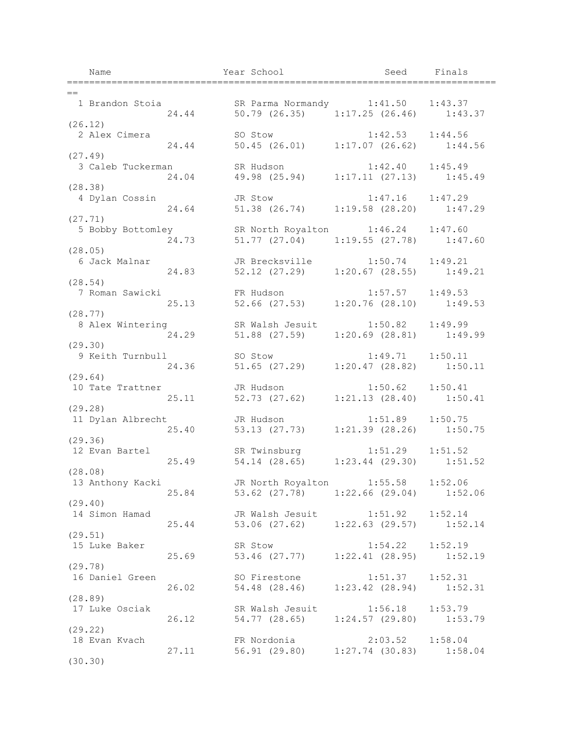| Name | Year | School | Seed | Finals |
|---|---|---|---|---|
| 1 Brandon Stoia | SR | Parma Normandy | 1:41.50 | 1:43.37 |
| 24.44 | | 50.79 (26.35) | 1:17.25 (26.46) | 1:43.37 (26.12) |
| 2 Alex Cimera | SO | Stow | 1:42.53 | 1:44.56 |
| 24.44 | | 50.45 (26.01) | 1:17.07 (26.62) | 1:44.56 (27.49) |
| 3 Caleb Tuckerman | SR | Hudson | 1:42.40 | 1:45.49 |
| 24.04 | | 49.98 (25.94) | 1:17.11 (27.13) | 1:45.49 (28.38) |
| 4 Dylan Cossin | JR | Stow | 1:47.16 | 1:47.29 |
| 24.64 | | 51.38 (26.74) | 1:19.58 (28.20) | 1:47.29 (27.71) |
| 5 Bobby Bottomley | SR | North Royalton | 1:46.24 | 1:47.60 |
| 24.73 | | 51.77 (27.04) | 1:19.55 (27.78) | 1:47.60 (28.05) |
| 6 Jack Malnar | JR | Brecksville | 1:50.74 | 1:49.21 |
| 24.83 | | 52.12 (27.29) | 1:20.67 (28.55) | 1:49.21 (28.54) |
| 7 Roman Sawicki | FR | Hudson | 1:57.57 | 1:49.53 |
| 25.13 | | 52.66 (27.53) | 1:20.76 (28.10) | 1:49.53 (28.77) |
| 8 Alex Wintering | SR | Walsh Jesuit | 1:50.82 | 1:49.99 |
| 24.29 | | 51.88 (27.59) | 1:20.69 (28.81) | 1:49.99 (29.30) |
| 9 Keith Turnbull | SO | Stow | 1:49.71 | 1:50.11 |
| 24.36 | | 51.65 (27.29) | 1:20.47 (28.82) | 1:50.11 (29.64) |
| 10 Tate Trattner | JR | Hudson | 1:50.62 | 1:50.41 |
| 25.11 | | 52.73 (27.62) | 1:21.13 (28.40) | 1:50.41 (29.28) |
| 11 Dylan Albrecht | JR | Hudson | 1:51.89 | 1:50.75 |
| 25.40 | | 53.13 (27.73) | 1:21.39 (28.26) | 1:50.75 (29.36) |
| 12 Evan Bartel | SR | Twinsburg | 1:51.29 | 1:51.52 |
| 25.49 | | 54.14 (28.65) | 1:23.44 (29.30) | 1:51.52 (28.08) |
| 13 Anthony Kacki | JR | North Royalton | 1:55.58 | 1:52.06 |
| 25.84 | | 53.62 (27.78) | 1:22.66 (29.04) | 1:52.06 (29.40) |
| 14 Simon Hamad | JR | Walsh Jesuit | 1:51.92 | 1:52.14 |
| 25.44 | | 53.06 (27.62) | 1:22.63 (29.57) | 1:52.14 (29.51) |
| 15 Luke Baker | SR | Stow | 1:54.22 | 1:52.19 |
| 25.69 | | 53.46 (27.77) | 1:22.41 (28.95) | 1:52.19 (29.78) |
| 16 Daniel Green | SO | Firestone | 1:51.37 | 1:52.31 |
| 26.02 | | 54.48 (28.46) | 1:23.42 (28.94) | 1:52.31 (28.89) |
| 17 Luke Osciak | SR | Walsh Jesuit | 1:56.18 | 1:53.79 |
| 26.12 | | 54.77 (28.65) | 1:24.57 (29.80) | 1:53.79 (29.22) |
| 18 Evan Kvach | FR | Nordonia | 2:03.52 | 1:58.04 |
| 27.11 | | 56.91 (29.80) | 1:27.74 (30.83) | 1:58.04 (30.30) |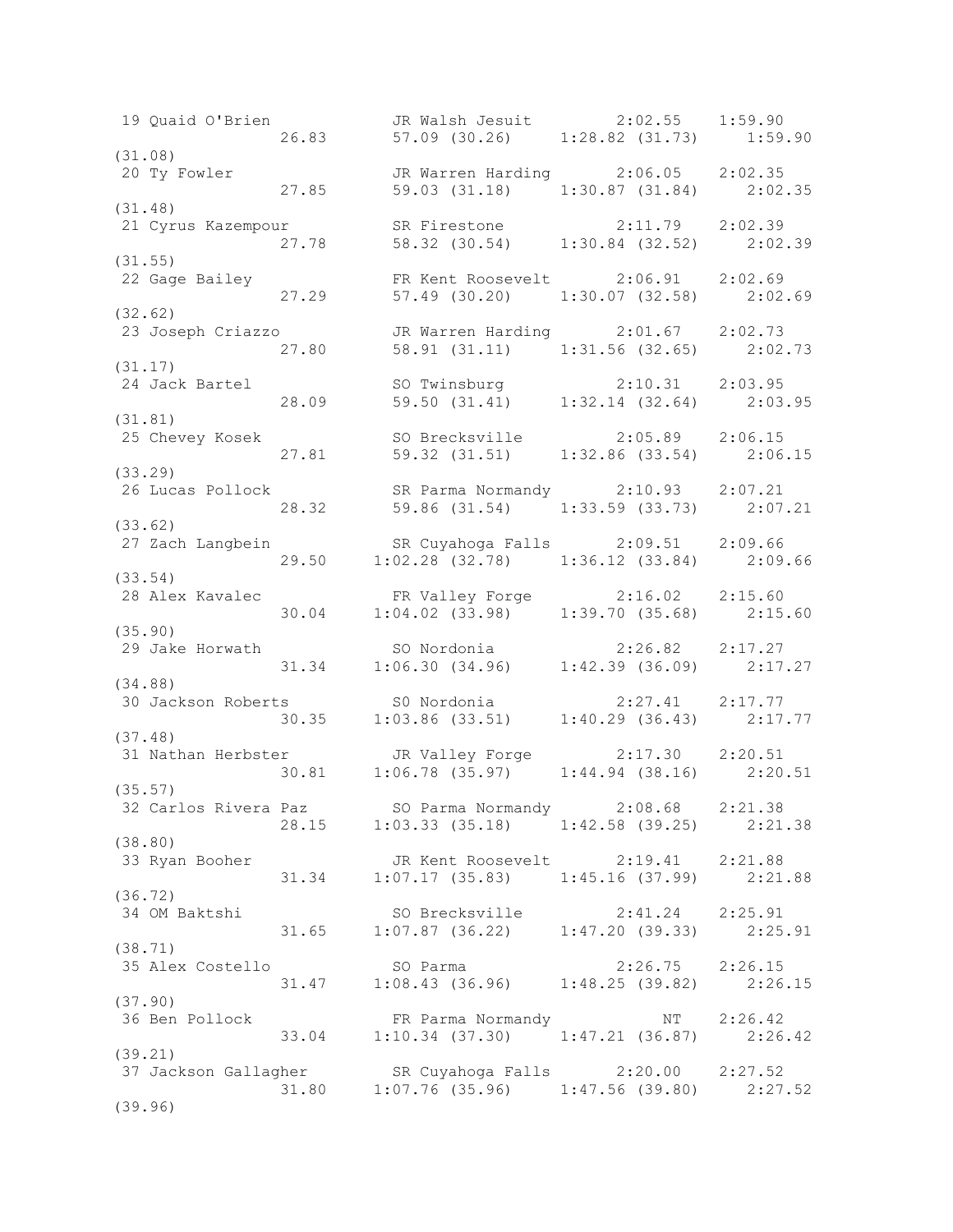```
 19 Quaid O'Brien          JR Walsh Jesuit        2:02.55    1:59.90
                26.83      57.09 (30.26)     1:28.82 (31.73)    1:59.90
(31.08)
 20 Ty Fowler              JR Warren Harding      2:06.05    2:02.35
                27.85      59.03 (31.18)     1:30.87 (31.84)    2:02.35
(31.48)
 21 Cyrus Kazempour        SR Firestone           2:11.79    2:02.39
                27.78      58.32 (30.54)     1:30.84 (32.52)    2:02.39
(31.55)
 22 Gage Bailey            FR Kent Roosevelt      2:06.91    2:02.69
                27.29      57.49 (30.20)     1:30.07 (32.58)    2:02.69
(32.62)
 23 Joseph Criazzo         JR Warren Harding      2:01.67    2:02.73
                27.80      58.91 (31.11)     1:31.56 (32.65)    2:02.73
(31.17)
 24 Jack Bartel            SO Twinsburg           2:10.31    2:03.95
                28.09      59.50 (31.41)     1:32.14 (32.64)    2:03.95
(31.81)
 25 Chevey Kosek           SO Brecksville         2:05.89    2:06.15
                27.81      59.32 (31.51)     1:32.86 (33.54)    2:06.15
(33.29)
 26 Lucas Pollock          SR Parma Normandy      2:10.93    2:07.21
                28.32      59.86 (31.54)     1:33.59 (33.73)    2:07.21
(33.62)
 27 Zach Langbein          SR Cuyahoga Falls      2:09.51    2:09.66
                29.50    1:02.28 (32.78)     1:36.12 (33.84)    2:09.66
(33.54)
 28 Alex Kavalec           FR Valley Forge        2:16.02    2:15.60
                30.04    1:04.02 (33.98)     1:39.70 (35.68)    2:15.60
(35.90)
 29 Jake Horwath           SO Nordonia            2:26.82    2:17.27
                31.34    1:06.30 (34.96)     1:42.39 (36.09)    2:17.27
(34.88)
 30 Jackson Roberts        S0 Nordonia            2:27.41    2:17.77
                30.35    1:03.86 (33.51)     1:40.29 (36.43)    2:17.77
(37.48)
 31 Nathan Herbster        JR Valley Forge        2:17.30    2:20.51
                30.81    1:06.78 (35.97)     1:44.94 (38.16)    2:20.51
(35.57)
 32 Carlos Rivera Paz      SO Parma Normandy      2:08.68    2:21.38
                28.15    1:03.33 (35.18)     1:42.58 (39.25)    2:21.38
(38.80)
 33 Ryan Booher            JR Kent Roosevelt      2:19.41    2:21.88
                31.34    1:07.17 (35.83)     1:45.16 (37.99)    2:21.88
(36.72)
 34 OM Baktshi             SO Brecksville         2:41.24    2:25.91
                31.65    1:07.87 (36.22)     1:47.20 (39.33)    2:25.91
(38.71)
 35 Alex Costello          SO Parma               2:26.75    2:26.15
                31.47    1:08.43 (36.96)     1:48.25 (39.82)    2:26.15
(37.90)
 36 Ben Pollock            FR Parma Normandy           NT    2:26.42
                33.04    1:10.34 (37.30)     1:47.21 (36.87)    2:26.42
(39.21)
 37 Jackson Gallagher      SR Cuyahoga Falls      2:20.00    2:27.52
                31.80    1:07.76 (35.96)     1:47.56 (39.80)    2:27.52
(39.96)
```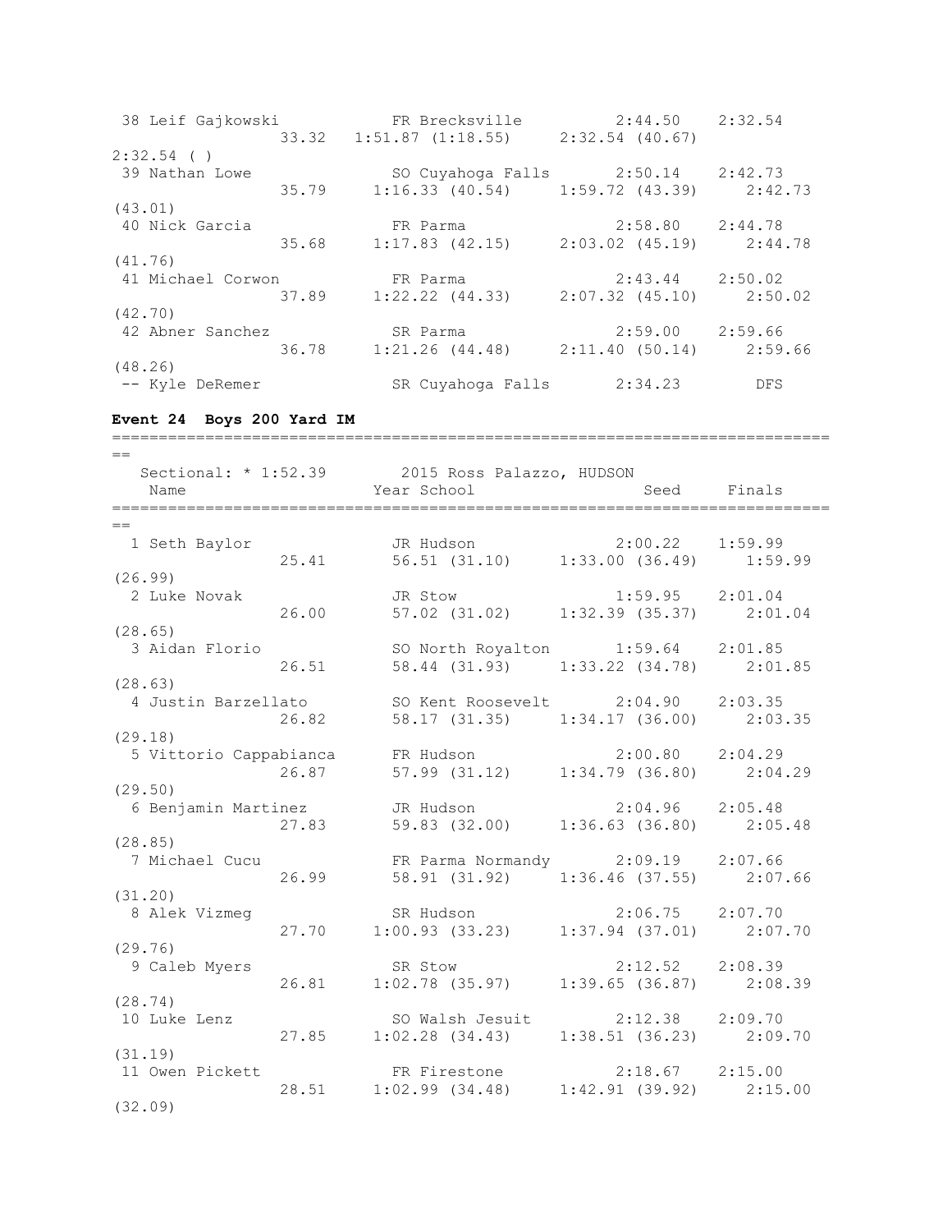```
 38 Leif Gajkowski          FR Brecksville          2:44.50     2:32.54
              33.32   1:51.87 (1:18.55)     2:32.54 (40.67)
2:32.54 ( )
 39 Nathan Lowe             SO Cuyahoga Falls       2:50.14     2:42.73
              35.79     1:16.33 (40.54)     1:59.72 (43.39)     2:42.73
(43.01)
 40 Nick Garcia             FR Parma                2:58.80     2:44.78
              35.68     1:17.83 (42.15)     2:03.02 (45.19)     2:44.78
(41.76)
 41 Michael Corwon          FR Parma                2:43.44     2:50.02
              37.89     1:22.22 (44.33)     2:07.32 (45.10)     2:50.02
(42.70)
 42 Abner Sanchez           SR Parma                2:59.00     2:59.66
              36.78     1:21.26 (44.48)     2:11.40 (50.14)     2:59.66
(48.26)
 -- Kyle DeRemer            SR Cuyahoga Falls       2:34.23         DFS
```

**Event 24  Boys 200 Yard IM**

```
===============================================================================
==
   Sectional: * 1:52.39       2015 Ross Palazzo, HUDSON
    Name                    Year School                  Seed     Finals
===============================================================================
==
  1 Seth Baylor             JR Hudson               2:00.22     1:59.99
              25.41       56.51 (31.10)     1:33.00 (36.49)     1:59.99
(26.99)
  2 Luke Novak              JR Stow                 1:59.95     2:01.04
              26.00       57.02 (31.02)     1:32.39 (35.37)     2:01.04
(28.65)
  3 Aidan Florio            SO North Royalton       1:59.64     2:01.85
              26.51       58.44 (31.93)     1:33.22 (34.78)     2:01.85
(28.63)
  4 Justin Barzellato       SO Kent Roosevelt       2:04.90     2:03.35
              26.82       58.17 (31.35)     1:34.17 (36.00)     2:03.35
(29.18)
  5 Vittorio Cappabianca    FR Hudson               2:00.80     2:04.29
              26.87       57.99 (31.12)     1:34.79 (36.80)     2:04.29
(29.50)
  6 Benjamin Martinez       JR Hudson               2:04.96     2:05.48
              27.83       59.83 (32.00)     1:36.63 (36.80)     2:05.48
(28.85)
  7 Michael Cucu            FR Parma Normandy       2:09.19     2:07.66
              26.99       58.91 (31.92)     1:36.46 (37.55)     2:07.66
(31.20)
  8 Alek Vizmeg             SR Hudson               2:06.75     2:07.70
              27.70     1:00.93 (33.23)     1:37.94 (37.01)     2:07.70
(29.76)
  9 Caleb Myers             SR Stow                 2:12.52     2:08.39
              26.81     1:02.78 (35.97)     1:39.65 (36.87)     2:08.39
(28.74)
 10 Luke Lenz               SO Walsh Jesuit         2:12.38     2:09.70
              27.85     1:02.28 (34.43)     1:38.51 (36.23)     2:09.70
(31.19)
 11 Owen Pickett            FR Firestone            2:18.67     2:15.00
              28.51     1:02.99 (34.48)     1:42.91 (39.92)     2:15.00
(32.09)
```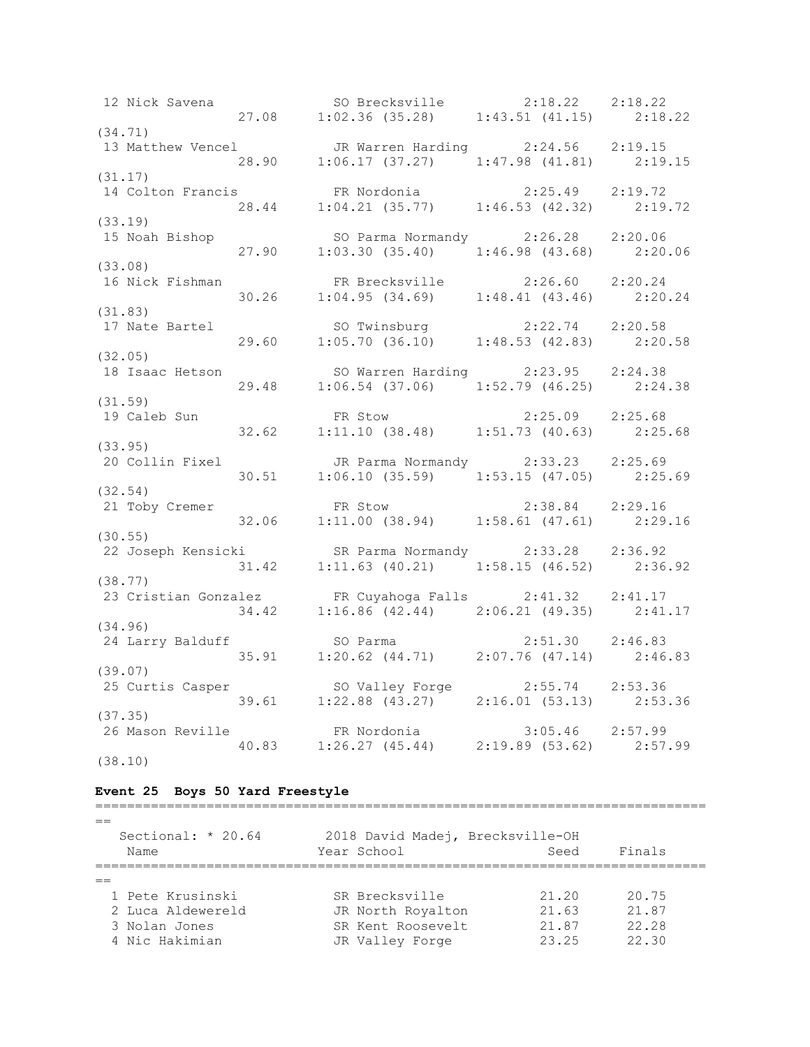| Place | Name | Year | School | Seed | Finals |
|---|---|---|---|---|---|
| 12 | Nick Savena | SO | Brecksville | 2:18.22 | 2:18.22 |
| | 27.08 | 1:02.36 (35.28) | 1:43.51 (41.15) | 2:18.22 (34.71) | |
| 13 | Matthew Vencel | JR | Warren Harding | 2:24.56 | 2:19.15 |
| | 28.90 | 1:06.17 (37.27) | 1:47.98 (41.81) | 2:19.15 (31.17) | |
| 14 | Colton Francis | FR | Nordonia | 2:25.49 | 2:19.72 |
| | 28.44 | 1:04.21 (35.77) | 1:46.53 (42.32) | 2:19.72 (33.19) | |
| 15 | Noah Bishop | SO | Parma Normandy | 2:26.28 | 2:20.06 |
| | 27.90 | 1:03.30 (35.40) | 1:46.98 (43.68) | 2:20.06 (33.08) | |
| 16 | Nick Fishman | FR | Brecksville | 2:26.60 | 2:20.24 |
| | 30.26 | 1:04.95 (34.69) | 1:48.41 (43.46) | 2:20.24 (31.83) | |
| 17 | Nate Bartel | SO | Twinsburg | 2:22.74 | 2:20.58 |
| | 29.60 | 1:05.70 (36.10) | 1:48.53 (42.83) | 2:20.58 (32.05) | |
| 18 | Isaac Hetson | SO | Warren Harding | 2:23.95 | 2:24.38 |
| | 29.48 | 1:06.54 (37.06) | 1:52.79 (46.25) | 2:24.38 (31.59) | |
| 19 | Caleb Sun | FR | Stow | 2:25.09 | 2:25.68 |
| | 32.62 | 1:11.10 (38.48) | 1:51.73 (40.63) | 2:25.68 (33.95) | |
| 20 | Collin Fixel | JR | Parma Normandy | 2:33.23 | 2:25.69 |
| | 30.51 | 1:06.10 (35.59) | 1:53.15 (47.05) | 2:25.69 (32.54) | |
| 21 | Toby Cremer | FR | Stow | 2:38.84 | 2:29.16 |
| | 32.06 | 1:11.00 (38.94) | 1:58.61 (47.61) | 2:29.16 (30.55) | |
| 22 | Joseph Kensicki | SR | Parma Normandy | 2:33.28 | 2:36.92 |
| | 31.42 | 1:11.63 (40.21) | 1:58.15 (46.52) | 2:36.92 (38.77) | |
| 23 | Cristian Gonzalez | FR | Cuyahoga Falls | 2:41.32 | 2:41.17 |
| | 34.42 | 1:16.86 (42.44) | 2:06.21 (49.35) | 2:41.17 (34.96) | |
| 24 | Larry Balduff | SO | Parma | 2:51.30 | 2:46.83 |
| | 35.91 | 1:20.62 (44.71) | 2:07.76 (47.14) | 2:46.83 (39.07) | |
| 25 | Curtis Casper | SO | Valley Forge | 2:55.74 | 2:53.36 |
| | 39.61 | 1:22.88 (43.27) | 2:16.01 (53.13) | 2:53.36 (37.35) | |
| 26 | Mason Reville | FR | Nordonia | 3:05.46 | 2:57.99 |
| | 40.83 | 1:26.27 (45.44) | 2:19.89 (53.62) | 2:57.99 (38.10) | |

**Event 25 Boys 50 Yard Freestyle**

Sectional: * 20.64 2018 David Madej, Brecksville-OH

| Place | Name | Year | School | Seed | Finals |
|---|---|---|---|---|---|
| 1 | Pete Krusinski | SR | Brecksville | 21.20 | 20.75 |
| 2 | Luca Aldewereld | JR | North Royalton | 21.63 | 21.87 |
| 3 | Nolan Jones | SR | Kent Roosevelt | 21.87 | 22.28 |
| 4 | Nic Hakimian | JR | Valley Forge | 23.25 | 22.30 |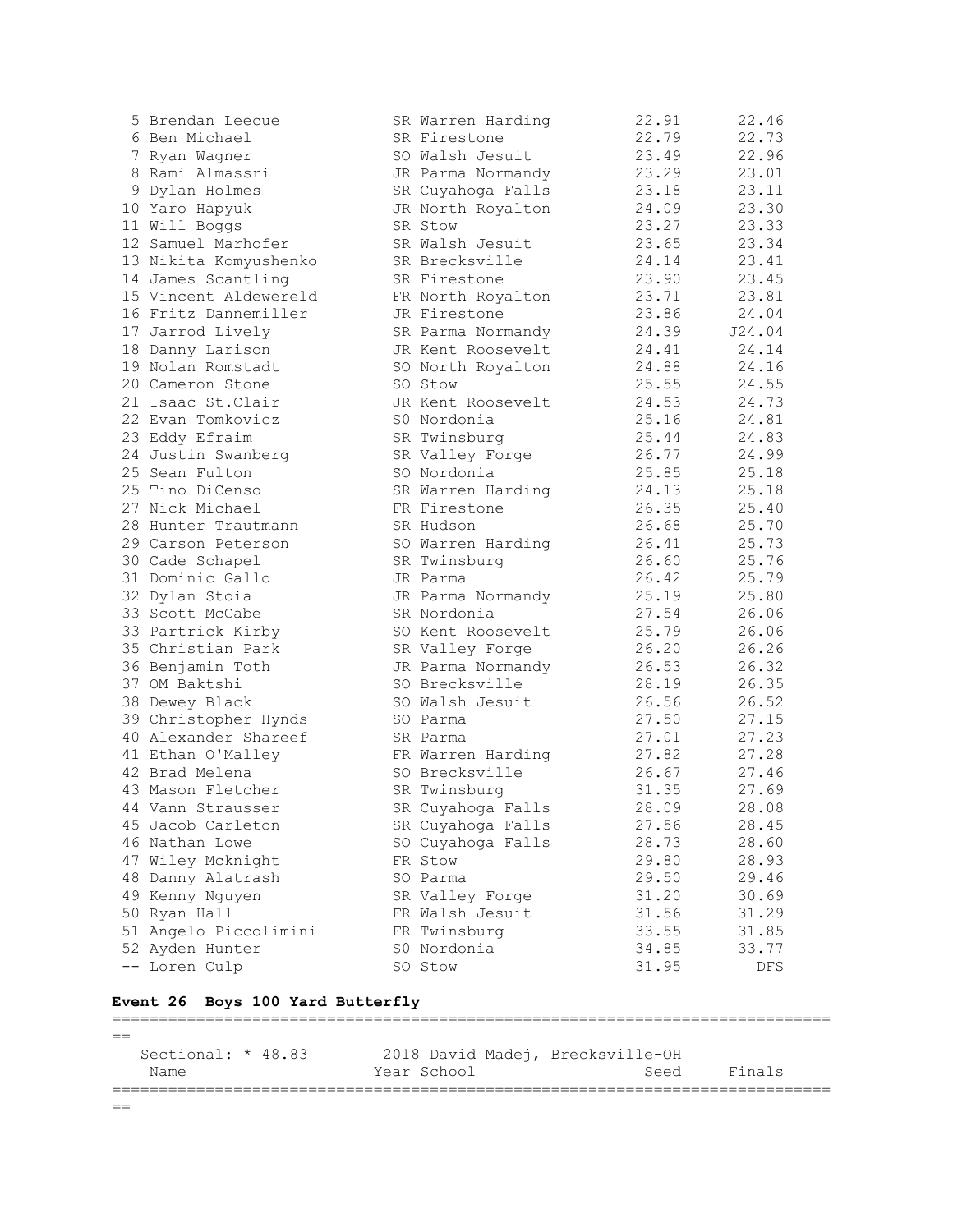| Place | Name | Year | School | Seed | Finals |
|---|---|---|---|---|---|
| 5 | Brendan Leecue | SR | Warren Harding | 22.91 | 22.46 |
| 6 | Ben Michael | SR | Firestone | 22.79 | 22.73 |
| 7 | Ryan Wagner | SO | Walsh Jesuit | 23.49 | 22.96 |
| 8 | Rami Almassri | JR | Parma Normandy | 23.29 | 23.01 |
| 9 | Dylan Holmes | SR | Cuyahoga Falls | 23.18 | 23.11 |
| 10 | Yaro Hapyuk | JR | North Royalton | 24.09 | 23.30 |
| 11 | Will Boggs | SR | Stow | 23.27 | 23.33 |
| 12 | Samuel Marhofer | SR | Walsh Jesuit | 23.65 | 23.34 |
| 13 | Nikita Komyushenko | SR | Brecksville | 24.14 | 23.41 |
| 14 | James Scantling | SR | Firestone | 23.90 | 23.45 |
| 15 | Vincent Aldewereld | FR | North Royalton | 23.71 | 23.81 |
| 16 | Fritz Dannemiller | JR | Firestone | 23.86 | 24.04 |
| 17 | Jarrod Lively | SR | Parma Normandy | 24.39 | J24.04 |
| 18 | Danny Larison | JR | Kent Roosevelt | 24.41 | 24.14 |
| 19 | Nolan Romstadt | SO | North Royalton | 24.88 | 24.16 |
| 20 | Cameron Stone | SO | Stow | 25.55 | 24.55 |
| 21 | Isaac St.Clair | JR | Kent Roosevelt | 24.53 | 24.73 |
| 22 | Evan Tomkovicz | S0 | Nordonia | 25.16 | 24.81 |
| 23 | Eddy Efraim | SR | Twinsburg | 25.44 | 24.83 |
| 24 | Justin Swanberg | SR | Valley Forge | 26.77 | 24.99 |
| 25 | Sean Fulton | SO | Nordonia | 25.85 | 25.18 |
| 25 | Tino DiCenso | SR | Warren Harding | 24.13 | 25.18 |
| 27 | Nick Michael | FR | Firestone | 26.35 | 25.40 |
| 28 | Hunter Trautmann | SR | Hudson | 26.68 | 25.70 |
| 29 | Carson Peterson | SO | Warren Harding | 26.41 | 25.73 |
| 30 | Cade Schapel | SR | Twinsburg | 26.60 | 25.76 |
| 31 | Dominic Gallo | JR | Parma | 26.42 | 25.79 |
| 32 | Dylan Stoia | JR | Parma Normandy | 25.19 | 25.80 |
| 33 | Scott McCabe | SR | Nordonia | 27.54 | 26.06 |
| 33 | Partrick Kirby | SO | Kent Roosevelt | 25.79 | 26.06 |
| 35 | Christian Park | SR | Valley Forge | 26.20 | 26.26 |
| 36 | Benjamin Toth | JR | Parma Normandy | 26.53 | 26.32 |
| 37 | OM Baktshi | SO | Brecksville | 28.19 | 26.35 |
| 38 | Dewey Black | SO | Walsh Jesuit | 26.56 | 26.52 |
| 39 | Christopher Hynds | SO | Parma | 27.50 | 27.15 |
| 40 | Alexander Shareef | SR | Parma | 27.01 | 27.23 |
| 41 | Ethan O'Malley | FR | Warren Harding | 27.82 | 27.28 |
| 42 | Brad Melena | SO | Brecksville | 26.67 | 27.46 |
| 43 | Mason Fletcher | SR | Twinsburg | 31.35 | 27.69 |
| 44 | Vann Strausser | SR | Cuyahoga Falls | 28.09 | 28.08 |
| 45 | Jacob Carleton | SR | Cuyahoga Falls | 27.56 | 28.45 |
| 46 | Nathan Lowe | SO | Cuyahoga Falls | 28.73 | 28.60 |
| 47 | Wiley Mcknight | FR | Stow | 29.80 | 28.93 |
| 48 | Danny Alatrash | SO | Parma | 29.50 | 29.46 |
| 49 | Kenny Nguyen | SR | Valley Forge | 31.20 | 30.69 |
| 50 | Ryan Hall | FR | Walsh Jesuit | 31.56 | 31.29 |
| 51 | Angelo Piccolimini | FR | Twinsburg | 33.55 | 31.85 |
| 52 | Ayden Hunter | S0 | Nordonia | 34.85 | 33.77 |
| -- | Loren Culp | SO | Stow | 31.95 | DFS |

**Event 26 Boys 100 Yard Butterfly**

Sectional: * 48.83 2018 David Madej, Brecksville-OH

| Name | Year | School | Seed | Finals |
|---|---|---|---|---|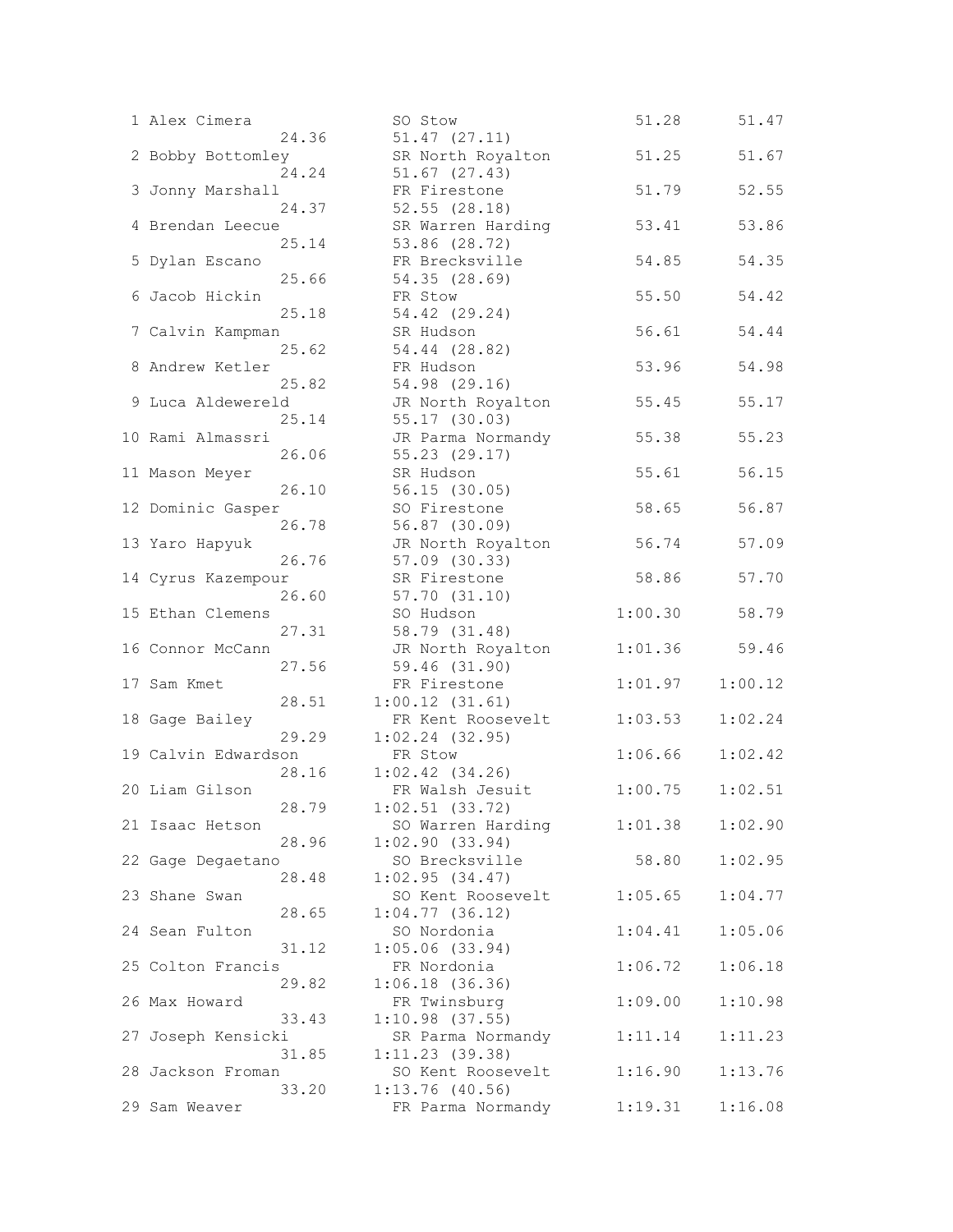```
  1 Alex Cimera                SO Stow                  51.28      51.47
              24.36            51.47 (27.11)
  2 Bobby Bottomley            SR North Royalton        51.25      51.67
              24.24            51.67 (27.43)
  3 Jonny Marshall             FR Firestone             51.79      52.55
              24.37            52.55 (28.18)
  4 Brendan Leecue             SR Warren Harding        53.41      53.86
              25.14            53.86 (28.72)
  5 Dylan Escano               FR Brecksville           54.85      54.35
              25.66            54.35 (28.69)
  6 Jacob Hickin               FR Stow                  55.50      54.42
              25.18            54.42 (29.24)
  7 Calvin Kampman             SR Hudson                56.61      54.44
              25.62            54.44 (28.82)
  8 Andrew Ketler              FR Hudson                53.96      54.98
              25.82            54.98 (29.16)
  9 Luca Aldewereld            JR North Royalton        55.45      55.17
              25.14            55.17 (30.03)
 10 Rami Almassri              JR Parma Normandy        55.38      55.23
              26.06            55.23 (29.17)
 11 Mason Meyer                SR Hudson                55.61      56.15
              26.10            56.15 (30.05)
 12 Dominic Gasper             SO Firestone             58.65      56.87
              26.78            56.87 (30.09)
 13 Yaro Hapyuk                JR North Royalton        56.74      57.09
              26.76            57.09 (30.33)
 14 Cyrus Kazempour            SR Firestone             58.86      57.70
              26.60            57.70 (31.10)
 15 Ethan Clemens              SO Hudson              1:00.30      58.79
              27.31            58.79 (31.48)
 16 Connor McCann              JR North Royalton      1:01.36      59.46
              27.56            59.46 (31.90)
 17 Sam Kmet                   FR Firestone           1:01.97    1:00.12
              28.51          1:00.12 (31.61)
 18 Gage Bailey                FR Kent Roosevelt      1:03.53    1:02.24
              29.29          1:02.24 (32.95)
 19 Calvin Edwardson           FR Stow                1:06.66    1:02.42
              28.16          1:02.42 (34.26)
 20 Liam Gilson                FR Walsh Jesuit        1:00.75    1:02.51
              28.79          1:02.51 (33.72)
 21 Isaac Hetson               SO Warren Harding      1:01.38    1:02.90
              28.96          1:02.90 (33.94)
 22 Gage Degaetano             SO Brecksville           58.80    1:02.95
              28.48          1:02.95 (34.47)
 23 Shane Swan                 SO Kent Roosevelt      1:05.65    1:04.77
              28.65          1:04.77 (36.12)
 24 Sean Fulton                SO Nordonia            1:04.41    1:05.06
              31.12          1:05.06 (33.94)
 25 Colton Francis             FR Nordonia            1:06.72    1:06.18
              29.82          1:06.18 (36.36)
 26 Max Howard                 FR Twinsburg           1:09.00    1:10.98
              33.43          1:10.98 (37.55)
 27 Joseph Kensicki            SR Parma Normandy      1:11.14    1:11.23
              31.85          1:11.23 (39.38)
 28 Jackson Froman             SO Kent Roosevelt      1:16.90    1:13.76
              33.20          1:13.76 (40.56)
 29 Sam Weaver                 FR Parma Normandy      1:19.31    1:16.08
```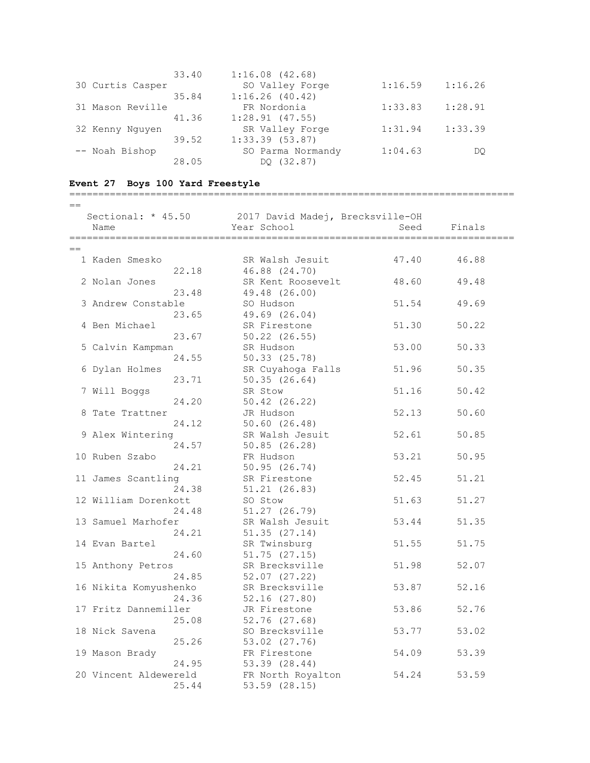| | | | | |
|---|---|---|---|---|
| | 33.40 | 1:16.08 (42.68) | | |
| 30 Curtis Casper | | SO Valley Forge | 1:16.59 | 1:16.26 |
| | 35.84 | 1:16.26 (40.42) | | |
| 31 Mason Reville | | FR Nordonia | 1:33.83 | 1:28.91 |
| | 41.36 | 1:28.91 (47.55) | | |
| 32 Kenny Nguyen | | SR Valley Forge | 1:31.94 | 1:33.39 |
| | 39.52 | 1:33.39 (53.87) | | |
| -- Noah Bishop | | SO Parma Normandy | 1:04.63 | DQ |
| | 28.05 | DQ (32.87) | | |

**Event 27 Boys 100 Yard Freestyle**

Sectional: * 45.50 2017 David Madej, Brecksville-OH

| Name | | Year School | Seed | Finals |
|---|---|---|---|---|
| 1 Kaden Smesko | | SR Walsh Jesuit | 47.40 | 46.88 |
| | 22.18 | 46.88 (24.70) | | |
| 2 Nolan Jones | | SR Kent Roosevelt | 48.60 | 49.48 |
| | 23.48 | 49.48 (26.00) | | |
| 3 Andrew Constable | | SO Hudson | 51.54 | 49.69 |
| | 23.65 | 49.69 (26.04) | | |
| 4 Ben Michael | | SR Firestone | 51.30 | 50.22 |
| | 23.67 | 50.22 (26.55) | | |
| 5 Calvin Kampman | | SR Hudson | 53.00 | 50.33 |
| | 24.55 | 50.33 (25.78) | | |
| 6 Dylan Holmes | | SR Cuyahoga Falls | 51.96 | 50.35 |
| | 23.71 | 50.35 (26.64) | | |
| 7 Will Boggs | | SR Stow | 51.16 | 50.42 |
| | 24.20 | 50.42 (26.22) | | |
| 8 Tate Trattner | | JR Hudson | 52.13 | 50.60 |
| | 24.12 | 50.60 (26.48) | | |
| 9 Alex Wintering | | SR Walsh Jesuit | 52.61 | 50.85 |
| | 24.57 | 50.85 (26.28) | | |
| 10 Ruben Szabo | | FR Hudson | 53.21 | 50.95 |
| | 24.21 | 50.95 (26.74) | | |
| 11 James Scantling | | SR Firestone | 52.45 | 51.21 |
| | 24.38 | 51.21 (26.83) | | |
| 12 William Dorenkott | | SO Stow | 51.63 | 51.27 |
| | 24.48 | 51.27 (26.79) | | |
| 13 Samuel Marhofer | | SR Walsh Jesuit | 53.44 | 51.35 |
| | 24.21 | 51.35 (27.14) | | |
| 14 Evan Bartel | | SR Twinsburg | 51.55 | 51.75 |
| | 24.60 | 51.75 (27.15) | | |
| 15 Anthony Petros | | SR Brecksville | 51.98 | 52.07 |
| | 24.85 | 52.07 (27.22) | | |
| 16 Nikita Komyushenko | | SR Brecksville | 53.87 | 52.16 |
| | 24.36 | 52.16 (27.80) | | |
| 17 Fritz Dannemiller | | JR Firestone | 53.86 | 52.76 |
| | 25.08 | 52.76 (27.68) | | |
| 18 Nick Savena | | SO Brecksville | 53.77 | 53.02 |
| | 25.26 | 53.02 (27.76) | | |
| 19 Mason Brady | | FR Firestone | 54.09 | 53.39 |
| | 24.95 | 53.39 (28.44) | | |
| 20 Vincent Aldewereld | | FR North Royalton | 54.24 | 53.59 |
| | 25.44 | 53.59 (28.15) | | |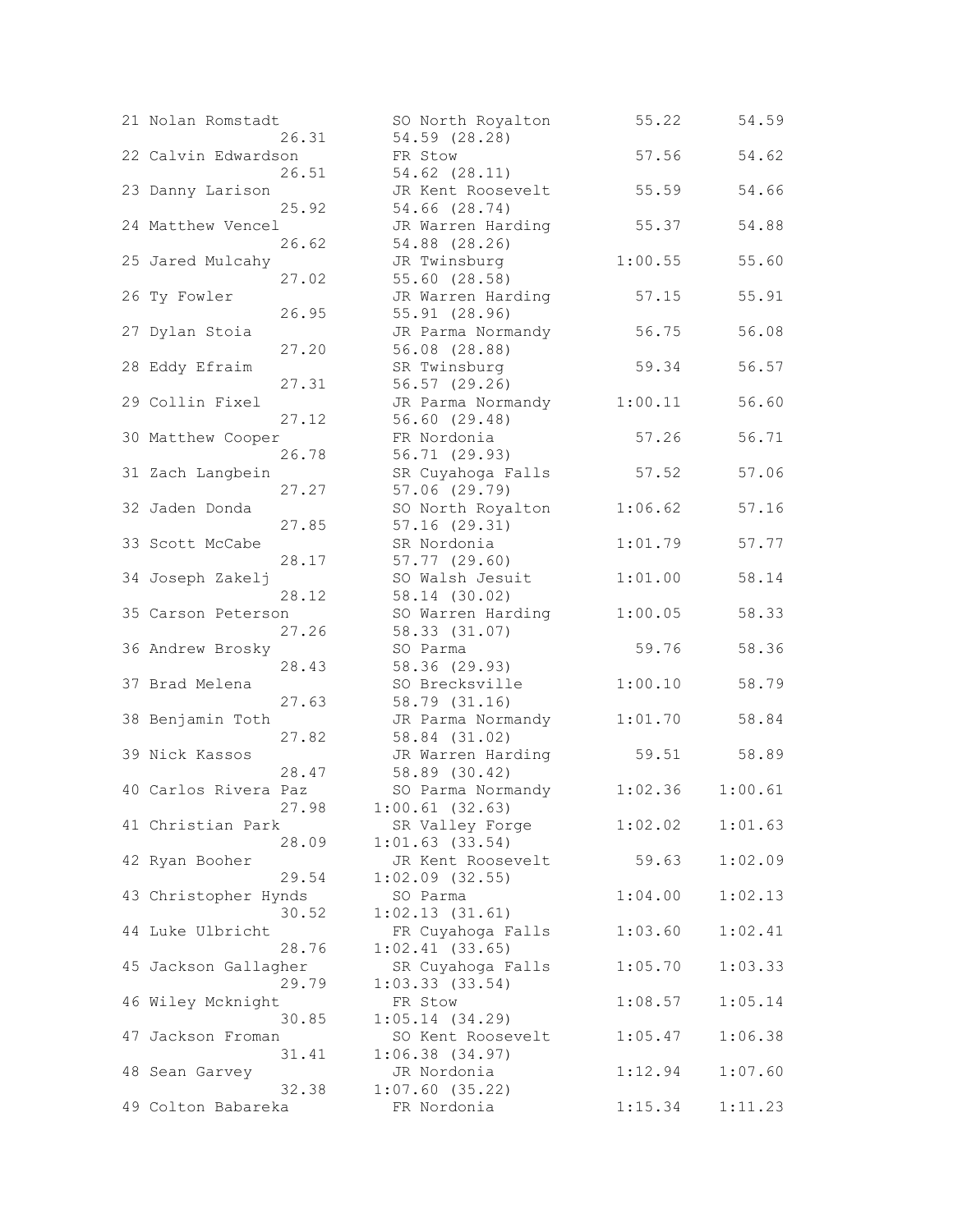```
21 Nolan Romstadt          SO North Royalton        55.22      54.59
           26.31          54.59 (28.28)
22 Calvin Edwardson        FR Stow                  57.56      54.62
           26.51          54.62 (28.11)
23 Danny Larison           JR Kent Roosevelt        55.59      54.66
           25.92          54.66 (28.74)
24 Matthew Vencel          JR Warren Harding        55.37      54.88
           26.62          54.88 (28.26)
25 Jared Mulcahy           JR Twinsburg           1:00.55      55.60
           27.02          55.60 (28.58)
26 Ty Fowler               JR Warren Harding        57.15      55.91
           26.95          55.91 (28.96)
27 Dylan Stoia             JR Parma Normandy        56.75      56.08
           27.20          56.08 (28.88)
28 Eddy Efraim             SR Twinsburg             59.34      56.57
           27.31          56.57 (29.26)
29 Collin Fixel            JR Parma Normandy      1:00.11      56.60
           27.12          56.60 (29.48)
30 Matthew Cooper          FR Nordonia              57.26      56.71
           26.78          56.71 (29.93)
31 Zach Langbein           SR Cuyahoga Falls        57.52      57.06
           27.27          57.06 (29.79)
32 Jaden Donda             SO North Royalton      1:06.62      57.16
           27.85          57.16 (29.31)
33 Scott McCabe            SR Nordonia            1:01.79      57.77
           28.17          57.77 (29.60)
34 Joseph Zakelj           SO Walsh Jesuit        1:01.00      58.14
           28.12          58.14 (30.02)
35 Carson Peterson         SO Warren Harding      1:00.05      58.33
           27.26          58.33 (31.07)
36 Andrew Brosky           SO Parma                 59.76      58.36
           28.43          58.36 (29.93)
37 Brad Melena             SO Brecksville         1:00.10      58.79
           27.63          58.79 (31.16)
38 Benjamin Toth           JR Parma Normandy      1:01.70      58.84
           27.82          58.84 (31.02)
39 Nick Kassos             JR Warren Harding        59.51      58.89
           28.47          58.89 (30.42)
40 Carlos Rivera Paz       SO Parma Normandy      1:02.36    1:00.61
           27.98        1:00.61 (32.63)
41 Christian Park          SR Valley Forge        1:02.02    1:01.63
           28.09        1:01.63 (33.54)
42 Ryan Booher             JR Kent Roosevelt        59.63    1:02.09
           29.54        1:02.09 (32.55)
43 Christopher Hynds       SO Parma               1:04.00    1:02.13
           30.52        1:02.13 (31.61)
44 Luke Ulbricht           FR Cuyahoga Falls      1:03.60    1:02.41
           28.76        1:02.41 (33.65)
45 Jackson Gallagher       SR Cuyahoga Falls      1:05.70    1:03.33
           29.79        1:03.33 (33.54)
46 Wiley Mcknight          FR Stow                1:08.57    1:05.14
           30.85        1:05.14 (34.29)
47 Jackson Froman          SO Kent Roosevelt      1:05.47    1:06.38
           31.41        1:06.38 (34.97)
48 Sean Garvey             JR Nordonia            1:12.94    1:07.60
           32.38        1:07.60 (35.22)
49 Colton Babareka         FR Nordonia            1:15.34    1:11.23
```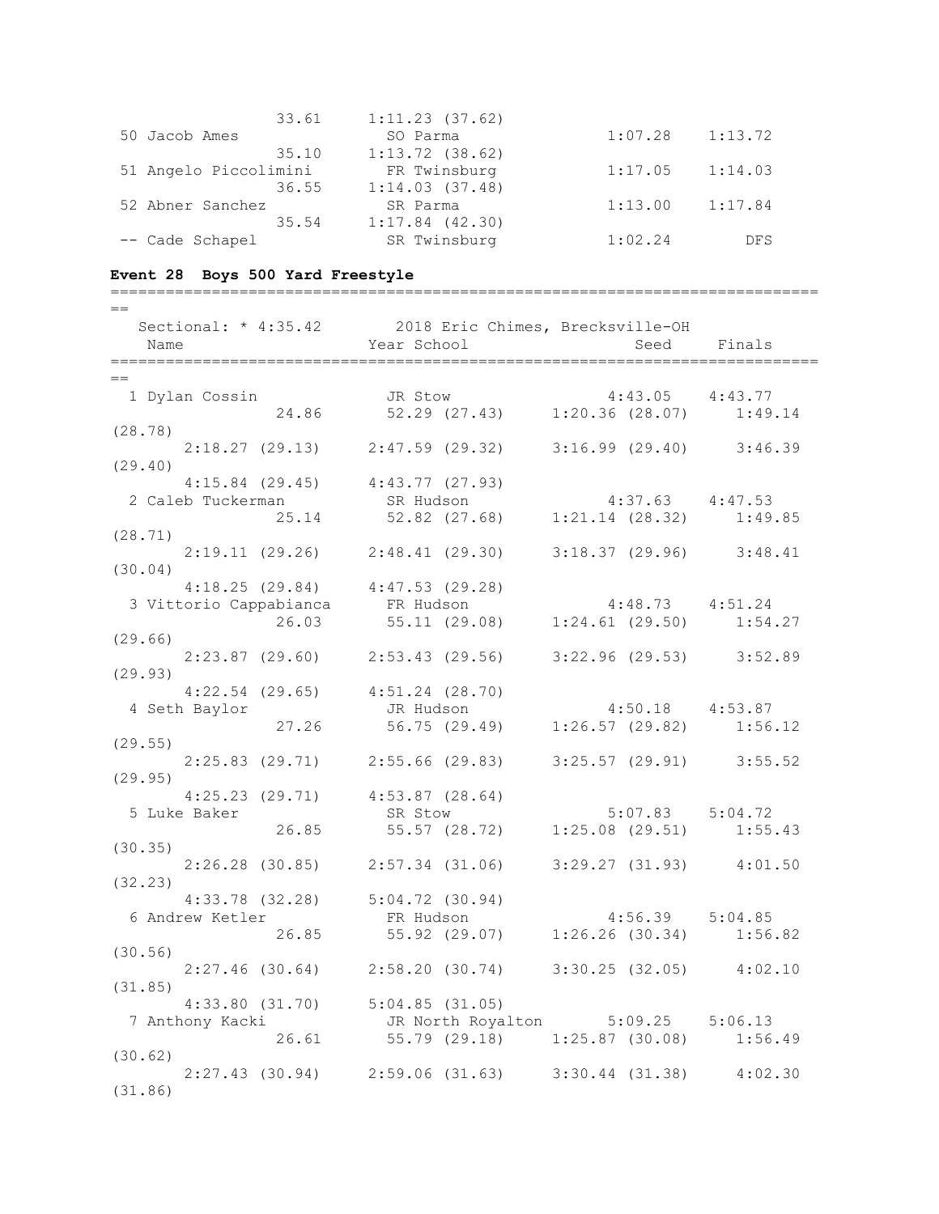```
                  33.61     1:11.23 (37.62)
 50 Jacob Ames               SO Parma                 1:07.28    1:13.72
                  35.10     1:13.72 (38.62)
 51 Angelo Piccolimini       FR Twinsburg             1:17.05    1:14.03
                  36.55     1:14.03 (37.48)
 52 Abner Sanchez            SR Parma                 1:13.00    1:17.84
                  35.54     1:17.84 (42.30)
 -- Cade Schapel             SR Twinsburg             1:02.24        DFS
```

**Event 28  Boys 500 Yard Freestyle**

```
===============================================================================
==
   Sectional: * 4:35.42       2018 Eric Chimes, Brecksville-OH
    Name                    Year School                  Seed     Finals
===============================================================================
==
  1 Dylan Cossin             JR Stow                  4:43.05    4:43.77
                  24.86       52.29 (27.43)     1:20.36 (28.07)     1:49.14
(28.78)
        2:18.27 (29.13)     2:47.59 (29.32)     3:16.99 (29.40)     3:46.39
(29.40)
        4:15.84 (29.45)     4:43.77 (27.93)
  2 Caleb Tuckerman          SR Hudson                4:37.63    4:47.53
                  25.14       52.82 (27.68)     1:21.14 (28.32)     1:49.85
(28.71)
        2:19.11 (29.26)     2:48.41 (29.30)     3:18.37 (29.96)     3:48.41
(30.04)
        4:18.25 (29.84)     4:47.53 (29.28)
  3 Vittorio Cappabianca     FR Hudson                4:48.73    4:51.24
                  26.03       55.11 (29.08)     1:24.61 (29.50)     1:54.27
(29.66)
        2:23.87 (29.60)     2:53.43 (29.56)     3:22.96 (29.53)     3:52.89
(29.93)
        4:22.54 (29.65)     4:51.24 (28.70)
  4 Seth Baylor              JR Hudson                4:50.18    4:53.87
                  27.26       56.75 (29.49)     1:26.57 (29.82)     1:56.12
(29.55)
        2:25.83 (29.71)     2:55.66 (29.83)     3:25.57 (29.91)     3:55.52
(29.95)
        4:25.23 (29.71)     4:53.87 (28.64)
  5 Luke Baker               SR Stow                  5:07.83    5:04.72
                  26.85       55.57 (28.72)     1:25.08 (29.51)     1:55.43
(30.35)
        2:26.28 (30.85)     2:57.34 (31.06)     3:29.27 (31.93)     4:01.50
(32.23)
        4:33.78 (32.28)     5:04.72 (30.94)
  6 Andrew Ketler            FR Hudson                4:56.39    5:04.85
                  26.85       55.92 (29.07)     1:26.26 (30.34)     1:56.82
(30.56)
        2:27.46 (30.64)     2:58.20 (30.74)     3:30.25 (32.05)     4:02.10
(31.85)
        4:33.80 (31.70)     5:04.85 (31.05)
  7 Anthony Kacki            JR North Royalton        5:09.25    5:06.13
                  26.61       55.79 (29.18)     1:25.87 (30.08)     1:56.49
(30.62)
        2:27.43 (30.94)     2:59.06 (31.63)     3:30.44 (31.38)     4:02.30
(31.86)
```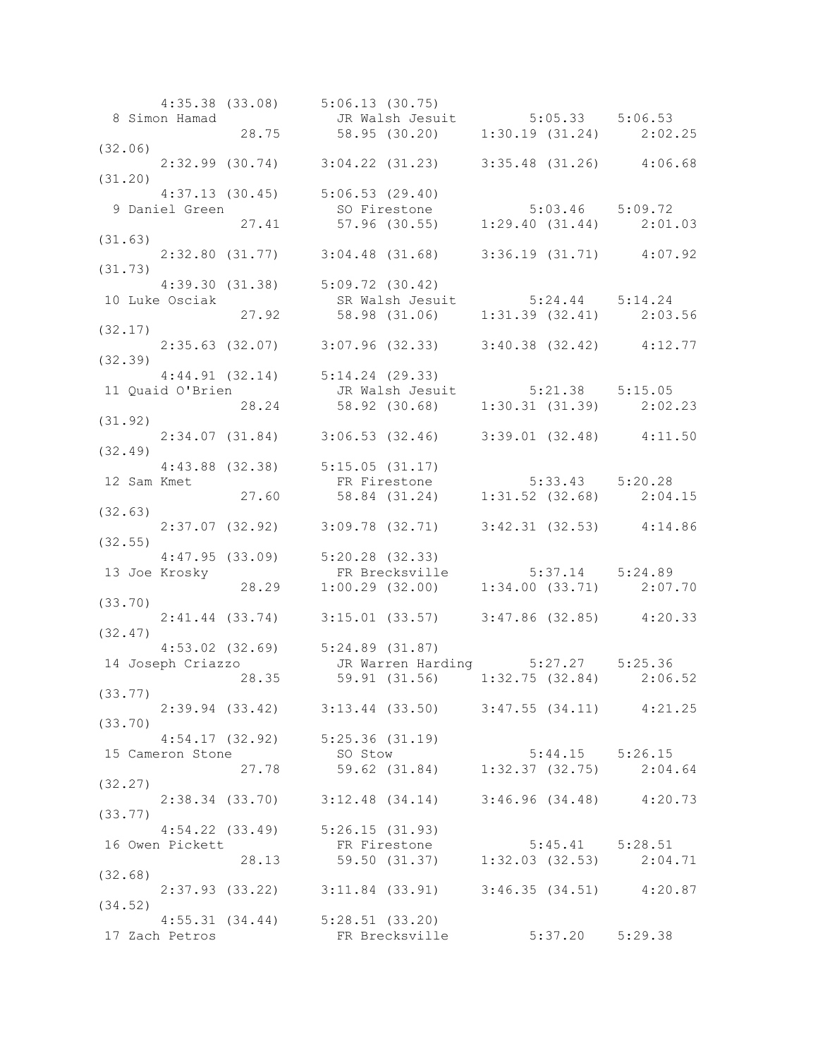```
      4:35.38 (33.08)     5:06.13 (30.75)
  8 Simon Hamad            JR Walsh Jesuit         5:05.33    5:06.53
              28.75        58.95 (30.20)     1:30.19 (31.24)     2:02.25
(32.06)
      2:32.99 (30.74)     3:04.22 (31.23)     3:35.48 (31.26)     4:06.68
(31.20)
      4:37.13 (30.45)     5:06.53 (29.40)
  9 Daniel Green           SO Firestone            5:03.46    5:09.72
              27.41        57.96 (30.55)     1:29.40 (31.44)     2:01.03
(31.63)
      2:32.80 (31.77)     3:04.48 (31.68)     3:36.19 (31.71)     4:07.92
(31.73)
      4:39.30 (31.38)     5:09.72 (30.42)
 10 Luke Osciak            SR Walsh Jesuit         5:24.44    5:14.24
              27.92        58.98 (31.06)     1:31.39 (32.41)     2:03.56
(32.17)
      2:35.63 (32.07)     3:07.96 (32.33)     3:40.38 (32.42)     4:12.77
(32.39)
      4:44.91 (32.14)     5:14.24 (29.33)
 11 Quaid O'Brien          JR Walsh Jesuit         5:21.38    5:15.05
              28.24        58.92 (30.68)     1:30.31 (31.39)     2:02.23
(31.92)
      2:34.07 (31.84)     3:06.53 (32.46)     3:39.01 (32.48)     4:11.50
(32.49)
      4:43.88 (32.38)     5:15.05 (31.17)
 12 Sam Kmet               FR Firestone            5:33.43    5:20.28
              27.60        58.84 (31.24)     1:31.52 (32.68)     2:04.15
(32.63)
      2:37.07 (32.92)     3:09.78 (32.71)     3:42.31 (32.53)     4:14.86
(32.55)
      4:47.95 (33.09)     5:20.28 (32.33)
 13 Joe Krosky             FR Brecksville          5:37.14    5:24.89
              28.29      1:00.29 (32.00)     1:34.00 (33.71)     2:07.70
(33.70)
      2:41.44 (33.74)     3:15.01 (33.57)     3:47.86 (32.85)     4:20.33
(32.47)
      4:53.02 (32.69)     5:24.89 (31.87)
 14 Joseph Criazzo         JR Warren Harding       5:27.27    5:25.36
              28.35        59.91 (31.56)     1:32.75 (32.84)     2:06.52
(33.77)
      2:39.94 (33.42)     3:13.44 (33.50)     3:47.55 (34.11)     4:21.25
(33.70)
      4:54.17 (32.92)     5:25.36 (31.19)
 15 Cameron Stone          SO Stow                 5:44.15    5:26.15
              27.78        59.62 (31.84)     1:32.37 (32.75)     2:04.64
(32.27)
      2:38.34 (33.70)     3:12.48 (34.14)     3:46.96 (34.48)     4:20.73
(33.77)
      4:54.22 (33.49)     5:26.15 (31.93)
 16 Owen Pickett           FR Firestone            5:45.41    5:28.51
              28.13        59.50 (31.37)     1:32.03 (32.53)     2:04.71
(32.68)
      2:37.93 (33.22)     3:11.84 (33.91)     3:46.35 (34.51)     4:20.87
(34.52)
      4:55.31 (34.44)     5:28.51 (33.20)
 17 Zach Petros            FR Brecksville          5:37.20    5:29.38
```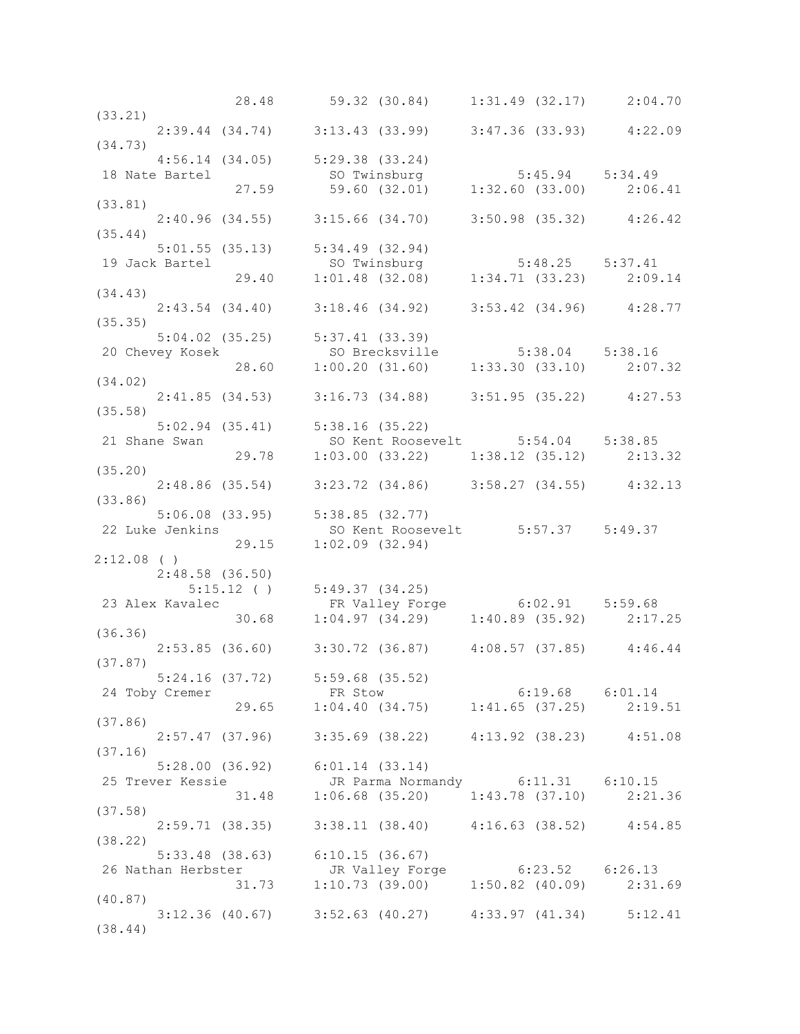```
                28.48      59.32 (30.84)     1:31.49 (32.17)     2:04.70
(33.21)
      2:39.44 (34.74)     3:13.43 (33.99)     3:47.36 (33.93)     4:22.09
(34.73)
      4:56.14 (34.05)     5:29.38 (33.24)
 18 Nate Bartel            SO Twinsburg            5:45.94    5:34.49
                27.59      59.60 (32.01)     1:32.60 (33.00)     2:06.41
(33.81)
      2:40.96 (34.55)     3:15.66 (34.70)     3:50.98 (35.32)     4:26.42
(35.44)
      5:01.55 (35.13)     5:34.49 (32.94)
 19 Jack Bartel            SO Twinsburg            5:48.25    5:37.41
                29.40    1:01.48 (32.08)     1:34.71 (33.23)     2:09.14
(34.43)
      2:43.54 (34.40)     3:18.46 (34.92)     3:53.42 (34.96)     4:28.77
(35.35)
      5:04.02 (35.25)     5:37.41 (33.39)
 20 Chevey Kosek           SO Brecksville          5:38.04    5:38.16
                28.60    1:00.20 (31.60)     1:33.30 (33.10)     2:07.32
(34.02)
      2:41.85 (34.53)     3:16.73 (34.88)     3:51.95 (35.22)     4:27.53
(35.58)
      5:02.94 (35.41)     5:38.16 (35.22)
 21 Shane Swan             SO Kent Roosevelt       5:54.04    5:38.85
                29.78    1:03.00 (33.22)     1:38.12 (35.12)     2:13.32
(35.20)
      2:48.86 (35.54)     3:23.72 (34.86)     3:58.27 (34.55)     4:32.13
(33.86)
      5:06.08 (33.95)     5:38.85 (32.77)
 22 Luke Jenkins           SO Kent Roosevelt       5:57.37    5:49.37
                29.15    1:02.09 (32.94)
2:12.08 ( )
      2:48.58 (36.50)
         5:15.12 ( )      5:49.37 (34.25)
 23 Alex Kavalec           FR Valley Forge         6:02.91    5:59.68
                30.68    1:04.97 (34.29)     1:40.89 (35.92)     2:17.25
(36.36)
      2:53.85 (36.60)     3:30.72 (36.87)     4:08.57 (37.85)     4:46.44
(37.87)
      5:24.16 (37.72)     5:59.68 (35.52)
 24 Toby Cremer            FR Stow                 6:19.68    6:01.14
                29.65    1:04.40 (34.75)     1:41.65 (37.25)     2:19.51
(37.86)
      2:57.47 (37.96)     3:35.69 (38.22)     4:13.92 (38.23)     4:51.08
(37.16)
      5:28.00 (36.92)     6:01.14 (33.14)
 25 Trever Kessie          JR Parma Normandy       6:11.31    6:10.15
                31.48    1:06.68 (35.20)     1:43.78 (37.10)     2:21.36
(37.58)
      2:59.71 (38.35)     3:38.11 (38.40)     4:16.63 (38.52)     4:54.85
(38.22)
      5:33.48 (38.63)     6:10.15 (36.67)
 26 Nathan Herbster        JR Valley Forge         6:23.52    6:26.13
                31.73    1:10.73 (39.00)     1:50.82 (40.09)     2:31.69
(40.87)
      3:12.36 (40.67)     3:52.63 (40.27)     4:33.97 (41.34)     5:12.41
(38.44)
```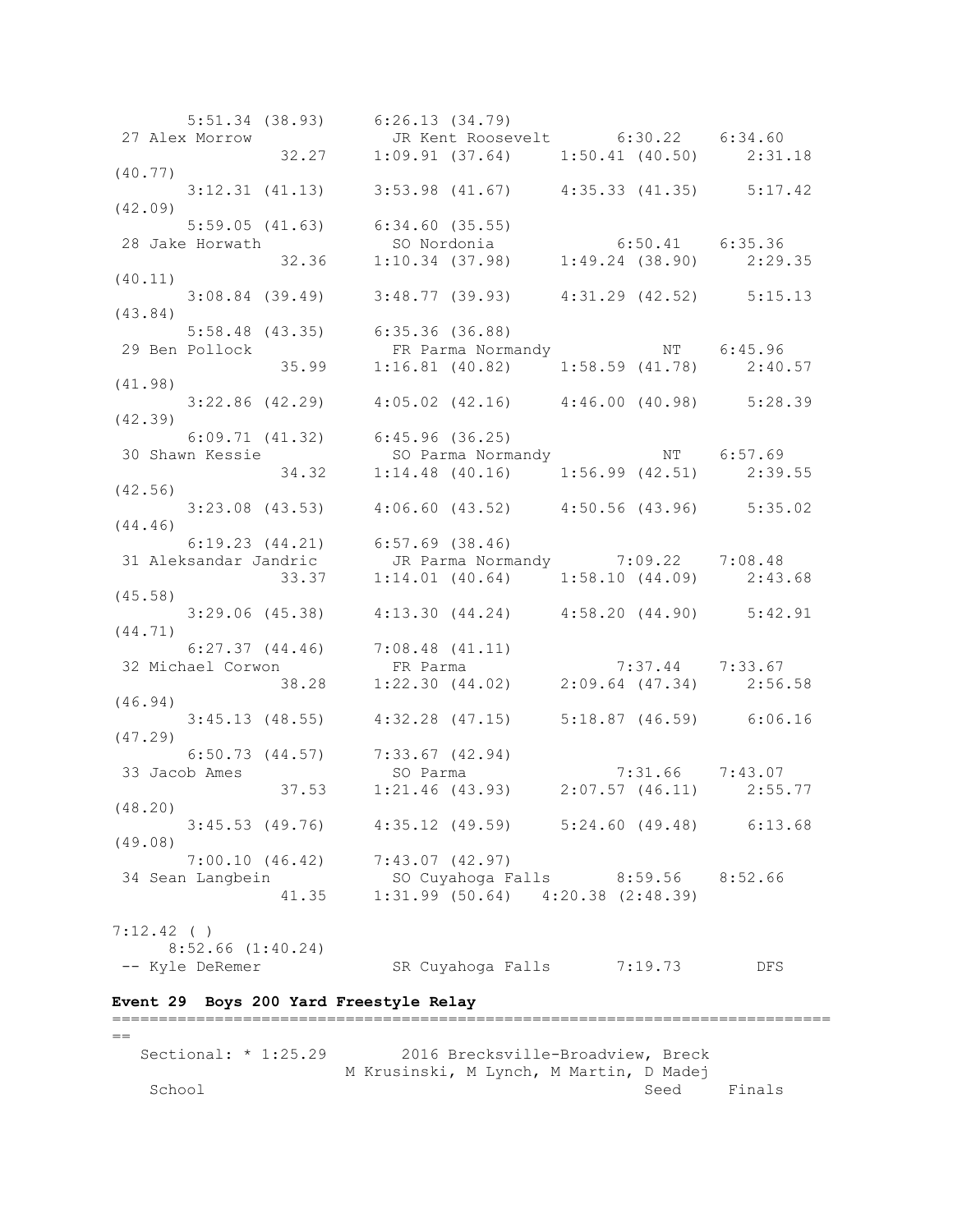```
       5:51.34 (38.93)     6:26.13 (34.79)
 27 Alex Morrow              JR Kent Roosevelt       6:30.22    6:34.60
                 32.27     1:09.91 (37.64)     1:50.41 (40.50)     2:31.18
(40.77)
       3:12.31 (41.13)     3:53.98 (41.67)     4:35.33 (41.35)     5:17.42
(42.09)
       5:59.05 (41.63)     6:34.60 (35.55)
 28 Jake Horwath             SO Nordonia             6:50.41    6:35.36
                 32.36     1:10.34 (37.98)     1:49.24 (38.90)     2:29.35
(40.11)
       3:08.84 (39.49)     3:48.77 (39.93)     4:31.29 (42.52)     5:15.13
(43.84)
       5:58.48 (43.35)     6:35.36 (36.88)
 29 Ben Pollock              FR Parma Normandy            NT    6:45.96
                 35.99     1:16.81 (40.82)     1:58.59 (41.78)     2:40.57
(41.98)
       3:22.86 (42.29)     4:05.02 (42.16)     4:46.00 (40.98)     5:28.39
(42.39)
       6:09.71 (41.32)     6:45.96 (36.25)
 30 Shawn Kessie             SO Parma Normandy            NT    6:57.69
                 34.32     1:14.48 (40.16)     1:56.99 (42.51)     2:39.55
(42.56)
       3:23.08 (43.53)     4:06.60 (43.52)     4:50.56 (43.96)     5:35.02
(44.46)
       6:19.23 (44.21)     6:57.69 (38.46)
 31 Aleksandar Jandric       JR Parma Normandy       7:09.22    7:08.48
                 33.37     1:14.01 (40.64)     1:58.10 (44.09)     2:43.68
(45.58)
       3:29.06 (45.38)     4:13.30 (44.24)     4:58.20 (44.90)     5:42.91
(44.71)
       6:27.37 (44.46)     7:08.48 (41.11)
 32 Michael Corwon           FR Parma                7:37.44    7:33.67
                 38.28     1:22.30 (44.02)     2:09.64 (47.34)     2:56.58
(46.94)
       3:45.13 (48.55)     4:32.28 (47.15)     5:18.87 (46.59)     6:06.16
(47.29)
       6:50.73 (44.57)     7:33.67 (42.94)
 33 Jacob Ames               SO Parma                7:31.66    7:43.07
                 37.53     1:21.46 (43.93)     2:07.57 (46.11)     2:55.77
(48.20)
       3:45.53 (49.76)     4:35.12 (49.59)     5:24.60 (49.48)     6:13.68
(49.08)
       7:00.10 (46.42)     7:43.07 (42.97)
 34 Sean Langbein            SO Cuyahoga Falls       8:59.56    8:52.66
                 41.35     1:31.99 (50.64)   4:20.38 (2:48.39)

7:12.42 ( )
     8:52.66 (1:40.24)
 -- Kyle DeRemer             SR Cuyahoga Falls       7:19.73        DFS
```

**Event 29 Boys 200 Yard Freestyle Relay**

```
===============================================================================
==
   Sectional: * 1:25.29        2016 Brecksville-Broadview, Breck
                         M Krusinski, M Lynch, M Martin, D Madej
    School                                              Seed     Finals
```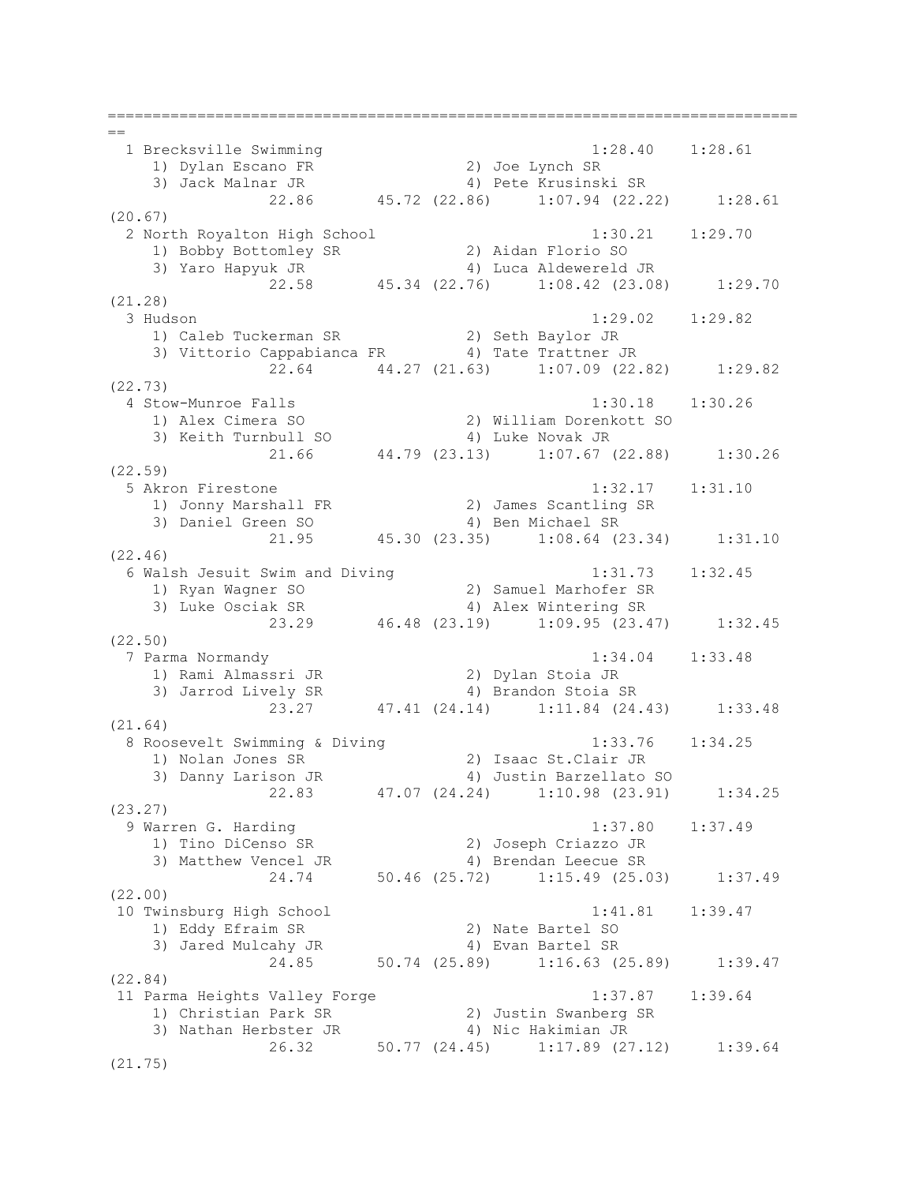```
===============================================================================
==
  1 Brecksville Swimming                             1:28.40    1:28.61
     1) Dylan Escano FR                2) Joe Lynch SR
     3) Jack Malnar JR                 4) Pete Krusinski SR
               22.86       45.72 (22.86)     1:07.94 (22.22)     1:28.61
(20.67)
  2 North Royalton High School                       1:30.21    1:29.70
     1) Bobby Bottomley SR             2) Aidan Florio SO
     3) Yaro Hapyuk JR                 4) Luca Aldewereld JR
               22.58       45.34 (22.76)     1:08.42 (23.08)     1:29.70
(21.28)
  3 Hudson                                           1:29.02    1:29.82
     1) Caleb Tuckerman SR             2) Seth Baylor JR
     3) Vittorio Cappabianca FR        4) Tate Trattner JR
               22.64       44.27 (21.63)     1:07.09 (22.82)     1:29.82
(22.73)
  4 Stow-Munroe Falls                                1:30.18    1:30.26
     1) Alex Cimera SO                 2) William Dorenkott SO
     3) Keith Turnbull SO              4) Luke Novak JR
               21.66       44.79 (23.13)     1:07.67 (22.88)     1:30.26
(22.59)
  5 Akron Firestone                                  1:32.17    1:31.10
     1) Jonny Marshall FR              2) James Scantling SR
     3) Daniel Green SO                4) Ben Michael SR
               21.95       45.30 (23.35)     1:08.64 (23.34)     1:31.10
(22.46)
  6 Walsh Jesuit Swim and Diving                     1:31.73    1:32.45
     1) Ryan Wagner SO                 2) Samuel Marhofer SR
     3) Luke Osciak SR                 4) Alex Wintering SR
               23.29       46.48 (23.19)     1:09.95 (23.47)     1:32.45
(22.50)
  7 Parma Normandy                                   1:34.04    1:33.48
     1) Rami Almassri JR               2) Dylan Stoia JR
     3) Jarrod Lively SR               4) Brandon Stoia SR
               23.27       47.41 (24.14)     1:11.84 (24.43)     1:33.48
(21.64)
  8 Roosevelt Swimming & Diving                      1:33.76    1:34.25
     1) Nolan Jones SR                 2) Isaac St.Clair JR
     3) Danny Larison JR               4) Justin Barzellato SO
               22.83       47.07 (24.24)     1:10.98 (23.91)     1:34.25
(23.27)
  9 Warren G. Harding                                1:37.80    1:37.49
     1) Tino DiCenso SR                2) Joseph Criazzo JR
     3) Matthew Vencel JR              4) Brendan Leecue SR
               24.74       50.46 (25.72)     1:15.49 (25.03)     1:37.49
(22.00)
 10 Twinsburg High School                            1:41.81    1:39.47
     1) Eddy Efraim SR                 2) Nate Bartel SO
     3) Jared Mulcahy JR               4) Evan Bartel SR
               24.85       50.74 (25.89)     1:16.63 (25.89)     1:39.47
(22.84)
 11 Parma Heights Valley Forge                       1:37.87    1:39.64
     1) Christian Park SR              2) Justin Swanberg SR
     3) Nathan Herbster JR             4) Nic Hakimian JR
               26.32       50.77 (24.45)     1:17.89 (27.12)     1:39.64
(21.75)
```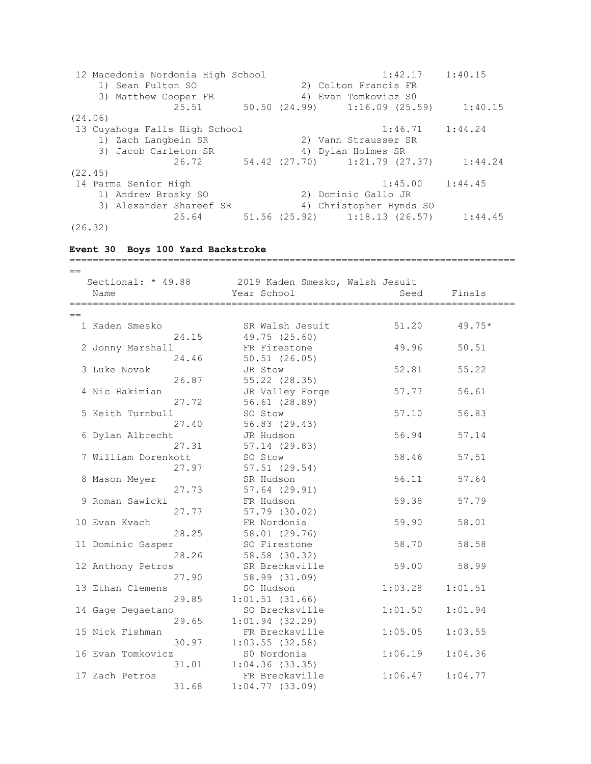| Place | Team | Seed | Finals |
|---|---|---|---|
| 12 | Macedonia Nordonia High School | 1:42.17 | 1:40.15 |
| | 1) Sean Fulton SO; 2) Colton Francis FR; 3) Matthew Cooper FR; 4) Evan Tomkovicz S0 | | |
| | 25.51 / 50.50 (24.99) / 1:16.09 (25.59) / 1:40.15 (24.06) | | |
| 13 | Cuyahoga Falls High School | 1:46.71 | 1:44.24 |
| | 1) Zach Langbein SR; 2) Vann Strausser SR; 3) Jacob Carleton SR; 4) Dylan Holmes SR | | |
| | 26.72 / 54.42 (27.70) / 1:21.79 (27.37) / 1:44.24 (22.45) | | |
| 14 | Parma Senior High | 1:45.00 | 1:44.45 |
| | 1) Andrew Brosky SO; 2) Dominic Gallo JR; 3) Alexander Shareef SR; 4) Christopher Hynds SO | | |
| | 25.64 / 51.56 (25.92) / 1:18.13 (26.57) / 1:44.45 (26.32) | | |

### Event 30 Boys 100 Yard Backstroke

Sectional: * 49.88 2019 Kaden Smesko, Walsh Jesuit

| Place | Name | Year | School | Seed | Finals | Splits |
|---|---|---|---|---|---|---|
| 1 | Kaden Smesko | SR | Walsh Jesuit | 51.20 | 49.75* | 24.15 / 49.75 (25.60) |
| 2 | Jonny Marshall | FR | Firestone | 49.96 | 50.51 | 24.46 / 50.51 (26.05) |
| 3 | Luke Novak | JR | Stow | 52.81 | 55.22 | 26.87 / 55.22 (28.35) |
| 4 | Nic Hakimian | JR | Valley Forge | 57.77 | 56.61 | 27.72 / 56.61 (28.89) |
| 5 | Keith Turnbull | SO | Stow | 57.10 | 56.83 | 27.40 / 56.83 (29.43) |
| 6 | Dylan Albrecht | JR | Hudson | 56.94 | 57.14 | 27.31 / 57.14 (29.83) |
| 7 | William Dorenkott | SO | Stow | 58.46 | 57.51 | 27.97 / 57.51 (29.54) |
| 8 | Mason Meyer | SR | Hudson | 56.11 | 57.64 | 27.73 / 57.64 (29.91) |
| 9 | Roman Sawicki | FR | Hudson | 59.38 | 57.79 | 27.77 / 57.79 (30.02) |
| 10 | Evan Kvach | FR | Nordonia | 59.90 | 58.01 | 28.25 / 58.01 (29.76) |
| 11 | Dominic Gasper | SO | Firestone | 58.70 | 58.58 | 28.26 / 58.58 (30.32) |
| 12 | Anthony Petros | SR | Brecksville | 59.00 | 58.99 | 27.90 / 58.99 (31.09) |
| 13 | Ethan Clemens | SO | Hudson | 1:03.28 | 1:01.51 | 29.85 / 1:01.51 (31.66) |
| 14 | Gage Degaetano | SO | Brecksville | 1:01.50 | 1:01.94 | 29.65 / 1:01.94 (32.29) |
| 15 | Nick Fishman | FR | Brecksville | 1:05.05 | 1:03.55 | 30.97 / 1:03.55 (32.58) |
| 16 | Evan Tomkovicz | S0 | Nordonia | 1:06.19 | 1:04.36 | 31.01 / 1:04.36 (33.35) |
| 17 | Zach Petros | FR | Brecksville | 1:06.47 | 1:04.77 | 31.68 / 1:04.77 (33.09) |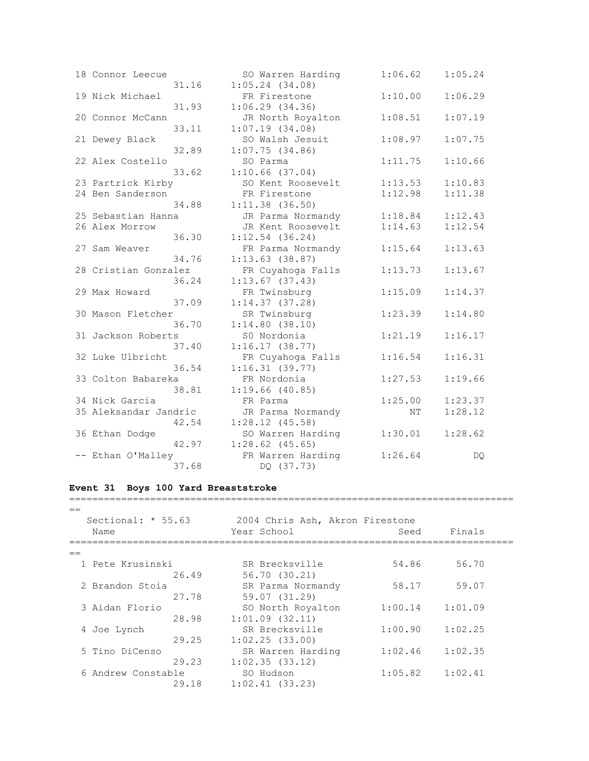| Place | Name | Year | School | Seed | Finals | Split 1 | Split 2 |
|---|---|---|---|---|---|---|---|
| 18 | Connor Leecue | SO | Warren Harding | 1:06.62 | 1:05.24 | 31.16 | 1:05.24 (34.08) |
| 19 | Nick Michael | FR | Firestone | 1:10.00 | 1:06.29 | 31.93 | 1:06.29 (34.36) |
| 20 | Connor McCann | JR | North Royalton | 1:08.51 | 1:07.19 | 33.11 | 1:07.19 (34.08) |
| 21 | Dewey Black | SO | Walsh Jesuit | 1:08.97 | 1:07.75 | 32.89 | 1:07.75 (34.86) |
| 22 | Alex Costello | SO | Parma | 1:11.75 | 1:10.66 | 33.62 | 1:10.66 (37.04) |
| 23 | Partrick Kirby | SO | Kent Roosevelt | 1:13.53 | 1:10.83 | | |
| 24 | Ben Sanderson | FR | Firestone | 1:12.98 | 1:11.38 | 34.88 | 1:11.38 (36.50) |
| 25 | Sebastian Hanna | JR | Parma Normandy | 1:18.84 | 1:12.43 | | |
| 26 | Alex Morrow | JR | Kent Roosevelt | 1:14.63 | 1:12.54 | 36.30 | 1:12.54 (36.24) |
| 27 | Sam Weaver | FR | Parma Normandy | 1:15.64 | 1:13.63 | 34.76 | 1:13.63 (38.87) |
| 28 | Cristian Gonzalez | FR | Cuyahoga Falls | 1:13.73 | 1:13.67 | 36.24 | 1:13.67 (37.43) |
| 29 | Max Howard | FR | Twinsburg | 1:15.09 | 1:14.37 | 37.09 | 1:14.37 (37.28) |
| 30 | Mason Fletcher | SR | Twinsburg | 1:23.39 | 1:14.80 | 36.70 | 1:14.80 (38.10) |
| 31 | Jackson Roberts | S0 | Nordonia | 1:21.19 | 1:16.17 | 37.40 | 1:16.17 (38.77) |
| 32 | Luke Ulbricht | FR | Cuyahoga Falls | 1:16.54 | 1:16.31 | 36.54 | 1:16.31 (39.77) |
| 33 | Colton Babareka | FR | Nordonia | 1:27.53 | 1:19.66 | 38.81 | 1:19.66 (40.85) |
| 34 | Nick Garcia | FR | Parma | 1:25.00 | 1:23.37 | | |
| 35 | Aleksandar Jandric | JR | Parma Normandy | NT | 1:28.12 | 42.54 | 1:28.12 (45.58) |
| 36 | Ethan Dodge | SO | Warren Harding | 1:30.01 | 1:28.62 | 42.97 | 1:28.62 (45.65) |
| -- | Ethan O'Malley | FR | Warren Harding | 1:26.64 | DQ | 37.68 | DQ (37.73) |

### Event 31 Boys 100 Yard Breaststroke

Sectional: * 55.63 — 2004 Chris Ash, Akron Firestone

| Place | Name | Year | School | Seed | Finals | Split 1 | Split 2 |
|---|---|---|---|---|---|---|---|
| 1 | Pete Krusinski | SR | Brecksville | 54.86 | 56.70 | 26.49 | 56.70 (30.21) |
| 2 | Brandon Stoia | SR | Parma Normandy | 58.17 | 59.07 | 27.78 | 59.07 (31.29) |
| 3 | Aidan Florio | SO | North Royalton | 1:00.14 | 1:01.09 | 28.98 | 1:01.09 (32.11) |
| 4 | Joe Lynch | SR | Brecksville | 1:00.90 | 1:02.25 | 29.25 | 1:02.25 (33.00) |
| 5 | Tino DiCenso | SR | Warren Harding | 1:02.46 | 1:02.35 | 29.23 | 1:02.35 (33.12) |
| 6 | Andrew Constable | SO | Hudson | 1:05.82 | 1:02.41 | 29.18 | 1:02.41 (33.23) |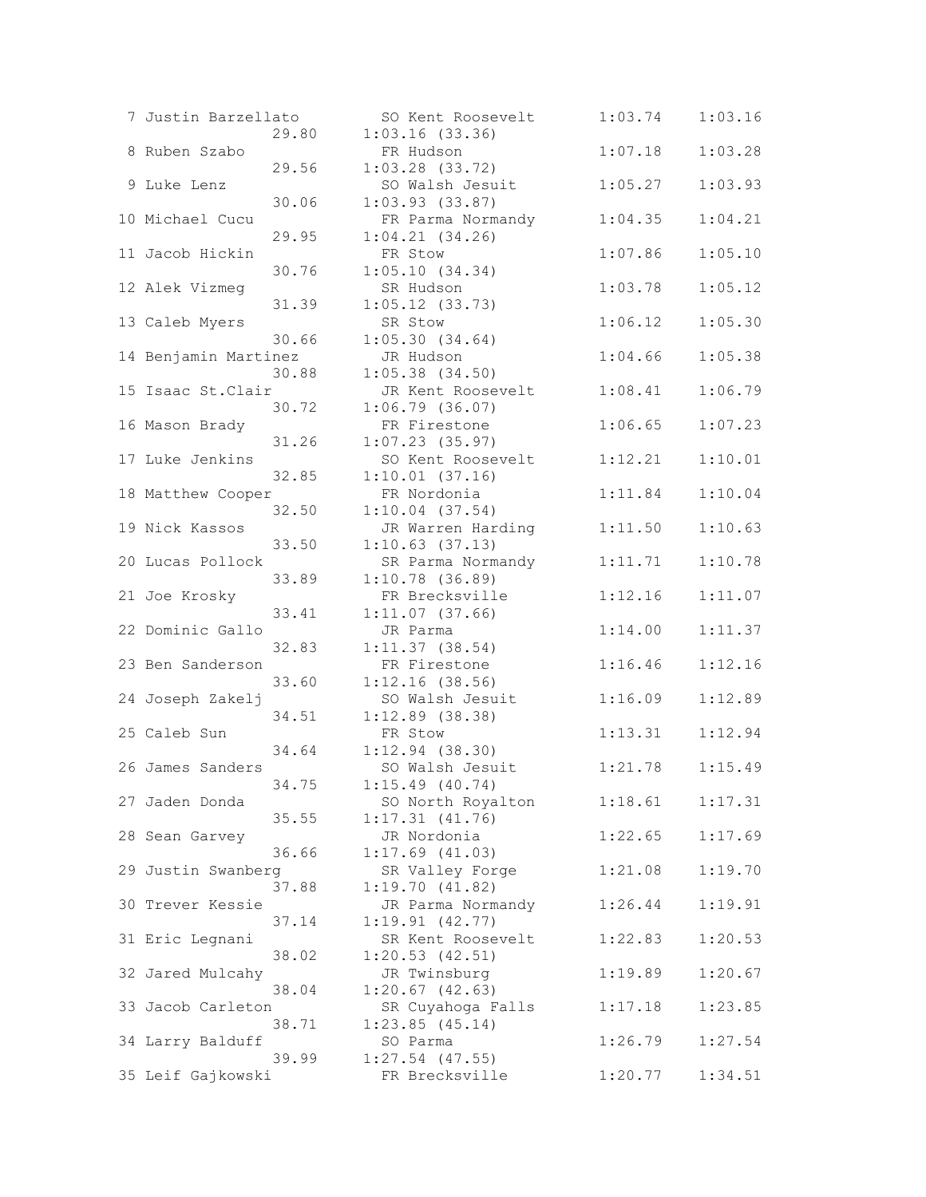```
  7 Justin Barzellato          SO Kent Roosevelt      1:03.74    1:03.16
                     29.80    1:03.16 (33.36)
  8 Ruben Szabo                FR Hudson              1:07.18    1:03.28
                     29.56    1:03.28 (33.72)
  9 Luke Lenz                  SO Walsh Jesuit        1:05.27    1:03.93
                     30.06    1:03.93 (33.87)
 10 Michael Cucu               FR Parma Normandy      1:04.35    1:04.21
                     29.95    1:04.21 (34.26)
 11 Jacob Hickin               FR Stow                1:07.86    1:05.10
                     30.76    1:05.10 (34.34)
 12 Alek Vizmeg                SR Hudson              1:03.78    1:05.12
                     31.39    1:05.12 (33.73)
 13 Caleb Myers                SR Stow                1:06.12    1:05.30
                     30.66    1:05.30 (34.64)
 14 Benjamin Martinez          JR Hudson              1:04.66    1:05.38
                     30.88    1:05.38 (34.50)
 15 Isaac St.Clair             JR Kent Roosevelt      1:08.41    1:06.79
                     30.72    1:06.79 (36.07)
 16 Mason Brady                FR Firestone           1:06.65    1:07.23
                     31.26    1:07.23 (35.97)
 17 Luke Jenkins               SO Kent Roosevelt      1:12.21    1:10.01
                     32.85    1:10.01 (37.16)
 18 Matthew Cooper             FR Nordonia            1:11.84    1:10.04
                     32.50    1:10.04 (37.54)
 19 Nick Kassos                JR Warren Harding      1:11.50    1:10.63
                     33.50    1:10.63 (37.13)
 20 Lucas Pollock              SR Parma Normandy      1:11.71    1:10.78
                     33.89    1:10.78 (36.89)
 21 Joe Krosky                 FR Brecksville         1:12.16    1:11.07
                     33.41    1:11.07 (37.66)
 22 Dominic Gallo              JR Parma               1:14.00    1:11.37
                     32.83    1:11.37 (38.54)
 23 Ben Sanderson              FR Firestone           1:16.46    1:12.16
                     33.60    1:12.16 (38.56)
 24 Joseph Zakelj              SO Walsh Jesuit        1:16.09    1:12.89
                     34.51    1:12.89 (38.38)
 25 Caleb Sun                  FR Stow                1:13.31    1:12.94
                     34.64    1:12.94 (38.30)
 26 James Sanders              SO Walsh Jesuit        1:21.78    1:15.49
                     34.75    1:15.49 (40.74)
 27 Jaden Donda                SO North Royalton      1:18.61    1:17.31
                     35.55    1:17.31 (41.76)
 28 Sean Garvey                JR Nordonia            1:22.65    1:17.69
                     36.66    1:17.69 (41.03)
 29 Justin Swanberg            SR Valley Forge        1:21.08    1:19.70
                     37.88    1:19.70 (41.82)
 30 Trever Kessie              JR Parma Normandy      1:26.44    1:19.91
                     37.14    1:19.91 (42.77)
 31 Eric Legnani               SR Kent Roosevelt      1:22.83    1:20.53
                     38.02    1:20.53 (42.51)
 32 Jared Mulcahy              JR Twinsburg           1:19.89    1:20.67
                     38.04    1:20.67 (42.63)
 33 Jacob Carleton             SR Cuyahoga Falls      1:17.18    1:23.85
                     38.71    1:23.85 (45.14)
 34 Larry Balduff              SO Parma               1:26.79    1:27.54
                     39.99    1:27.54 (47.55)
 35 Leif Gajkowski             FR Brecksville         1:20.77    1:34.51
```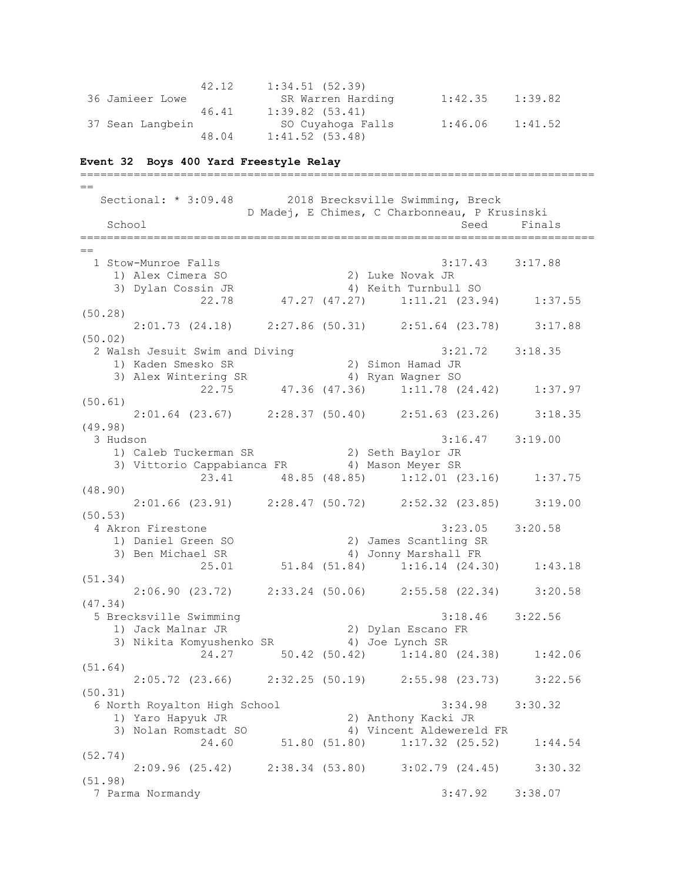```
                42.12     1:34.51 (52.39)
 36 Jamieer Lowe            SR Warren Harding       1:42.35    1:39.82
                46.41     1:39.82 (53.41)
 37 Sean Langbein           SO Cuyahoga Falls       1:46.06    1:41.52
                48.04     1:41.52 (53.48)
```

**Event 32  Boys 400 Yard Freestyle Relay**

```
===============================================================================
==
   Sectional: * 3:09.48        2018 Brecksville Swimming, Breck
                        D Madej, E Chimes, C Charbonneau, P Krusinski
    School                                           Seed     Finals
===============================================================================
==
  1 Stow-Munroe Falls                              3:17.43    3:17.88
     1) Alex Cimera SO               2) Luke Novak JR
     3) Dylan Cossin JR              4) Keith Turnbull SO
              22.78       47.27 (47.27)     1:11.21 (23.94)     1:37.55
(50.28)
       2:01.73 (24.18)     2:27.86 (50.31)     2:51.64 (23.78)     3:17.88
(50.02)
  2 Walsh Jesuit Swim and Diving                   3:21.72    3:18.35
     1) Kaden Smesko SR              2) Simon Hamad JR
     3) Alex Wintering SR            4) Ryan Wagner SO
              22.75       47.36 (47.36)     1:11.78 (24.42)     1:37.97
(50.61)
       2:01.64 (23.67)     2:28.37 (50.40)     2:51.63 (23.26)     3:18.35
(49.98)
  3 Hudson                                         3:16.47    3:19.00
     1) Caleb Tuckerman SR           2) Seth Baylor JR
     3) Vittorio Cappabianca FR      4) Mason Meyer SR
              23.41       48.85 (48.85)     1:12.01 (23.16)     1:37.75
(48.90)
       2:01.66 (23.91)     2:28.47 (50.72)     2:52.32 (23.85)     3:19.00
(50.53)
  4 Akron Firestone                                3:23.05    3:20.58
     1) Daniel Green SO              2) James Scantling SR
     3) Ben Michael SR               4) Jonny Marshall FR
              25.01       51.84 (51.84)     1:16.14 (24.30)     1:43.18
(51.34)
       2:06.90 (23.72)     2:33.24 (50.06)     2:55.58 (22.34)     3:20.58
(47.34)
  5 Brecksville Swimming                           3:18.46    3:22.56
     1) Jack Malnar JR               2) Dylan Escano FR
     3) Nikita Komyushenko SR        4) Joe Lynch SR
              24.27       50.42 (50.42)     1:14.80 (24.38)     1:42.06
(51.64)
       2:05.72 (23.66)     2:32.25 (50.19)     2:55.98 (23.73)     3:22.56
(50.31)
  6 North Royalton High School                     3:34.98    3:30.32
     1) Yaro Hapyuk JR               2) Anthony Kacki JR
     3) Nolan Romstadt SO            4) Vincent Aldewereld FR
              24.60       51.80 (51.80)     1:17.32 (25.52)     1:44.54
(52.74)
       2:09.96 (25.42)     2:38.34 (53.80)     3:02.79 (24.45)     3:30.32
(51.98)
  7 Parma Normandy                                 3:47.92    3:38.07
```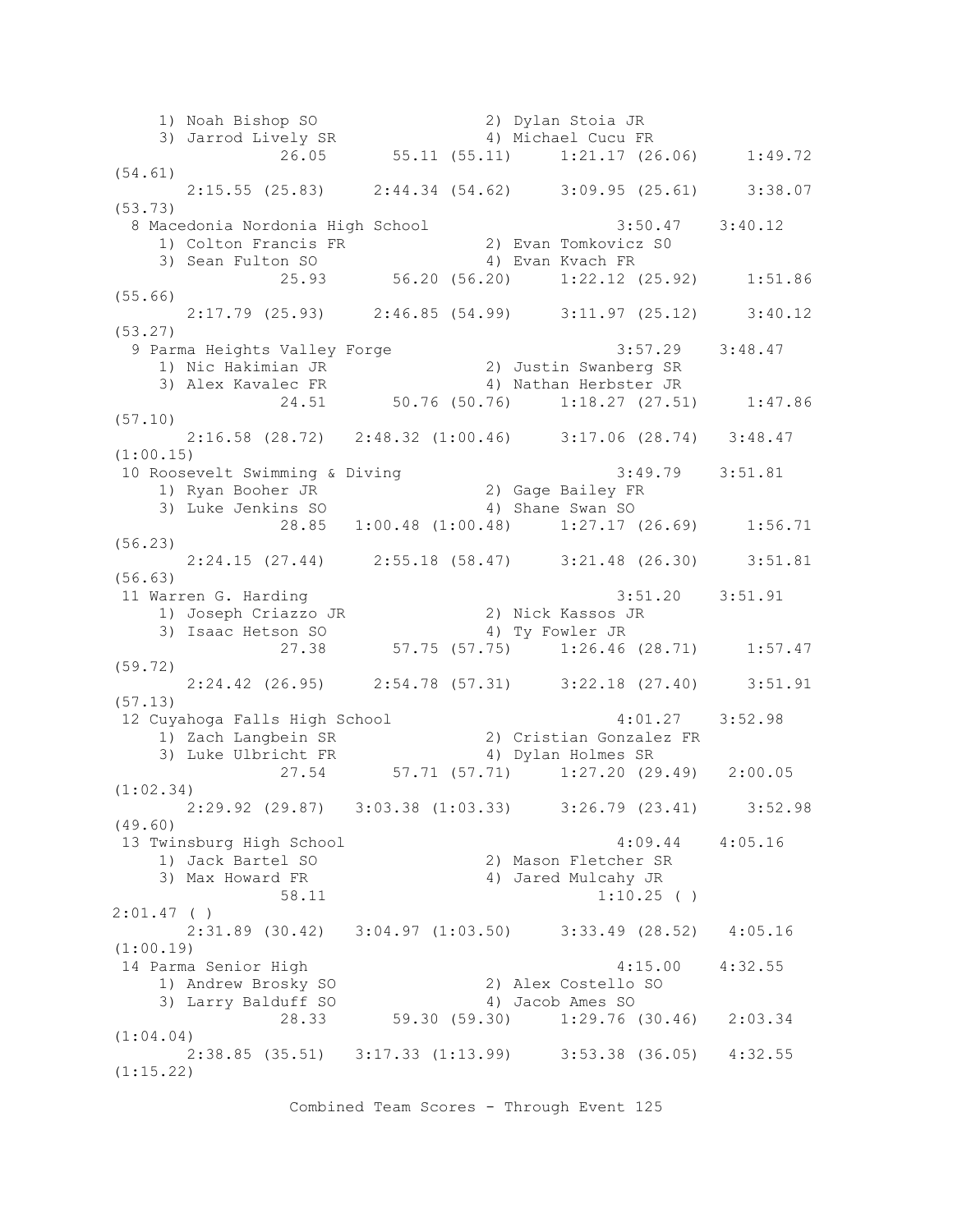```
    1) Noah Bishop SO                 2) Dylan Stoia JR
    3) Jarrod Lively SR               4) Michael Cucu FR
              26.05      55.11 (55.11)     1:21.17 (26.06)     1:49.72
(54.61)
       2:15.55 (25.83)    2:44.34 (54.62)     3:09.95 (25.61)     3:38.07
(53.73)
  8 Macedonia Nordonia High School                    3:50.47    3:40.12
    1) Colton Francis FR              2) Evan Tomkovicz S0
    3) Sean Fulton SO                 4) Evan Kvach FR
              25.93      56.20 (56.20)     1:22.12 (25.92)     1:51.86
(55.66)
       2:17.79 (25.93)    2:46.85 (54.99)     3:11.97 (25.12)     3:40.12
(53.27)
  9 Parma Heights Valley Forge                        3:57.29    3:48.47
    1) Nic Hakimian JR                2) Justin Swanberg SR
    3) Alex Kavalec FR                4) Nathan Herbster JR
              24.51      50.76 (50.76)     1:18.27 (27.51)     1:47.86
(57.10)
       2:16.58 (28.72)  2:48.32 (1:00.46)    3:17.06 (28.74)   3:48.47
(1:00.15)
 10 Roosevelt Swimming & Diving                       3:49.79    3:51.81
    1) Ryan Booher JR                 2) Gage Bailey FR
    3) Luke Jenkins SO                4) Shane Swan SO
              28.85   1:00.48 (1:00.48)    1:27.17 (26.69)     1:56.71
(56.23)
       2:24.15 (27.44)    2:55.18 (58.47)     3:21.48 (26.30)     3:51.81
(56.63)
 11 Warren G. Harding                                 3:51.20    3:51.91
    1) Joseph Criazzo JR              2) Nick Kassos JR
    3) Isaac Hetson SO                4) Ty Fowler JR
              27.38      57.75 (57.75)     1:26.46 (28.71)     1:57.47
(59.72)
       2:24.42 (26.95)    2:54.78 (57.31)     3:22.18 (27.40)     3:51.91
(57.13)
 12 Cuyahoga Falls High School                        4:01.27    3:52.98
    1) Zach Langbein SR               2) Cristian Gonzalez FR
    3) Luke Ulbricht FR               4) Dylan Holmes SR
              27.54      57.71 (57.71)     1:27.20 (29.49)   2:00.05
(1:02.34)
       2:29.92 (29.87)  3:03.38 (1:03.33)    3:26.79 (23.41)     3:52.98
(49.60)
 13 Twinsburg High School                             4:09.44    4:05.16
    1) Jack Bartel SO                 2) Mason Fletcher SR
    3) Max Howard FR                  4) Jared Mulcahy JR
              58.11                              1:10.25 ( )
2:01.47 ( )
       2:31.89 (30.42)  3:04.97 (1:03.50)    3:33.49 (28.52)   4:05.16
(1:00.19)
 14 Parma Senior High                                 4:15.00    4:32.55
    1) Andrew Brosky SO               2) Alex Costello SO
    3) Larry Balduff SO               4) Jacob Ames SO
              28.33      59.30 (59.30)     1:29.76 (30.46)   2:03.34
(1:04.04)
       2:38.85 (35.51)  3:17.33 (1:13.99)    3:53.38 (36.05)   4:32.55
(1:15.22)
```

Combined Team Scores - Through Event 125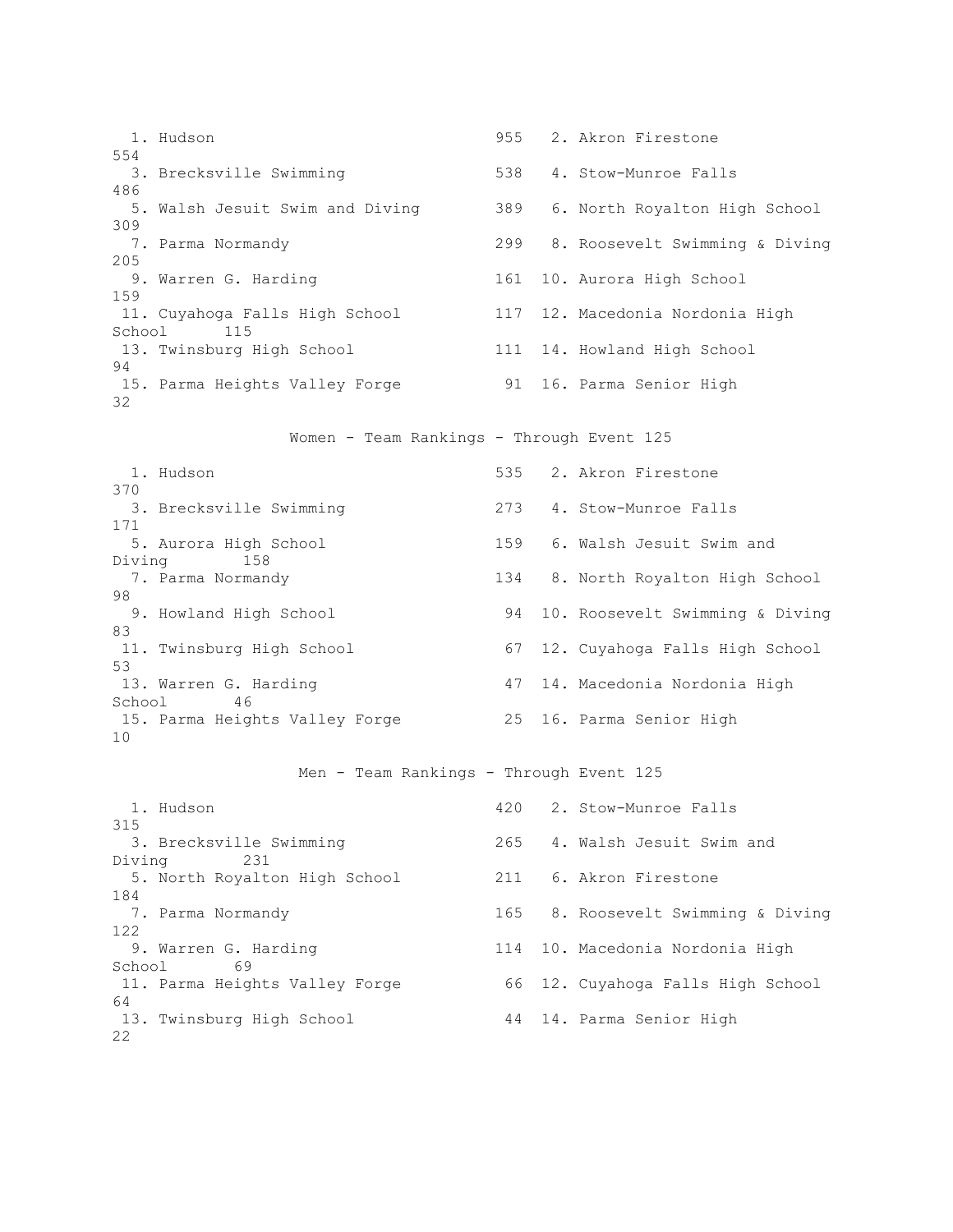1. Hudson 955 2. Akron Firestone 554
3. Brecksville Swimming 538 4. Stow-Munroe Falls 486
5. Walsh Jesuit Swim and Diving 389 6. North Royalton High School 309
7. Parma Normandy 299 8. Roosevelt Swimming & Diving 205
9. Warren G. Harding 161 10. Aurora High School 159
11. Cuyahoga Falls High School 117 12. Macedonia Nordonia High School 115
13. Twinsburg High School 111 14. Howland High School 94
15. Parma Heights Valley Forge 91 16. Parma Senior High 32

## Women - Team Rankings - Through Event 125

1. Hudson 535 2. Akron Firestone 370
3. Brecksville Swimming 273 4. Stow-Munroe Falls 171
5. Aurora High School 159 6. Walsh Jesuit Swim and Diving 158
7. Parma Normandy 134 8. North Royalton High School 98
9. Howland High School 94 10. Roosevelt Swimming & Diving 83
11. Twinsburg High School 67 12. Cuyahoga Falls High School 53
13. Warren G. Harding 47 14. Macedonia Nordonia High School 46
15. Parma Heights Valley Forge 25 16. Parma Senior High 10

## Men - Team Rankings - Through Event 125

1. Hudson 420 2. Stow-Munroe Falls 315
3. Brecksville Swimming 265 4. Walsh Jesuit Swim and Diving 231
5. North Royalton High School 211 6. Akron Firestone 184
7. Parma Normandy 165 8. Roosevelt Swimming & Diving 122
9. Warren G. Harding 114 10. Macedonia Nordonia High School 69
11. Parma Heights Valley Forge 66 12. Cuyahoga Falls High School 64
13. Twinsburg High School 44 14. Parma Senior High 22